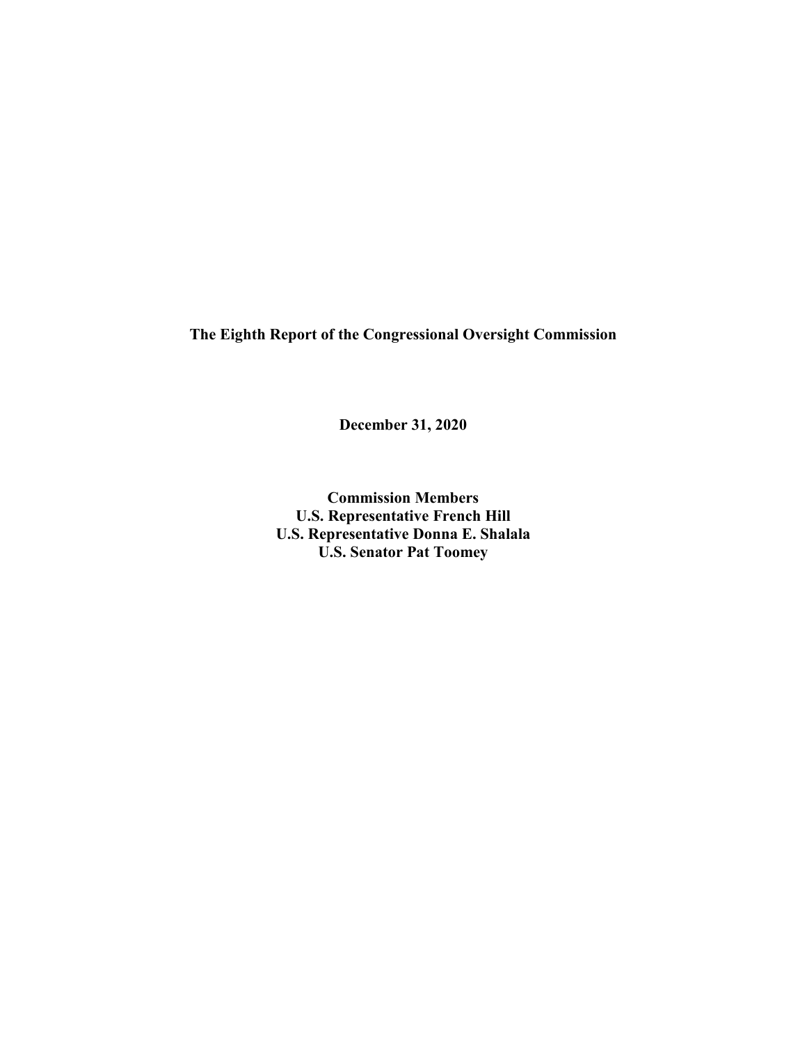# The Eighth Report of the Congressional Oversight Commission

**December 31, 2020**

**Commission Members**
**U.S. Representative French Hill**
**U.S. Representative Donna E. Shalala**
**U.S. Senator Pat Toomey**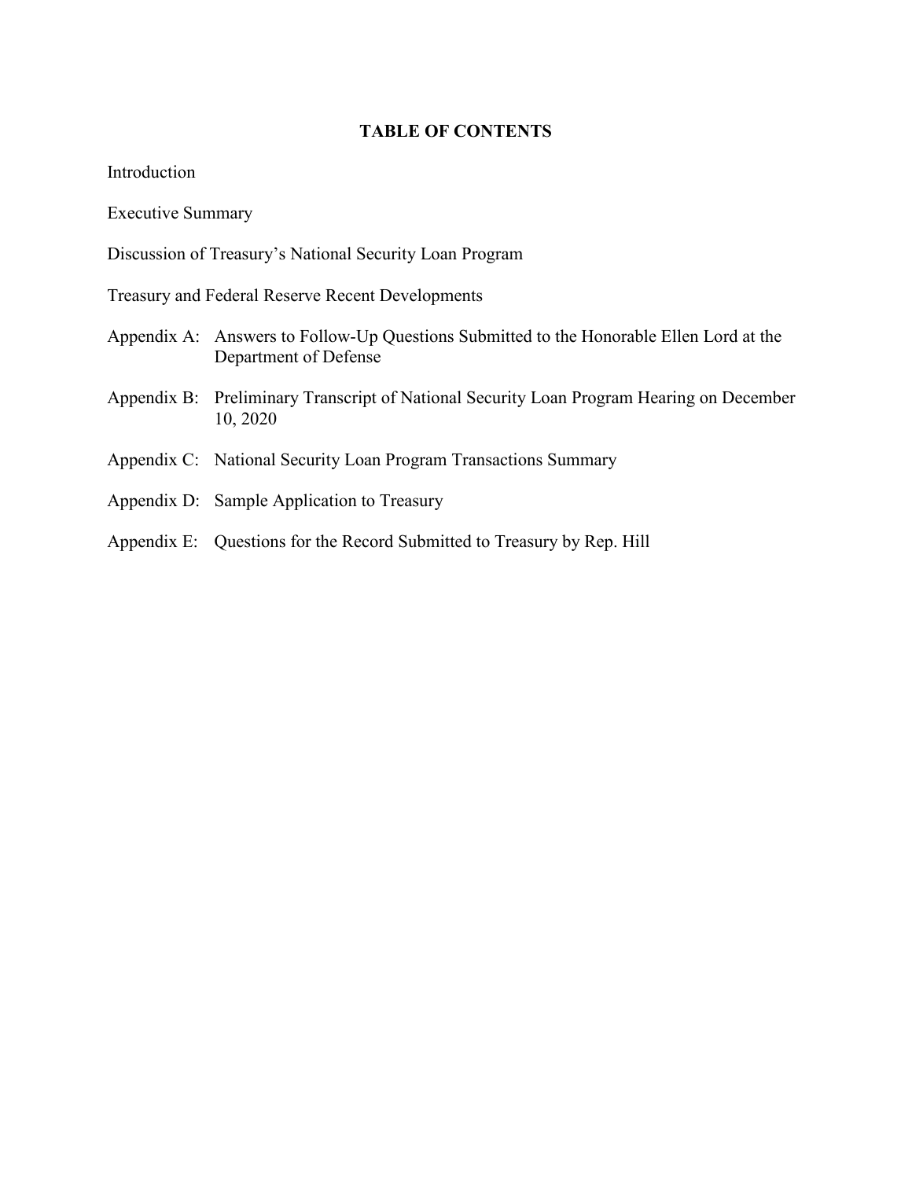# TABLE OF CONTENTS

Introduction

Executive Summary

Discussion of Treasury's National Security Loan Program

Treasury and Federal Reserve Recent Developments

Appendix A: Answers to Follow-Up Questions Submitted to the Honorable Ellen Lord at the Department of Defense

Appendix B: Preliminary Transcript of National Security Loan Program Hearing on December 10, 2020

Appendix C: National Security Loan Program Transactions Summary

Appendix D: Sample Application to Treasury

Appendix E: Questions for the Record Submitted to Treasury by Rep. Hill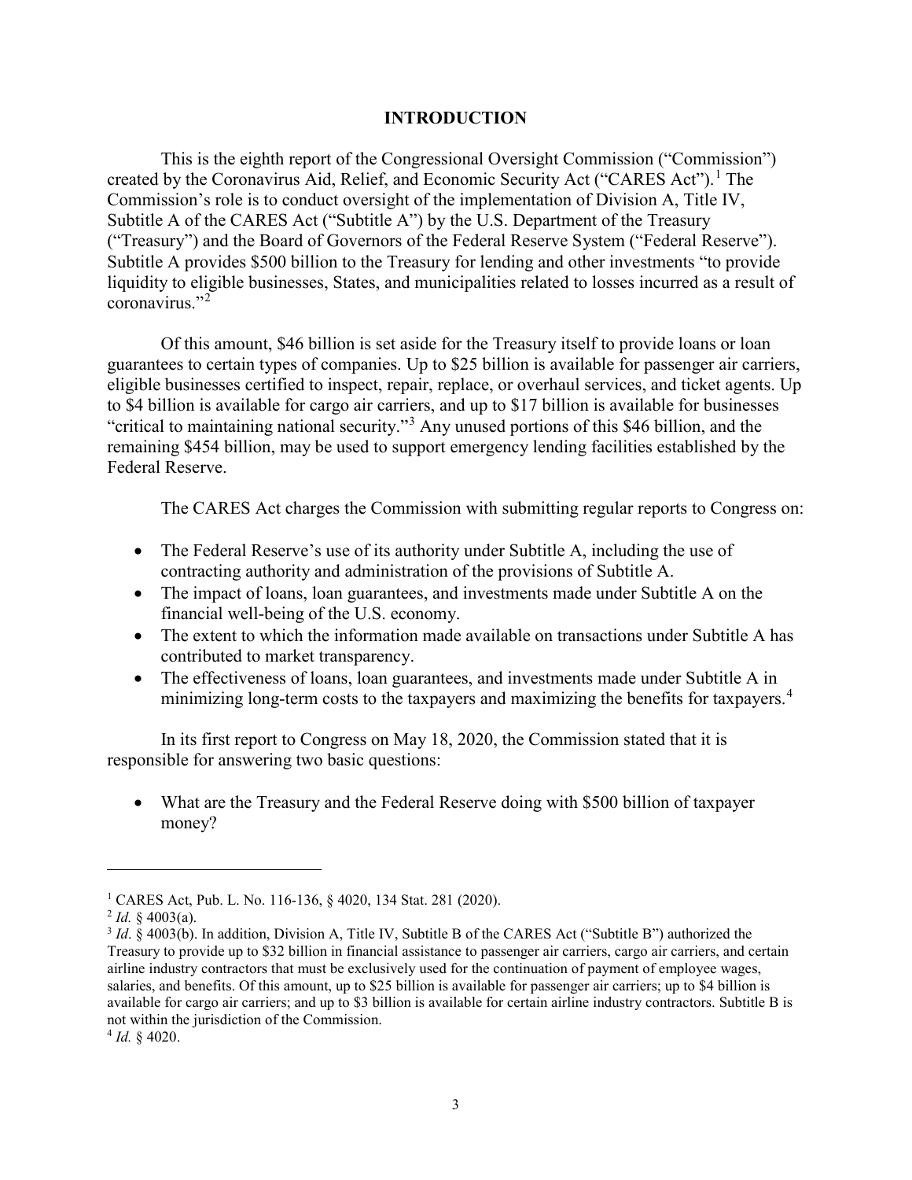## INTRODUCTION

This is the eighth report of the Congressional Oversight Commission ("Commission") created by the Coronavirus Aid, Relief, and Economic Security Act ("CARES Act").[1] The Commission's role is to conduct oversight of the implementation of Division A, Title IV, Subtitle A of the CARES Act ("Subtitle A") by the U.S. Department of the Treasury ("Treasury") and the Board of Governors of the Federal Reserve System ("Federal Reserve"). Subtitle A provides $500 billion to the Treasury for lending and other investments "to provide liquidity to eligible businesses, States, and municipalities related to losses incurred as a result of coronavirus."[2]

Of this amount, $46 billion is set aside for the Treasury itself to provide loans or loan guarantees to certain types of companies. Up to $25 billion is available for passenger air carriers, eligible businesses certified to inspect, repair, replace, or overhaul services, and ticket agents. Up to $4 billion is available for cargo air carriers, and up to $17 billion is available for businesses "critical to maintaining national security."[3] Any unused portions of this $46 billion, and the remaining $454 billion, may be used to support emergency lending facilities established by the Federal Reserve.

The CARES Act charges the Commission with submitting regular reports to Congress on:

- The Federal Reserve's use of its authority under Subtitle A, including the use of contracting authority and administration of the provisions of Subtitle A.
- The impact of loans, loan guarantees, and investments made under Subtitle A on the financial well-being of the U.S. economy.
- The extent to which the information made available on transactions under Subtitle A has contributed to market transparency.
- The effectiveness of loans, loan guarantees, and investments made under Subtitle A in minimizing long-term costs to the taxpayers and maximizing the benefits for taxpayers.[4]

In its first report to Congress on May 18, 2020, the Commission stated that it is responsible for answering two basic questions:

- What are the Treasury and the Federal Reserve doing with $500 billion of taxpayer money?

---

[1] CARES Act, Pub. L. No. 116-136, § 4020, 134 Stat. 281 (2020).

[2] *Id.* § 4003(a).

[3] *Id*. § 4003(b). In addition, Division A, Title IV, Subtitle B of the CARES Act ("Subtitle B") authorized the Treasury to provide up to $32 billion in financial assistance to passenger air carriers, cargo air carriers, and certain airline industry contractors that must be exclusively used for the continuation of payment of employee wages, salaries, and benefits. Of this amount, up to $25 billion is available for passenger air carriers; up to $4 billion is available for cargo air carriers; and up to $3 billion is available for certain airline industry contractors. Subtitle B is not within the jurisdiction of the Commission.

[4] *Id.* § 4020.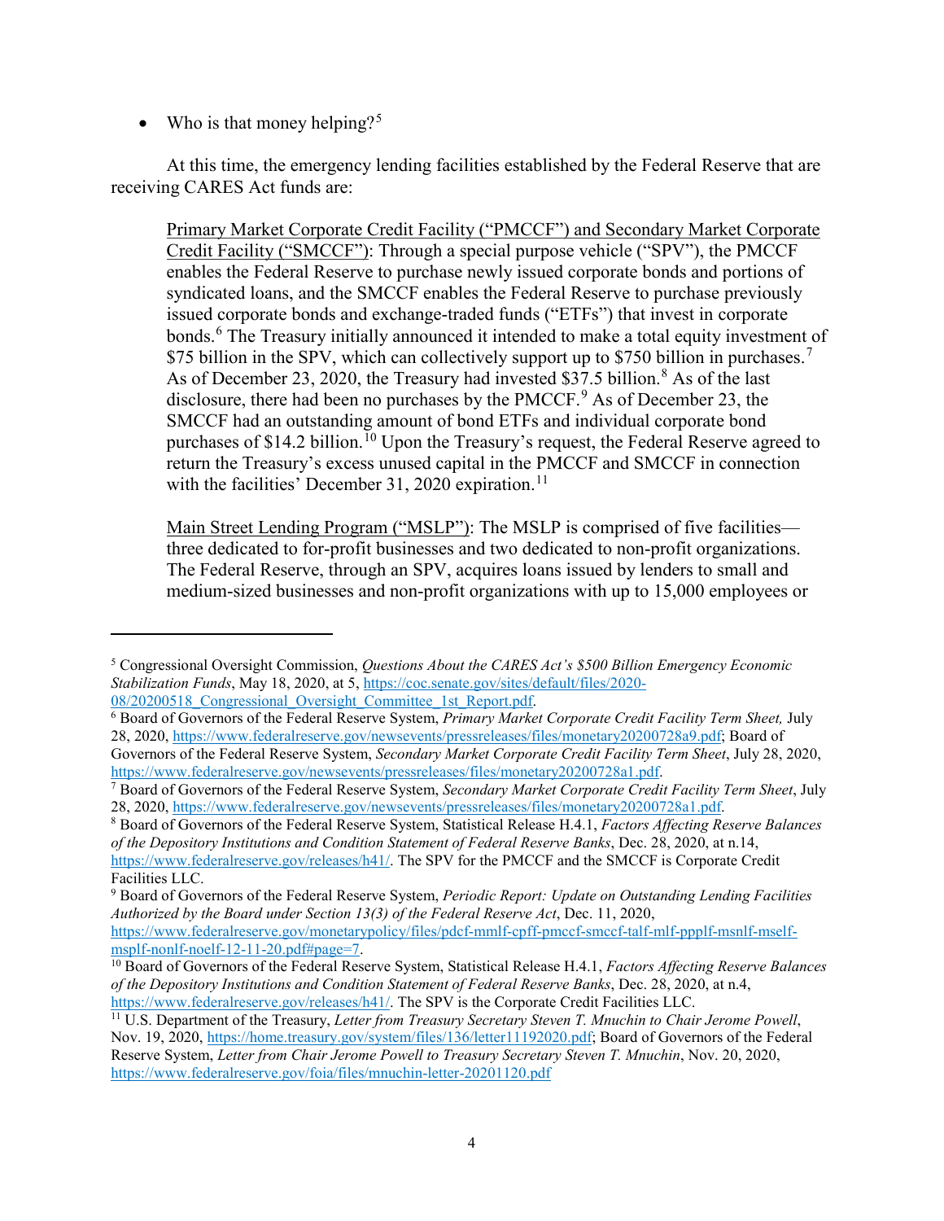- Who is that money helping?[5]

At this time, the emergency lending facilities established by the Federal Reserve that are receiving CARES Act funds are:

> Primary Market Corporate Credit Facility ("PMCCF") and Secondary Market Corporate Credit Facility ("SMCCF"): Through a special purpose vehicle ("SPV"), the PMCCF enables the Federal Reserve to purchase newly issued corporate bonds and portions of syndicated loans, and the SMCCF enables the Federal Reserve to purchase previously issued corporate bonds and exchange-traded funds ("ETFs") that invest in corporate bonds.[6] The Treasury initially announced it intended to make a total equity investment of $75 billion in the SPV, which can collectively support up to $750 billion in purchases.[7] As of December 23, 2020, the Treasury had invested $37.5 billion.[8] As of the last disclosure, there had been no purchases by the PMCCF.[9] As of December 23, the SMCCF had an outstanding amount of bond ETFs and individual corporate bond purchases of $14.2 billion.[10] Upon the Treasury's request, the Federal Reserve agreed to return the Treasury's excess unused capital in the PMCCF and SMCCF in connection with the facilities' December 31, 2020 expiration.[11]
>
> Main Street Lending Program ("MSLP"): The MSLP is comprised of five facilities—three dedicated to for-profit businesses and two dedicated to non-profit organizations. The Federal Reserve, through an SPV, acquires loans issued by lenders to small and medium-sized businesses and non-profit organizations with up to 15,000 employees or

---

[5] Congressional Oversight Commission, *Questions About the CARES Act's $500 Billion Emergency Economic Stabilization Funds*, May 18, 2020, at 5, https://coc.senate.gov/sites/default/files/2020-08/20200518_Congressional_Oversight_Committee_1st_Report.pdf.

[6] Board of Governors of the Federal Reserve System, *Primary Market Corporate Credit Facility Term Sheet,* July 28, 2020, https://www.federalreserve.gov/newsevents/pressreleases/files/monetary20200728a9.pdf; Board of Governors of the Federal Reserve System, *Secondary Market Corporate Credit Facility Term Sheet*, July 28, 2020, https://www.federalreserve.gov/newsevents/pressreleases/files/monetary20200728a1.pdf.

[7] Board of Governors of the Federal Reserve System, *Secondary Market Corporate Credit Facility Term Sheet*, July 28, 2020, https://www.federalreserve.gov/newsevents/pressreleases/files/monetary20200728a1.pdf.

[8] Board of Governors of the Federal Reserve System, Statistical Release H.4.1, *Factors Affecting Reserve Balances of the Depository Institutions and Condition Statement of Federal Reserve Banks*, Dec. 28, 2020, at n.14, https://www.federalreserve.gov/releases/h41/. The SPV for the PMCCF and the SMCCF is Corporate Credit Facilities LLC.

[9] Board of Governors of the Federal Reserve System, *Periodic Report: Update on Outstanding Lending Facilities Authorized by the Board under Section 13(3) of the Federal Reserve Act*, Dec. 11, 2020, https://www.federalreserve.gov/monetarypolicy/files/pdcf-mmlf-cpff-pmccf-smccf-talf-mlf-ppplf-msnlf-mself-msplf-nonlf-noelf-12-11-20.pdf#page=7.

[10] Board of Governors of the Federal Reserve System, Statistical Release H.4.1, *Factors Affecting Reserve Balances of the Depository Institutions and Condition Statement of Federal Reserve Banks*, Dec. 28, 2020, at n.4, https://www.federalreserve.gov/releases/h41/. The SPV is the Corporate Credit Facilities LLC.

[11] U.S. Department of the Treasury, *Letter from Treasury Secretary Steven T. Mnuchin to Chair Jerome Powell*, Nov. 19, 2020, https://home.treasury.gov/system/files/136/letter11192020.pdf; Board of Governors of the Federal Reserve System, *Letter from Chair Jerome Powell to Treasury Secretary Steven T. Mnuchin*, Nov. 20, 2020, https://www.federalreserve.gov/foia/files/mnuchin-letter-20201120.pdf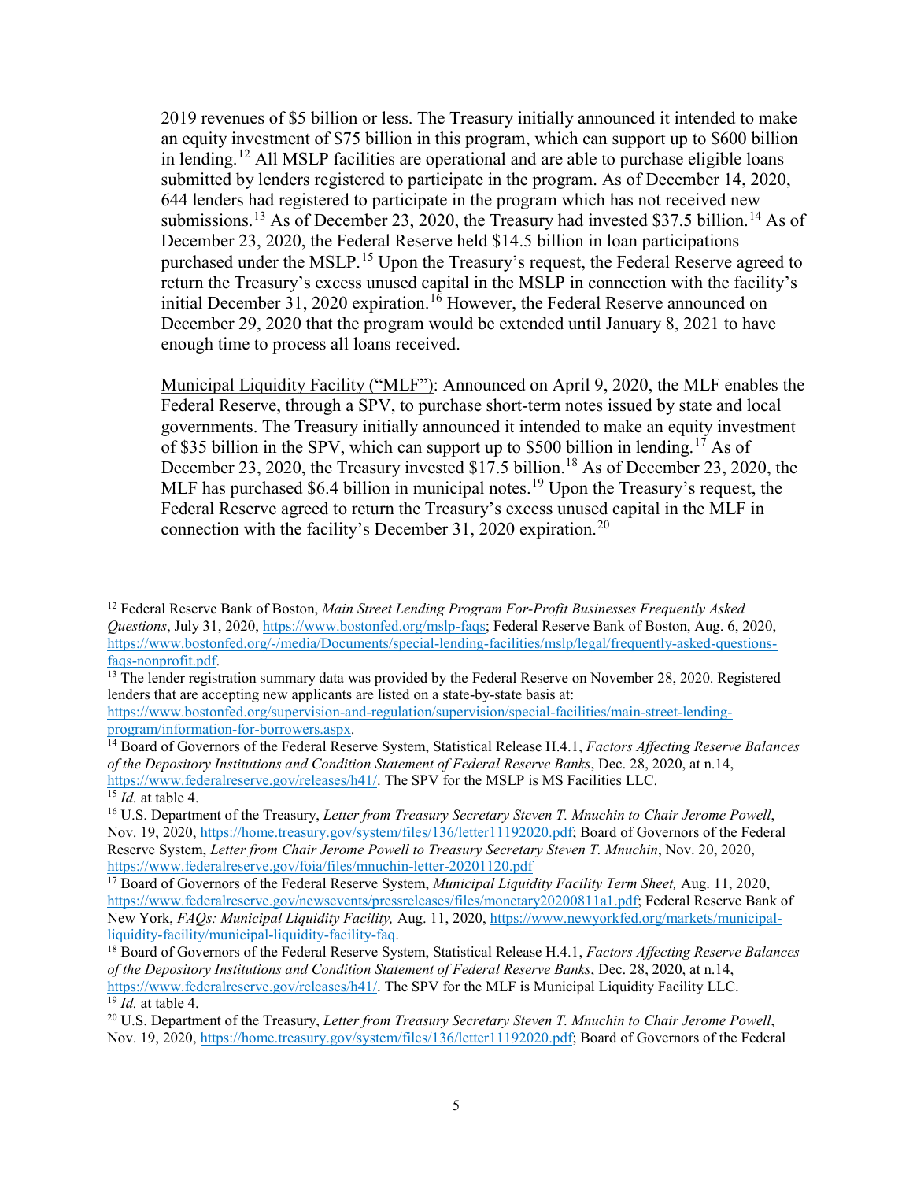2019 revenues of $5 billion or less. The Treasury initially announced it intended to make an equity investment of $75 billion in this program, which can support up to $600 billion in lending.[12] All MSLP facilities are operational and are able to purchase eligible loans submitted by lenders registered to participate in the program. As of December 14, 2020, 644 lenders had registered to participate in the program which has not received new submissions.[13] As of December 23, 2020, the Treasury had invested $37.5 billion.[14] As of December 23, 2020, the Federal Reserve held $14.5 billion in loan participations purchased under the MSLP.[15] Upon the Treasury's request, the Federal Reserve agreed to return the Treasury's excess unused capital in the MSLP in connection with the facility's initial December 31, 2020 expiration.[16] However, the Federal Reserve announced on December 29, 2020 that the program would be extended until January 8, 2021 to have enough time to process all loans received.

Municipal Liquidity Facility ("MLF"): Announced on April 9, 2020, the MLF enables the Federal Reserve, through a SPV, to purchase short-term notes issued by state and local governments. The Treasury initially announced it intended to make an equity investment of $35 billion in the SPV, which can support up to $500 billion in lending.[17] As of December 23, 2020, the Treasury invested $17.5 billion.[18] As of December 23, 2020, the MLF has purchased $6.4 billion in municipal notes.[19] Upon the Treasury's request, the Federal Reserve agreed to return the Treasury's excess unused capital in the MLF in connection with the facility's December 31, 2020 expiration.[20]

---

[12] Federal Reserve Bank of Boston, *Main Street Lending Program For-Profit Businesses Frequently Asked Questions*, July 31, 2020, https://www.bostonfed.org/mslp-faqs; Federal Reserve Bank of Boston, Aug. 6, 2020, https://www.bostonfed.org/-/media/Documents/special-lending-facilities/mslp/legal/frequently-asked-questions-faqs-nonprofit.pdf.

[13] The lender registration summary data was provided by the Federal Reserve on November 28, 2020. Registered lenders that are accepting new applicants are listed on a state-by-state basis at: https://www.bostonfed.org/supervision-and-regulation/supervision/special-facilities/main-street-lending-program/information-for-borrowers.aspx.

[14] Board of Governors of the Federal Reserve System, Statistical Release H.4.1, *Factors Affecting Reserve Balances of the Depository Institutions and Condition Statement of Federal Reserve Banks*, Dec. 28, 2020, at n.14, https://www.federalreserve.gov/releases/h41/. The SPV for the MSLP is MS Facilities LLC.

[15] *Id.* at table 4.

[16] U.S. Department of the Treasury, *Letter from Treasury Secretary Steven T. Mnuchin to Chair Jerome Powell*, Nov. 19, 2020, https://home.treasury.gov/system/files/136/letter11192020.pdf; Board of Governors of the Federal Reserve System, *Letter from Chair Jerome Powell to Treasury Secretary Steven T. Mnuchin*, Nov. 20, 2020, https://www.federalreserve.gov/foia/files/mnuchin-letter-20201120.pdf

[17] Board of Governors of the Federal Reserve System, *Municipal Liquidity Facility Term Sheet,* Aug. 11, 2020, https://www.federalreserve.gov/newsevents/pressreleases/files/monetary20200811a1.pdf; Federal Reserve Bank of New York, *FAQs: Municipal Liquidity Facility,* Aug. 11, 2020, https://www.newyorkfed.org/markets/municipal-liquidity-facility/municipal-liquidity-facility-faq.

[18] Board of Governors of the Federal Reserve System, Statistical Release H.4.1, *Factors Affecting Reserve Balances of the Depository Institutions and Condition Statement of Federal Reserve Banks*, Dec. 28, 2020, at n.14, https://www.federalreserve.gov/releases/h41/. The SPV for the MLF is Municipal Liquidity Facility LLC.

[19] *Id.* at table 4.

[20] U.S. Department of the Treasury, *Letter from Treasury Secretary Steven T. Mnuchin to Chair Jerome Powell*, Nov. 19, 2020, https://home.treasury.gov/system/files/136/letter11192020.pdf; Board of Governors of the Federal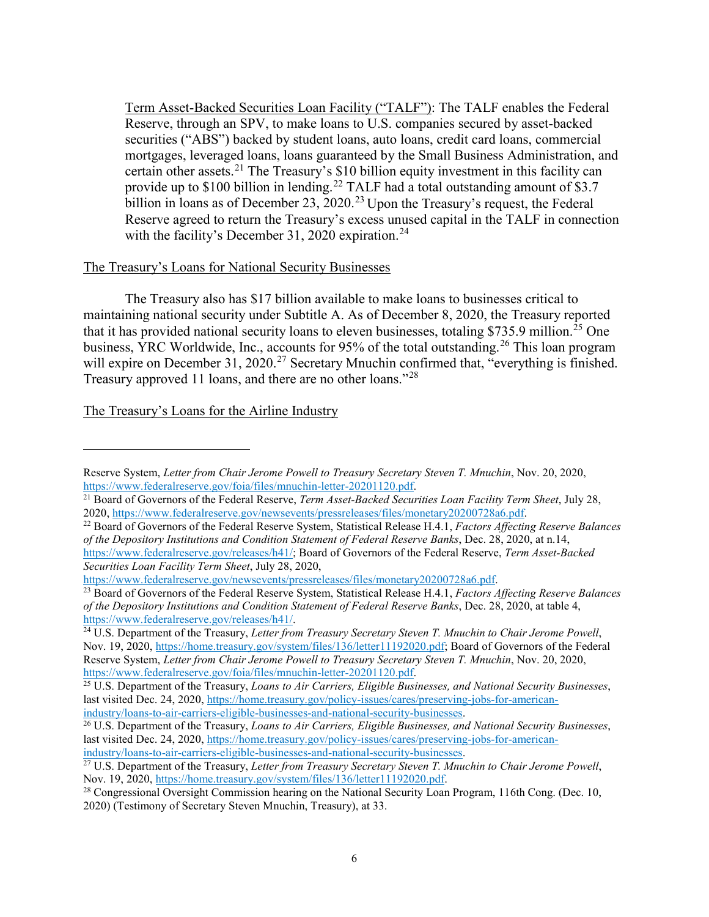Term Asset-Backed Securities Loan Facility (“TALF”): The TALF enables the Federal Reserve, through an SPV, to make loans to U.S. companies secured by asset-backed securities (“ABS”) backed by student loans, auto loans, credit card loans, commercial mortgages, leveraged loans, loans guaranteed by the Small Business Administration, and certain other assets.[21] The Treasury’s $10 billion equity investment in this facility can provide up to $100 billion in lending.[22] TALF had a total outstanding amount of $3.7 billion in loans as of December 23, 2020.[23] Upon the Treasury’s request, the Federal Reserve agreed to return the Treasury’s excess unused capital in the TALF in connection with the facility’s December 31, 2020 expiration.[24]

The Treasury’s Loans for National Security Businesses

The Treasury also has $17 billion available to make loans to businesses critical to maintaining national security under Subtitle A. As of December 8, 2020, the Treasury reported that it has provided national security loans to eleven businesses, totaling $735.9 million.[25] One business, YRC Worldwide, Inc., accounts for 95% of the total outstanding.[26] This loan program will expire on December 31, 2020.[27] Secretary Mnuchin confirmed that, “everything is finished. Treasury approved 11 loans, and there are no other loans.”[28]

The Treasury’s Loans for the Airline Industry

---

Reserve System, *Letter from Chair Jerome Powell to Treasury Secretary Steven T. Mnuchin*, Nov. 20, 2020, https://www.federalreserve.gov/foia/files/mnuchin-letter-20201120.pdf.

[21] Board of Governors of the Federal Reserve, *Term Asset-Backed Securities Loan Facility Term Sheet*, July 28, 2020, https://www.federalreserve.gov/newsevents/pressreleases/files/monetary20200728a6.pdf.

[22] Board of Governors of the Federal Reserve System, Statistical Release H.4.1, *Factors Affecting Reserve Balances of the Depository Institutions and Condition Statement of Federal Reserve Banks*, Dec. 28, 2020, at n.14, https://www.federalreserve.gov/releases/h41/; Board of Governors of the Federal Reserve, *Term Asset-Backed Securities Loan Facility Term Sheet*, July 28, 2020, https://www.federalreserve.gov/newsevents/pressreleases/files/monetary20200728a6.pdf.

[23] Board of Governors of the Federal Reserve System, Statistical Release H.4.1, *Factors Affecting Reserve Balances of the Depository Institutions and Condition Statement of Federal Reserve Banks*, Dec. 28, 2020, at table 4, https://www.federalreserve.gov/releases/h41/.

[24] U.S. Department of the Treasury, *Letter from Treasury Secretary Steven T. Mnuchin to Chair Jerome Powell*, Nov. 19, 2020, https://home.treasury.gov/system/files/136/letter11192020.pdf; Board of Governors of the Federal Reserve System, *Letter from Chair Jerome Powell to Treasury Secretary Steven T. Mnuchin*, Nov. 20, 2020, https://www.federalreserve.gov/foia/files/mnuchin-letter-20201120.pdf.

[25] U.S. Department of the Treasury, *Loans to Air Carriers, Eligible Businesses, and National Security Businesses*, last visited Dec. 24, 2020, https://home.treasury.gov/policy-issues/cares/preserving-jobs-for-american-industry/loans-to-air-carriers-eligible-businesses-and-national-security-businesses.

[26] U.S. Department of the Treasury, *Loans to Air Carriers, Eligible Businesses, and National Security Businesses*, last visited Dec. 24, 2020, https://home.treasury.gov/policy-issues/cares/preserving-jobs-for-american-industry/loans-to-air-carriers-eligible-businesses-and-national-security-businesses.

[27] U.S. Department of the Treasury, *Letter from Treasury Secretary Steven T. Mnuchin to Chair Jerome Powell*, Nov. 19, 2020, https://home.treasury.gov/system/files/136/letter11192020.pdf.

[28] Congressional Oversight Commission hearing on the National Security Loan Program, 116th Cong. (Dec. 10, 2020) (Testimony of Secretary Steven Mnuchin, Treasury), at 33.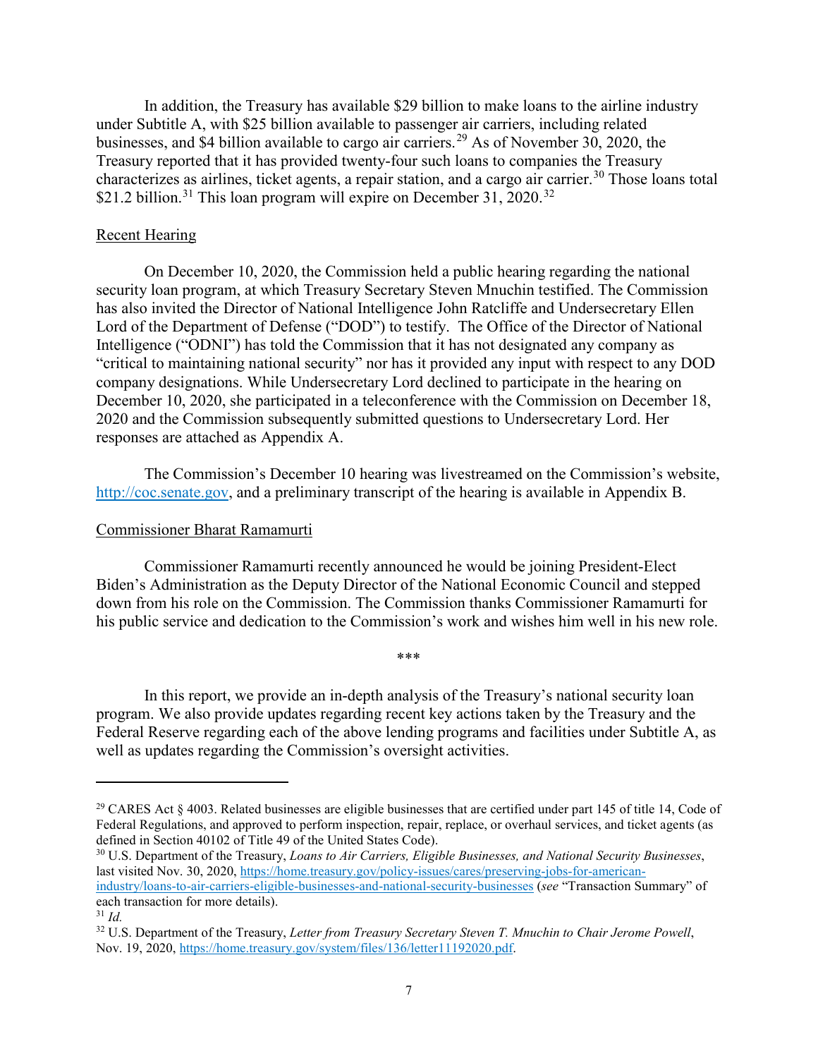In addition, the Treasury has available $29 billion to make loans to the airline industry under Subtitle A, with $25 billion available to passenger air carriers, including related businesses, and $4 billion available to cargo air carriers.[29] As of November 30, 2020, the Treasury reported that it has provided twenty-four such loans to companies the Treasury characterizes as airlines, ticket agents, a repair station, and a cargo air carrier.[30] Those loans total $21.2 billion.[31] This loan program will expire on December 31, 2020.[32]

Recent Hearing

On December 10, 2020, the Commission held a public hearing regarding the national security loan program, at which Treasury Secretary Steven Mnuchin testified. The Commission has also invited the Director of National Intelligence John Ratcliffe and Undersecretary Ellen Lord of the Department of Defense ("DOD") to testify. The Office of the Director of National Intelligence ("ODNI") has told the Commission that it has not designated any company as "critical to maintaining national security" nor has it provided any input with respect to any DOD company designations. While Undersecretary Lord declined to participate in the hearing on December 10, 2020, she participated in a teleconference with the Commission on December 18, 2020 and the Commission subsequently submitted questions to Undersecretary Lord. Her responses are attached as Appendix A.

The Commission's December 10 hearing was livestreamed on the Commission's website, http://coc.senate.gov, and a preliminary transcript of the hearing is available in Appendix B.

Commissioner Bharat Ramamurti

Commissioner Ramamurti recently announced he would be joining President-Elect Biden's Administration as the Deputy Director of the National Economic Council and stepped down from his role on the Commission. The Commission thanks Commissioner Ramamurti for his public service and dedication to the Commission's work and wishes him well in his new role.

\*\*\*

In this report, we provide an in-depth analysis of the Treasury's national security loan program. We also provide updates regarding recent key actions taken by the Treasury and the Federal Reserve regarding each of the above lending programs and facilities under Subtitle A, as well as updates regarding the Commission's oversight activities.

---

[29] CARES Act § 4003. Related businesses are eligible businesses that are certified under part 145 of title 14, Code of Federal Regulations, and approved to perform inspection, repair, replace, or overhaul services, and ticket agents (as defined in Section 40102 of Title 49 of the United States Code).

[30] U.S. Department of the Treasury, *Loans to Air Carriers, Eligible Businesses, and National Security Businesses*, last visited Nov. 30, 2020, https://home.treasury.gov/policy-issues/cares/preserving-jobs-for-american-industry/loans-to-air-carriers-eligible-businesses-and-national-security-businesses (*see* "Transaction Summary" of each transaction for more details).

[31] *Id.*

[32] U.S. Department of the Treasury, *Letter from Treasury Secretary Steven T. Mnuchin to Chair Jerome Powell*, Nov. 19, 2020, https://home.treasury.gov/system/files/136/letter11192020.pdf.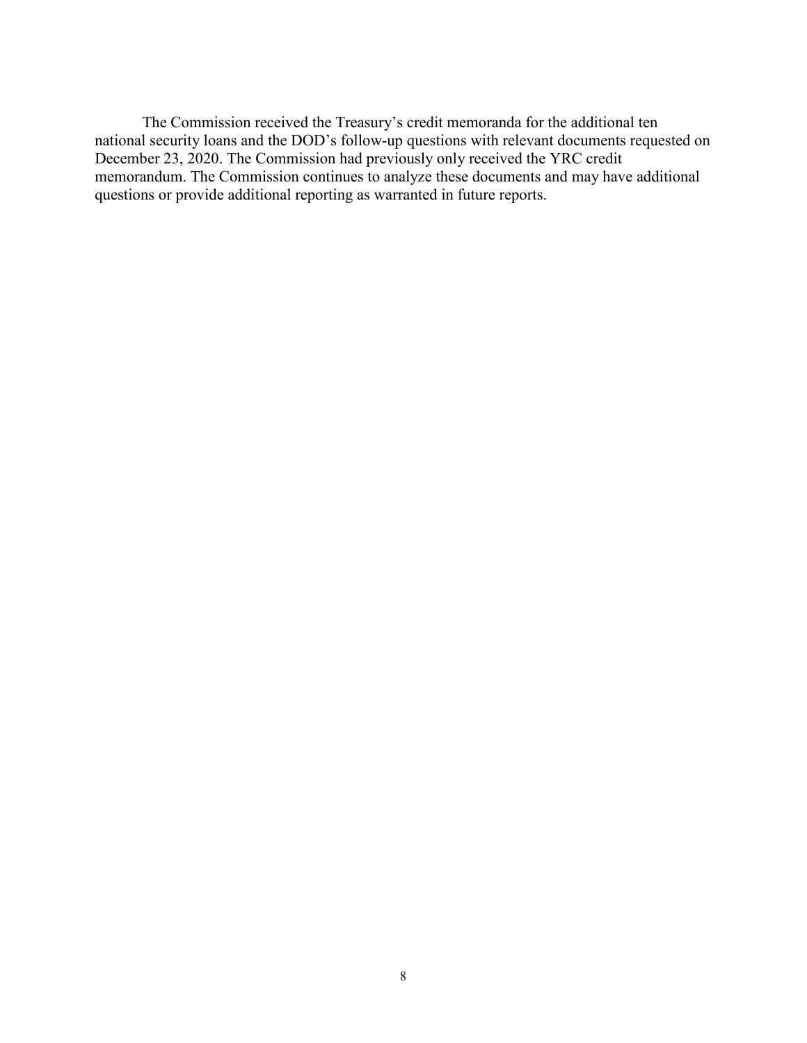The Commission received the Treasury's credit memoranda for the additional ten national security loans and the DOD's follow-up questions with relevant documents requested on December 23, 2020. The Commission had previously only received the YRC credit memorandum. The Commission continues to analyze these documents and may have additional questions or provide additional reporting as warranted in future reports.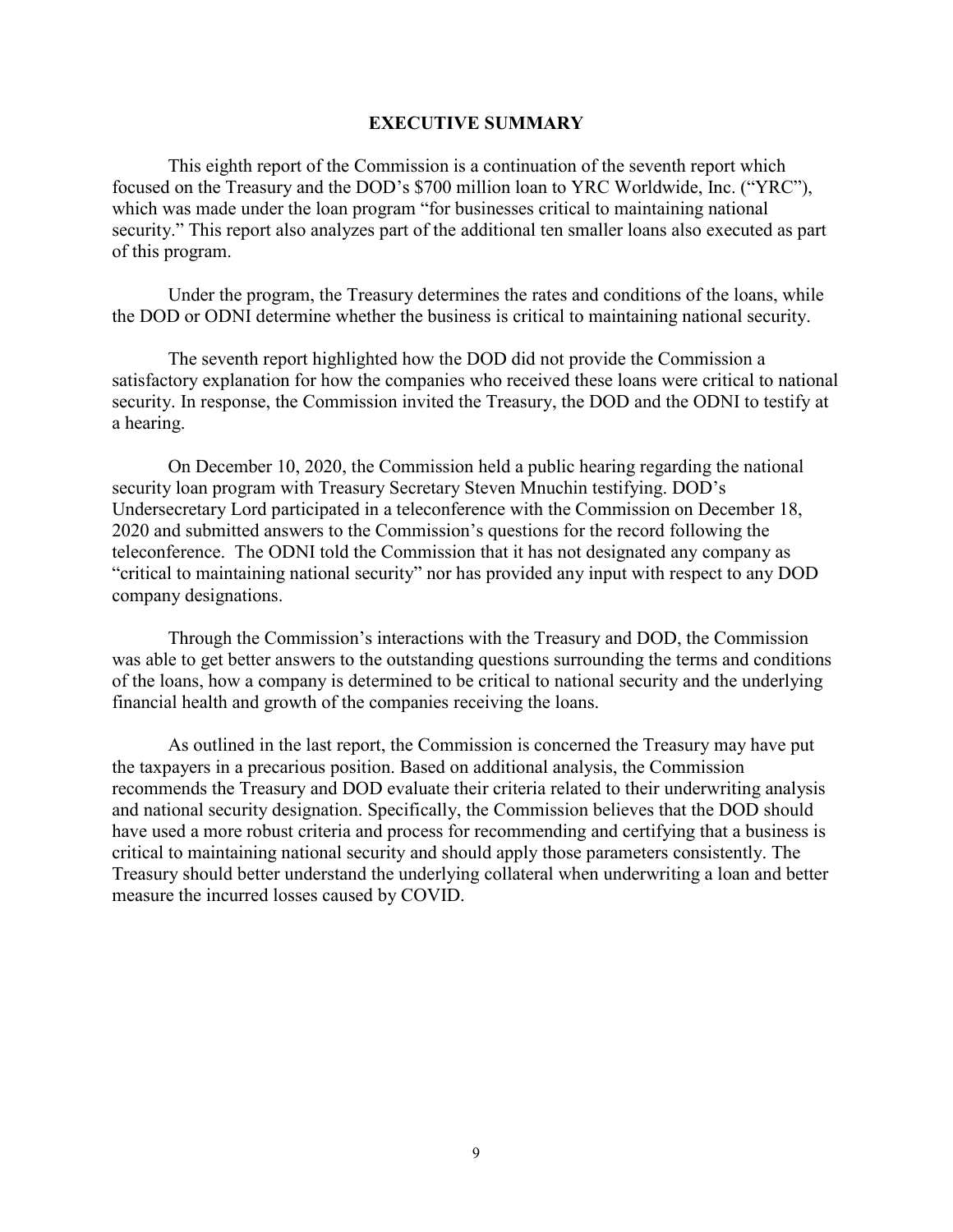# EXECUTIVE SUMMARY

This eighth report of the Commission is a continuation of the seventh report which focused on the Treasury and the DOD's $700 million loan to YRC Worldwide, Inc. ("YRC"), which was made under the loan program "for businesses critical to maintaining national security." This report also analyzes part of the additional ten smaller loans also executed as part of this program.

Under the program, the Treasury determines the rates and conditions of the loans, while the DOD or ODNI determine whether the business is critical to maintaining national security.

The seventh report highlighted how the DOD did not provide the Commission a satisfactory explanation for how the companies who received these loans were critical to national security. In response, the Commission invited the Treasury, the DOD and the ODNI to testify at a hearing.

On December 10, 2020, the Commission held a public hearing regarding the national security loan program with Treasury Secretary Steven Mnuchin testifying. DOD's Undersecretary Lord participated in a teleconference with the Commission on December 18, 2020 and submitted answers to the Commission's questions for the record following the teleconference. The ODNI told the Commission that it has not designated any company as "critical to maintaining national security" nor has provided any input with respect to any DOD company designations.

Through the Commission's interactions with the Treasury and DOD, the Commission was able to get better answers to the outstanding questions surrounding the terms and conditions of the loans, how a company is determined to be critical to national security and the underlying financial health and growth of the companies receiving the loans.

As outlined in the last report, the Commission is concerned the Treasury may have put the taxpayers in a precarious position. Based on additional analysis, the Commission recommends the Treasury and DOD evaluate their criteria related to their underwriting analysis and national security designation. Specifically, the Commission believes that the DOD should have used a more robust criteria and process for recommending and certifying that a business is critical to maintaining national security and should apply those parameters consistently. The Treasury should better understand the underlying collateral when underwriting a loan and better measure the incurred losses caused by COVID.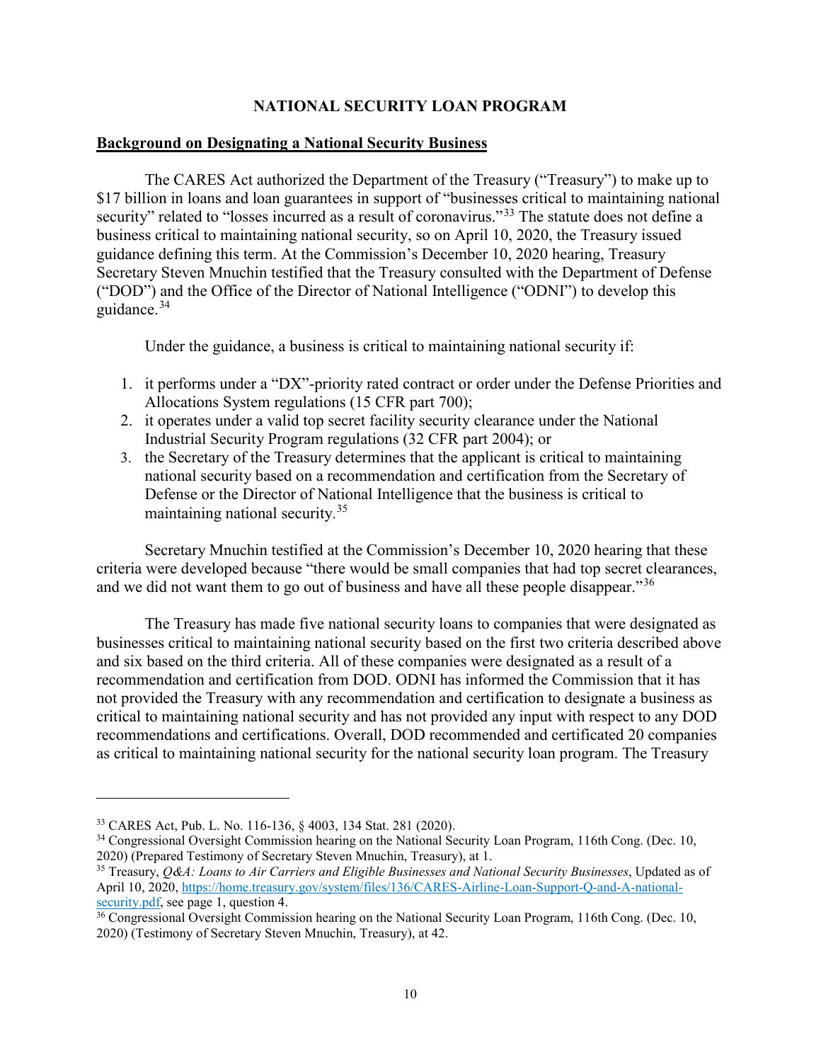## NATIONAL SECURITY LOAN PROGRAM

### Background on Designating a National Security Business

The CARES Act authorized the Department of the Treasury ("Treasury") to make up to $17 billion in loans and loan guarantees in support of "businesses critical to maintaining national security" related to "losses incurred as a result of coronavirus."[33] The statute does not define a business critical to maintaining national security, so on April 10, 2020, the Treasury issued guidance defining this term. At the Commission's December 10, 2020 hearing, Treasury Secretary Steven Mnuchin testified that the Treasury consulted with the Department of Defense ("DOD") and the Office of the Director of National Intelligence ("ODNI") to develop this guidance.[34]

Under the guidance, a business is critical to maintaining national security if:

1. it performs under a "DX"-priority rated contract or order under the Defense Priorities and Allocations System regulations (15 CFR part 700);
2. it operates under a valid top secret facility security clearance under the National Industrial Security Program regulations (32 CFR part 2004); or
3. the Secretary of the Treasury determines that the applicant is critical to maintaining national security based on a recommendation and certification from the Secretary of Defense or the Director of National Intelligence that the business is critical to maintaining national security.[35]

Secretary Mnuchin testified at the Commission's December 10, 2020 hearing that these criteria were developed because "there would be small companies that had top secret clearances, and we did not want them to go out of business and have all these people disappear."[36]

The Treasury has made five national security loans to companies that were designated as businesses critical to maintaining national security based on the first two criteria described above and six based on the third criteria. All of these companies were designated as a result of a recommendation and certification from DOD. ODNI has informed the Commission that it has not provided the Treasury with any recommendation and certification to designate a business as critical to maintaining national security and has not provided any input with respect to any DOD recommendations and certifications. Overall, DOD recommended and certificated 20 companies as critical to maintaining national security for the national security loan program. The Treasury

---

[33] CARES Act, Pub. L. No. 116-136, § 4003, 134 Stat. 281 (2020).

[34] Congressional Oversight Commission hearing on the National Security Loan Program, 116th Cong. (Dec. 10, 2020) (Prepared Testimony of Secretary Steven Mnuchin, Treasury), at 1.

[35] Treasury, *Q&A: Loans to Air Carriers and Eligible Businesses and National Security Businesses*, Updated as of April 10, 2020, https://home.treasury.gov/system/files/136/CARES-Airline-Loan-Support-Q-and-A-national-security.pdf, see page 1, question 4.

[36] Congressional Oversight Commission hearing on the National Security Loan Program, 116th Cong. (Dec. 10, 2020) (Testimony of Secretary Steven Mnuchin, Treasury), at 42.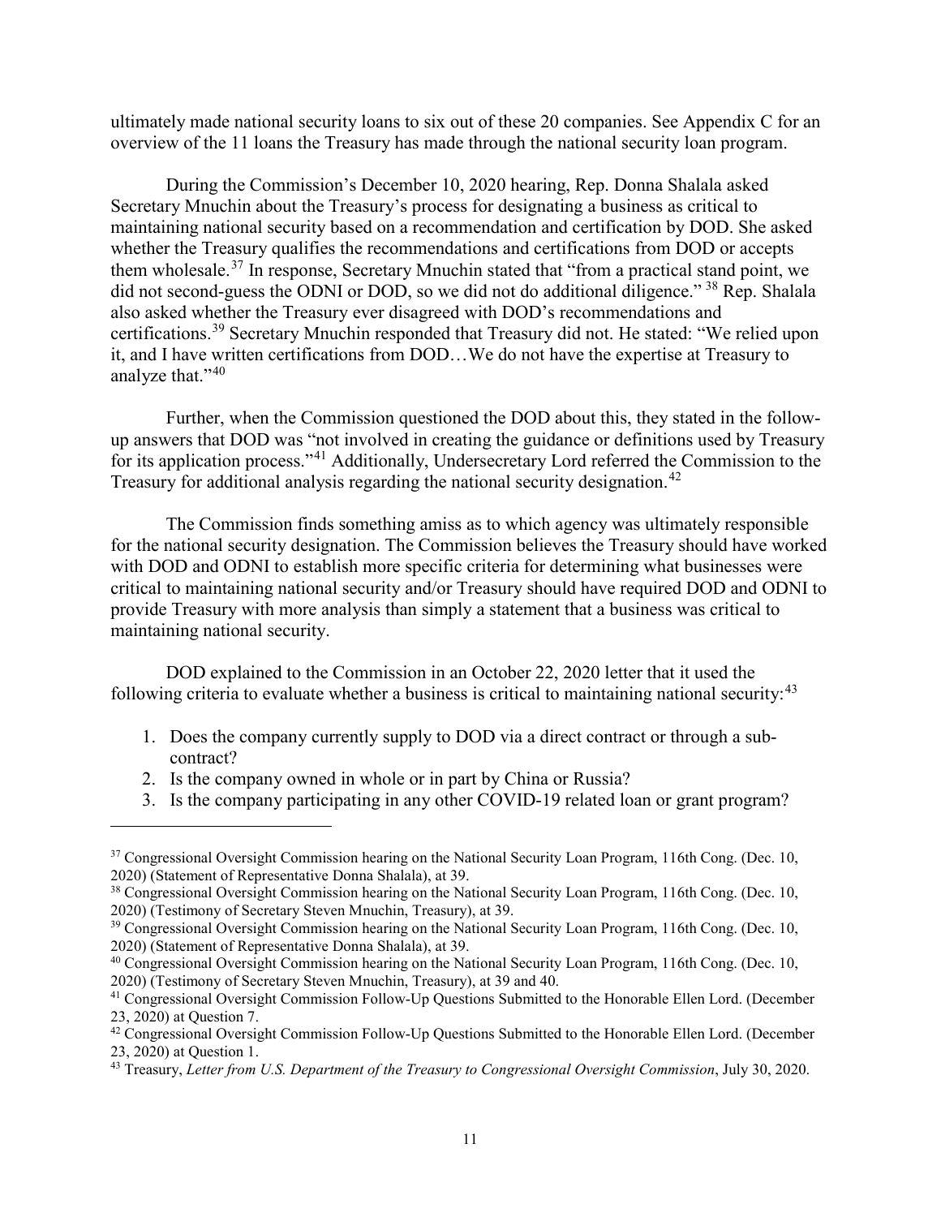ultimately made national security loans to six out of these 20 companies. See Appendix C for an overview of the 11 loans the Treasury has made through the national security loan program.

During the Commission's December 10, 2020 hearing, Rep. Donna Shalala asked Secretary Mnuchin about the Treasury's process for designating a business as critical to maintaining national security based on a recommendation and certification by DOD. She asked whether the Treasury qualifies the recommendations and certifications from DOD or accepts them wholesale.[37] In response, Secretary Mnuchin stated that "from a practical stand point, we did not second-guess the ODNI or DOD, so we did not do additional diligence." [38] Rep. Shalala also asked whether the Treasury ever disagreed with DOD's recommendations and certifications.[39] Secretary Mnuchin responded that Treasury did not. He stated: "We relied upon it, and I have written certifications from DOD…We do not have the expertise at Treasury to analyze that."[40]

Further, when the Commission questioned the DOD about this, they stated in the follow-up answers that DOD was "not involved in creating the guidance or definitions used by Treasury for its application process."[41] Additionally, Undersecretary Lord referred the Commission to the Treasury for additional analysis regarding the national security designation.[42]

The Commission finds something amiss as to which agency was ultimately responsible for the national security designation. The Commission believes the Treasury should have worked with DOD and ODNI to establish more specific criteria for determining what businesses were critical to maintaining national security and/or Treasury should have required DOD and ODNI to provide Treasury with more analysis than simply a statement that a business was critical to maintaining national security.

DOD explained to the Commission in an October 22, 2020 letter that it used the following criteria to evaluate whether a business is critical to maintaining national security:[43]

1. Does the company currently supply to DOD via a direct contract or through a sub-contract?
2. Is the company owned in whole or in part by China or Russia?
3. Is the company participating in any other COVID-19 related loan or grant program?

---

[37] Congressional Oversight Commission hearing on the National Security Loan Program, 116th Cong. (Dec. 10, 2020) (Statement of Representative Donna Shalala), at 39.

[38] Congressional Oversight Commission hearing on the National Security Loan Program, 116th Cong. (Dec. 10, 2020) (Testimony of Secretary Steven Mnuchin, Treasury), at 39.

[39] Congressional Oversight Commission hearing on the National Security Loan Program, 116th Cong. (Dec. 10, 2020) (Statement of Representative Donna Shalala), at 39.

[40] Congressional Oversight Commission hearing on the National Security Loan Program, 116th Cong. (Dec. 10, 2020) (Testimony of Secretary Steven Mnuchin, Treasury), at 39 and 40.

[41] Congressional Oversight Commission Follow-Up Questions Submitted to the Honorable Ellen Lord. (December 23, 2020) at Question 7.

[42] Congressional Oversight Commission Follow-Up Questions Submitted to the Honorable Ellen Lord. (December 23, 2020) at Question 1.

[43] Treasury, *Letter from U.S. Department of the Treasury to Congressional Oversight Commission*, July 30, 2020.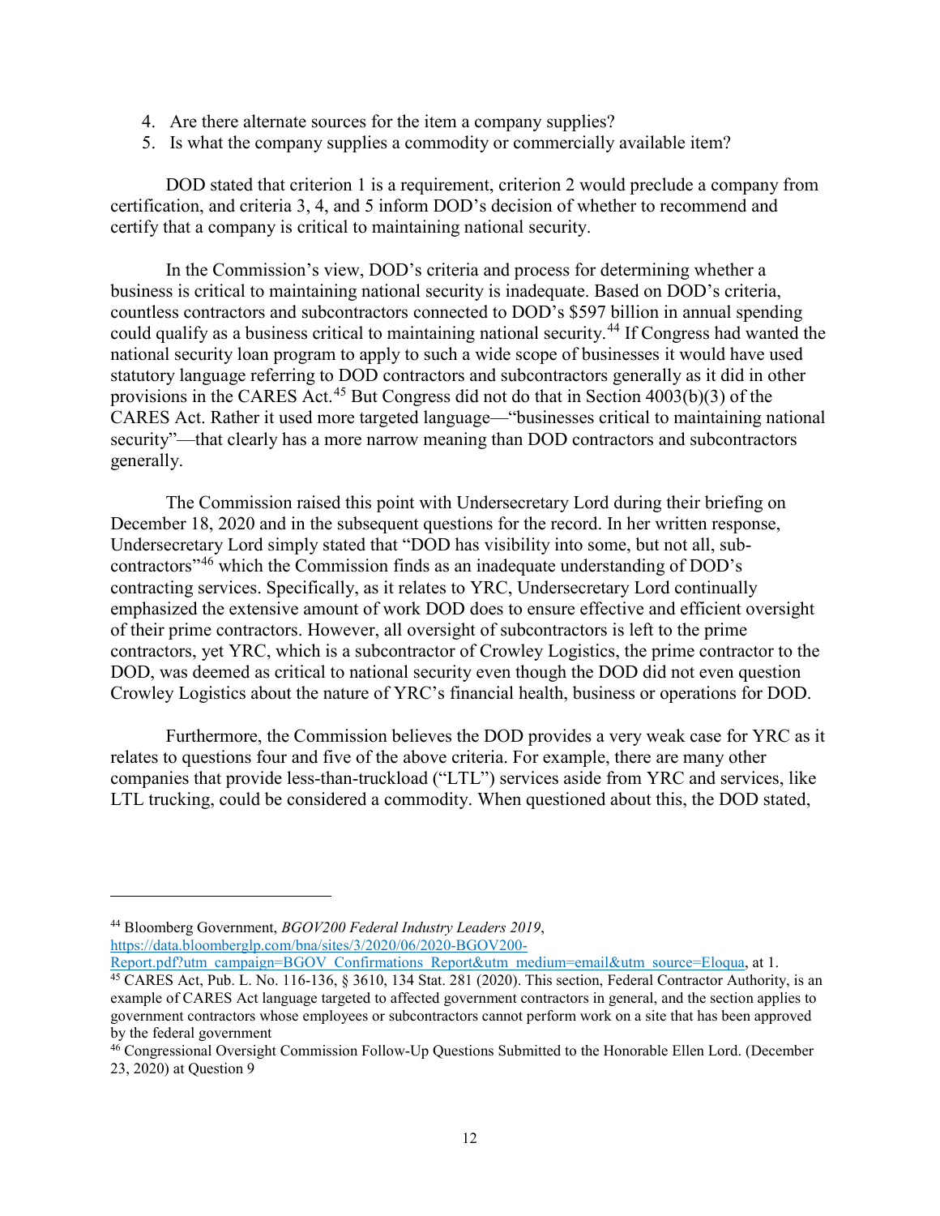4. Are there alternate sources for the item a company supplies?
5. Is what the company supplies a commodity or commercially available item?

DOD stated that criterion 1 is a requirement, criterion 2 would preclude a company from certification, and criteria 3, 4, and 5 inform DOD's decision of whether to recommend and certify that a company is critical to maintaining national security.

In the Commission's view, DOD's criteria and process for determining whether a business is critical to maintaining national security is inadequate. Based on DOD's criteria, countless contractors and subcontractors connected to DOD's $597 billion in annual spending could qualify as a business critical to maintaining national security.[44] If Congress had wanted the national security loan program to apply to such a wide scope of businesses it would have used statutory language referring to DOD contractors and subcontractors generally as it did in other provisions in the CARES Act.[45] But Congress did not do that in Section 4003(b)(3) of the CARES Act. Rather it used more targeted language—"businesses critical to maintaining national security"—that clearly has a more narrow meaning than DOD contractors and subcontractors generally.

The Commission raised this point with Undersecretary Lord during their briefing on December 18, 2020 and in the subsequent questions for the record. In her written response, Undersecretary Lord simply stated that "DOD has visibility into some, but not all, sub-contractors"[46] which the Commission finds as an inadequate understanding of DOD's contracting services. Specifically, as it relates to YRC, Undersecretary Lord continually emphasized the extensive amount of work DOD does to ensure effective and efficient oversight of their prime contractors. However, all oversight of subcontractors is left to the prime contractors, yet YRC, which is a subcontractor of Crowley Logistics, the prime contractor to the DOD, was deemed as critical to national security even though the DOD did not even question Crowley Logistics about the nature of YRC's financial health, business or operations for DOD.

Furthermore, the Commission believes the DOD provides a very weak case for YRC as it relates to questions four and five of the above criteria. For example, there are many other companies that provide less-than-truckload ("LTL") services aside from YRC and services, like LTL trucking, could be considered a commodity. When questioned about this, the DOD stated,

---

[44] Bloomberg Government, *BGOV200 Federal Industry Leaders 2019*, https://data.bloomberglp.com/bna/sites/3/2020/06/2020-BGOV200-Report.pdf?utm_campaign=BGOV_Confirmations_Report&utm_medium=email&utm_source=Eloqua, at 1.

[45] CARES Act, Pub. L. No. 116-136, § 3610, 134 Stat. 281 (2020). This section, Federal Contractor Authority, is an example of CARES Act language targeted to affected government contractors in general, and the section applies to government contractors whose employees or subcontractors cannot perform work on a site that has been approved by the federal government

[46] Congressional Oversight Commission Follow-Up Questions Submitted to the Honorable Ellen Lord. (December 23, 2020) at Question 9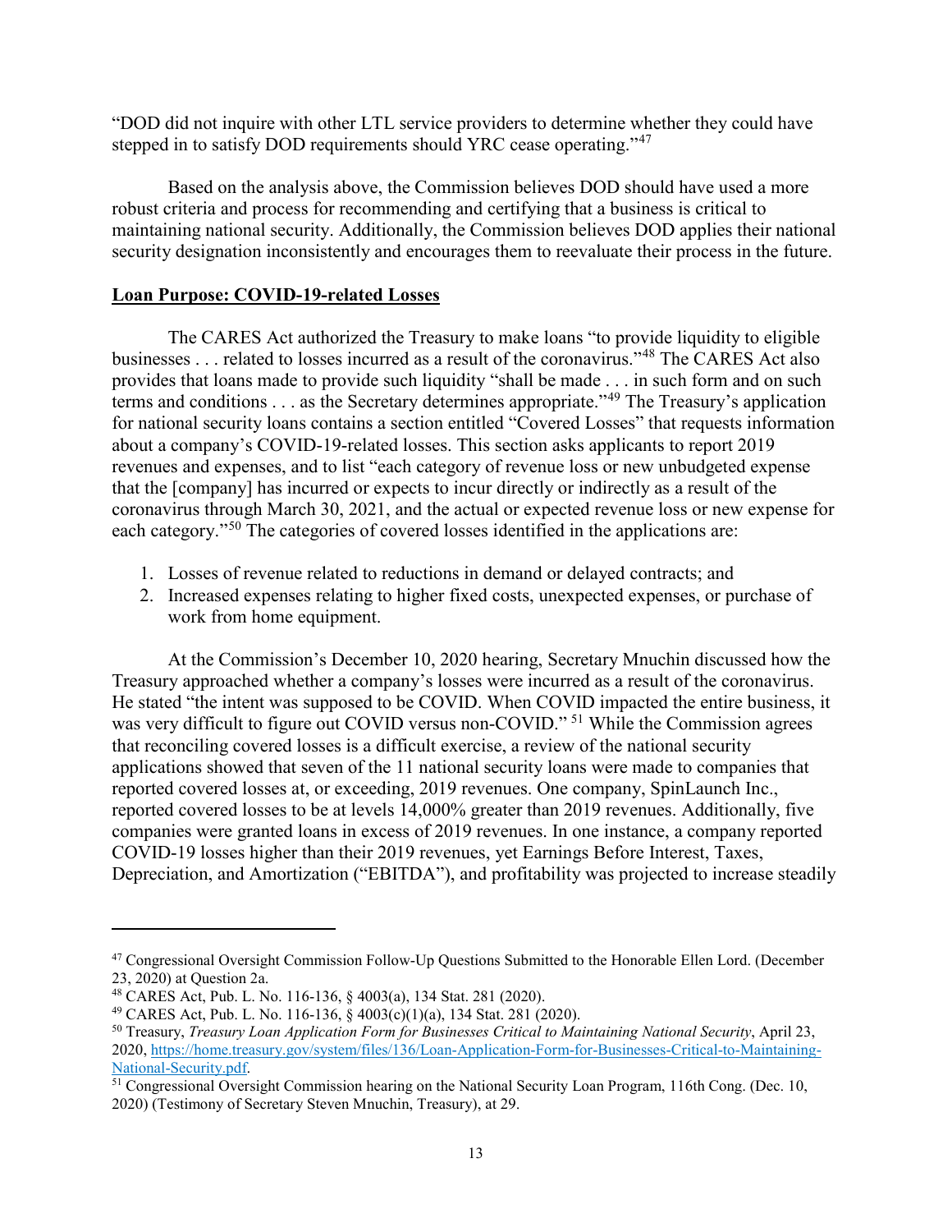"DOD did not inquire with other LTL service providers to determine whether they could have stepped in to satisfy DOD requirements should YRC cease operating."[47]

Based on the analysis above, the Commission believes DOD should have used a more robust criteria and process for recommending and certifying that a business is critical to maintaining national security. Additionally, the Commission believes DOD applies their national security designation inconsistently and encourages them to reevaluate their process in the future.

**Loan Purpose: COVID-19-related Losses**

The CARES Act authorized the Treasury to make loans "to provide liquidity to eligible businesses . . . related to losses incurred as a result of the coronavirus."[48] The CARES Act also provides that loans made to provide such liquidity "shall be made . . . in such form and on such terms and conditions . . . as the Secretary determines appropriate."[49] The Treasury's application for national security loans contains a section entitled "Covered Losses" that requests information about a company's COVID-19-related losses. This section asks applicants to report 2019 revenues and expenses, and to list "each category of revenue loss or new unbudgeted expense that the [company] has incurred or expects to incur directly or indirectly as a result of the coronavirus through March 30, 2021, and the actual or expected revenue loss or new expense for each category."[50] The categories of covered losses identified in the applications are:

1. Losses of revenue related to reductions in demand or delayed contracts; and
2. Increased expenses relating to higher fixed costs, unexpected expenses, or purchase of work from home equipment.

At the Commission's December 10, 2020 hearing, Secretary Mnuchin discussed how the Treasury approached whether a company's losses were incurred as a result of the coronavirus. He stated "the intent was supposed to be COVID. When COVID impacted the entire business, it was very difficult to figure out COVID versus non-COVID."[51] While the Commission agrees that reconciling covered losses is a difficult exercise, a review of the national security applications showed that seven of the 11 national security loans were made to companies that reported covered losses at, or exceeding, 2019 revenues. One company, SpinLaunch Inc., reported covered losses to be at levels 14,000% greater than 2019 revenues. Additionally, five companies were granted loans in excess of 2019 revenues. In one instance, a company reported COVID-19 losses higher than their 2019 revenues, yet Earnings Before Interest, Taxes, Depreciation, and Amortization ("EBITDA"), and profitability was projected to increase steadily

---

[47] Congressional Oversight Commission Follow-Up Questions Submitted to the Honorable Ellen Lord. (December 23, 2020) at Question 2a.

[48] CARES Act, Pub. L. No. 116-136, § 4003(a), 134 Stat. 281 (2020).

[49] CARES Act, Pub. L. No. 116-136, § 4003(c)(1)(a), 134 Stat. 281 (2020).

[50] Treasury, *Treasury Loan Application Form for Businesses Critical to Maintaining National Security*, April 23, 2020, https://home.treasury.gov/system/files/136/Loan-Application-Form-for-Businesses-Critical-to-Maintaining-National-Security.pdf.

[51] Congressional Oversight Commission hearing on the National Security Loan Program, 116th Cong. (Dec. 10, 2020) (Testimony of Secretary Steven Mnuchin, Treasury), at 29.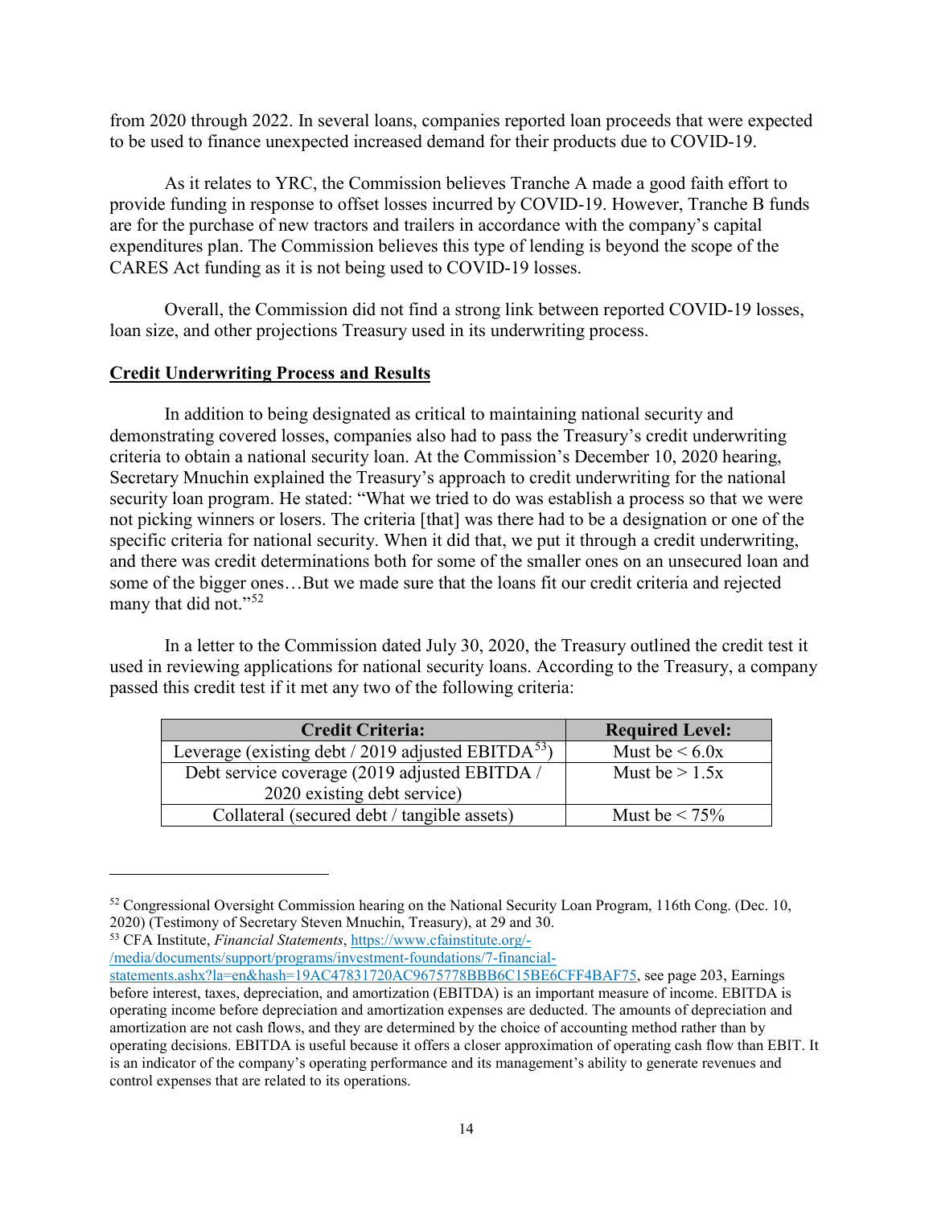from 2020 through 2022. In several loans, companies reported loan proceeds that were expected to be used to finance unexpected increased demand for their products due to COVID-19.

As it relates to YRC, the Commission believes Tranche A made a good faith effort to provide funding in response to offset losses incurred by COVID-19. However, Tranche B funds are for the purchase of new tractors and trailers in accordance with the company's capital expenditures plan. The Commission believes this type of lending is beyond the scope of the CARES Act funding as it is not being used to COVID-19 losses.

Overall, the Commission did not find a strong link between reported COVID-19 losses, loan size, and other projections Treasury used in its underwriting process.

## Credit Underwriting Process and Results

In addition to being designated as critical to maintaining national security and demonstrating covered losses, companies also had to pass the Treasury's credit underwriting criteria to obtain a national security loan. At the Commission's December 10, 2020 hearing, Secretary Mnuchin explained the Treasury's approach to credit underwriting for the national security loan program. He stated: "What we tried to do was establish a process so that we were not picking winners or losers. The criteria [that] was there had to be a designation or one of the specific criteria for national security. When it did that, we put it through a credit underwriting, and there was credit determinations both for some of the smaller ones on an unsecured loan and some of the bigger ones…But we made sure that the loans fit our credit criteria and rejected many that did not."[52]

In a letter to the Commission dated July 30, 2020, the Treasury outlined the credit test it used in reviewing applications for national security loans. According to the Treasury, a company passed this credit test if it met any two of the following criteria:

| Credit Criteria: | Required Level: |
|---|---|
| Leverage (existing debt / 2019 adjusted EBITDA[53]) | Must be < 6.0x |
| Debt service coverage (2019 adjusted EBITDA / 2020 existing debt service) | Must be > 1.5x |
| Collateral (secured debt / tangible assets) | Must be < 75% |

---

[52] Congressional Oversight Commission hearing on the National Security Loan Program, 116th Cong. (Dec. 10, 2020) (Testimony of Secretary Steven Mnuchin, Treasury), at 29 and 30.

[53] CFA Institute, *Financial Statements*, https://www.cfainstitute.org/-/media/documents/support/programs/investment-foundations/7-financial-statements.ashx?la=en&hash=19AC47831720AC9675778BBB6C15BE6CFF4BAF75, see page 203, Earnings before interest, taxes, depreciation, and amortization (EBITDA) is an important measure of income. EBITDA is operating income before depreciation and amortization expenses are deducted. The amounts of depreciation and amortization are not cash flows, and they are determined by the choice of accounting method rather than by operating decisions. EBITDA is useful because it offers a closer approximation of operating cash flow than EBIT. It is an indicator of the company's operating performance and its management's ability to generate revenues and control expenses that are related to its operations.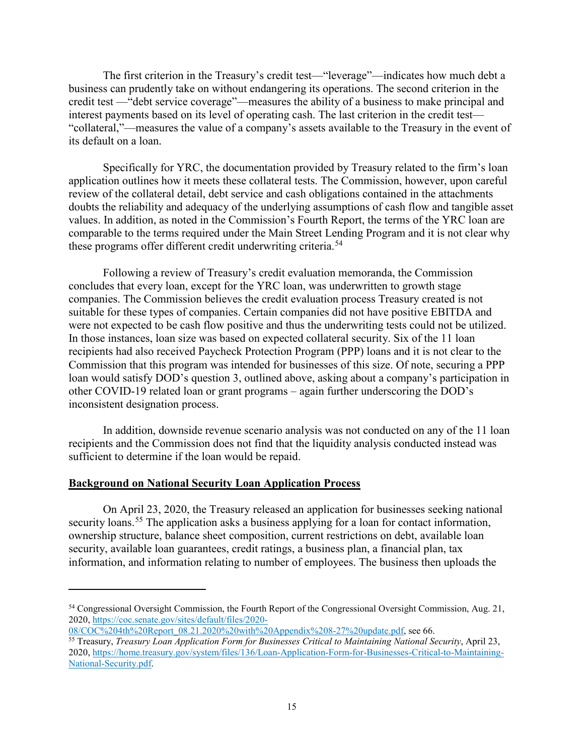The first criterion in the Treasury's credit test—"leverage"—indicates how much debt a business can prudently take on without endangering its operations. The second criterion in the credit test —"debt service coverage"—measures the ability of a business to make principal and interest payments based on its level of operating cash. The last criterion in the credit test—"collateral,"—measures the value of a company's assets available to the Treasury in the event of its default on a loan.

Specifically for YRC, the documentation provided by Treasury related to the firm's loan application outlines how it meets these collateral tests. The Commission, however, upon careful review of the collateral detail, debt service and cash obligations contained in the attachments doubts the reliability and adequacy of the underlying assumptions of cash flow and tangible asset values. In addition, as noted in the Commission's Fourth Report, the terms of the YRC loan are comparable to the terms required under the Main Street Lending Program and it is not clear why these programs offer different credit underwriting criteria.[54]

Following a review of Treasury's credit evaluation memoranda, the Commission concludes that every loan, except for the YRC loan, was underwritten to growth stage companies. The Commission believes the credit evaluation process Treasury created is not suitable for these types of companies. Certain companies did not have positive EBITDA and were not expected to be cash flow positive and thus the underwriting tests could not be utilized. In those instances, loan size was based on expected collateral security. Six of the 11 loan recipients had also received Paycheck Protection Program (PPP) loans and it is not clear to the Commission that this program was intended for businesses of this size. Of note, securing a PPP loan would satisfy DOD's question 3, outlined above, asking about a company's participation in other COVID-19 related loan or grant programs – again further underscoring the DOD's inconsistent designation process.

In addition, downside revenue scenario analysis was not conducted on any of the 11 loan recipients and the Commission does not find that the liquidity analysis conducted instead was sufficient to determine if the loan would be repaid.

## Background on National Security Loan Application Process

On April 23, 2020, the Treasury released an application for businesses seeking national security loans.[55] The application asks a business applying for a loan for contact information, ownership structure, balance sheet composition, current restrictions on debt, available loan security, available loan guarantees, credit ratings, a business plan, a financial plan, tax information, and information relating to number of employees. The business then uploads the

---

[54] Congressional Oversight Commission, the Fourth Report of the Congressional Oversight Commission, Aug. 21, 2020, https://coc.senate.gov/sites/default/files/2020-08/COC%204th%20Report_08.21.2020%20with%20Appendix%208-27%20update.pdf, see 66.

[55] Treasury, *Treasury Loan Application Form for Businesses Critical to Maintaining National Security*, April 23, 2020, https://home.treasury.gov/system/files/136/Loan-Application-Form-for-Businesses-Critical-to-Maintaining-National-Security.pdf.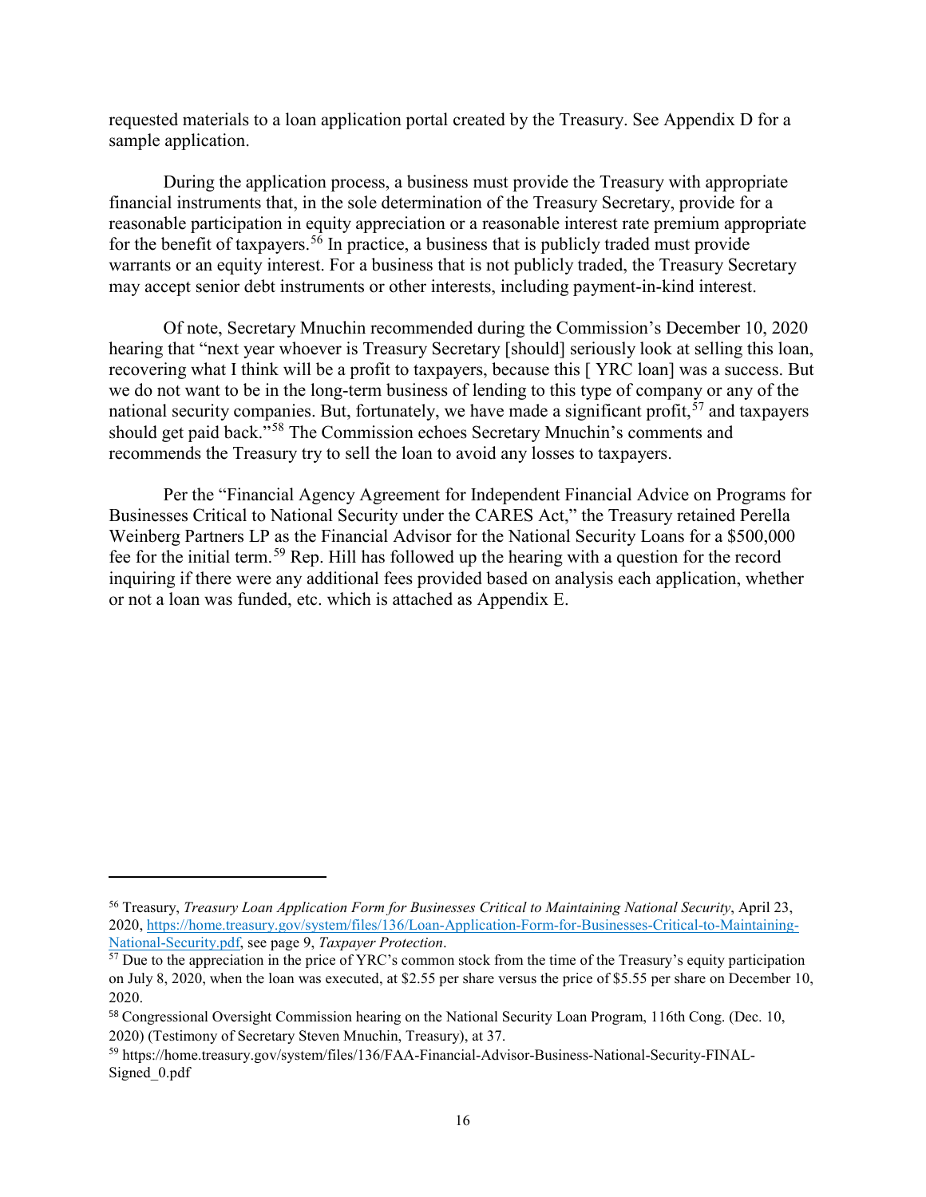requested materials to a loan application portal created by the Treasury. See Appendix D for a sample application.

During the application process, a business must provide the Treasury with appropriate financial instruments that, in the sole determination of the Treasury Secretary, provide for a reasonable participation in equity appreciation or a reasonable interest rate premium appropriate for the benefit of taxpayers.[56] In practice, a business that is publicly traded must provide warrants or an equity interest. For a business that is not publicly traded, the Treasury Secretary may accept senior debt instruments or other interests, including payment-in-kind interest.

Of note, Secretary Mnuchin recommended during the Commission's December 10, 2020 hearing that "next year whoever is Treasury Secretary [should] seriously look at selling this loan, recovering what I think will be a profit to taxpayers, because this [ YRC loan] was a success. But we do not want to be in the long-term business of lending to this type of company or any of the national security companies. But, fortunately, we have made a significant profit,[57] and taxpayers should get paid back."[58] The Commission echoes Secretary Mnuchin's comments and recommends the Treasury try to sell the loan to avoid any losses to taxpayers.

Per the "Financial Agency Agreement for Independent Financial Advice on Programs for Businesses Critical to National Security under the CARES Act," the Treasury retained Perella Weinberg Partners LP as the Financial Advisor for the National Security Loans for a $500,000 fee for the initial term.[59] Rep. Hill has followed up the hearing with a question for the record inquiring if there were any additional fees provided based on analysis each application, whether or not a loan was funded, etc. which is attached as Appendix E.

---

[56] Treasury, *Treasury Loan Application Form for Businesses Critical to Maintaining National Security*, April 23, 2020, [https://home.treasury.gov/system/files/136/Loan-Application-Form-for-Businesses-Critical-to-Maintaining-National-Security.pdf](https://home.treasury.gov/system/files/136/Loan-Application-Form-for-Businesses-Critical-to-Maintaining-National-Security.pdf), see page 9, *Taxpayer Protection*.

[57] Due to the appreciation in the price of YRC's common stock from the time of the Treasury's equity participation on July 8, 2020, when the loan was executed, at $2.55 per share versus the price of $5.55 per share on December 10, 2020.

[58] Congressional Oversight Commission hearing on the National Security Loan Program, 116th Cong. (Dec. 10, 2020) (Testimony of Secretary Steven Mnuchin, Treasury), at 37.

[59] https://home.treasury.gov/system/files/136/FAA-Financial-Advisor-Business-National-Security-FINAL-Signed_0.pdf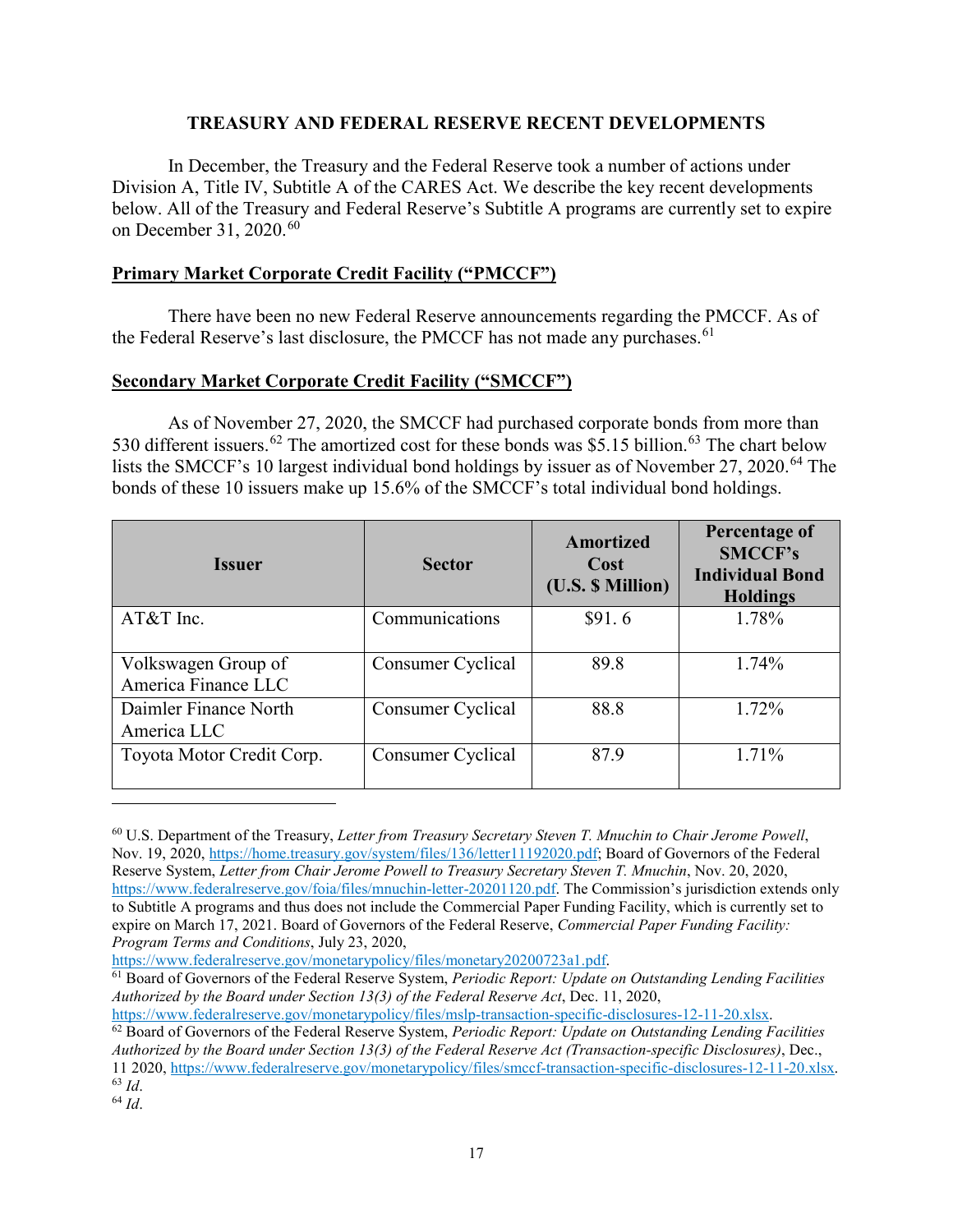## TREASURY AND FEDERAL RESERVE RECENT DEVELOPMENTS

In December, the Treasury and the Federal Reserve took a number of actions under Division A, Title IV, Subtitle A of the CARES Act. We describe the key recent developments below. All of the Treasury and Federal Reserve's Subtitle A programs are currently set to expire on December 31, 2020.[60]

### Primary Market Corporate Credit Facility ("PMCCF")

There have been no new Federal Reserve announcements regarding the PMCCF. As of the Federal Reserve's last disclosure, the PMCCF has not made any purchases.[61]

### Secondary Market Corporate Credit Facility ("SMCCF")

As of November 27, 2020, the SMCCF had purchased corporate bonds from more than 530 different issuers.[62] The amortized cost for these bonds was $5.15 billion.[63] The chart below lists the SMCCF's 10 largest individual bond holdings by issuer as of November 27, 2020.[64] The bonds of these 10 issuers make up 15.6% of the SMCCF's total individual bond holdings.

| Issuer | Sector | Amortized Cost (U.S. $ Million) | Percentage of SMCCF's Individual Bond Holdings |
|---|---|---|---|
| AT&T Inc. | Communications | $91. 6 | 1.78% |
| Volkswagen Group of America Finance LLC | Consumer Cyclical | 89.8 | 1.74% |
| Daimler Finance North America LLC | Consumer Cyclical | 88.8 | 1.72% |
| Toyota Motor Credit Corp. | Consumer Cyclical | 87.9 | 1.71% |

---

[60] U.S. Department of the Treasury, *Letter from Treasury Secretary Steven T. Mnuchin to Chair Jerome Powell*, Nov. 19, 2020, https://home.treasury.gov/system/files/136/letter11192020.pdf; Board of Governors of the Federal Reserve System, *Letter from Chair Jerome Powell to Treasury Secretary Steven T. Mnuchin*, Nov. 20, 2020, https://www.federalreserve.gov/foia/files/mnuchin-letter-20201120.pdf. The Commission's jurisdiction extends only to Subtitle A programs and thus does not include the Commercial Paper Funding Facility, which is currently set to expire on March 17, 2021. Board of Governors of the Federal Reserve, *Commercial Paper Funding Facility: Program Terms and Conditions*, July 23, 2020, https://www.federalreserve.gov/monetarypolicy/files/monetary20200723a1.pdf.

[61] Board of Governors of the Federal Reserve System, *Periodic Report: Update on Outstanding Lending Facilities Authorized by the Board under Section 13(3) of the Federal Reserve Act*, Dec. 11, 2020, https://www.federalreserve.gov/monetarypolicy/files/mslp-transaction-specific-disclosures-12-11-20.xlsx.

[62] Board of Governors of the Federal Reserve System, *Periodic Report: Update on Outstanding Lending Facilities Authorized by the Board under Section 13(3) of the Federal Reserve Act (Transaction-specific Disclosures)*, Dec., 11 2020, https://www.federalreserve.gov/monetarypolicy/files/smccf-transaction-specific-disclosures-12-11-20.xlsx.

[63] *Id*.

[64] *Id*.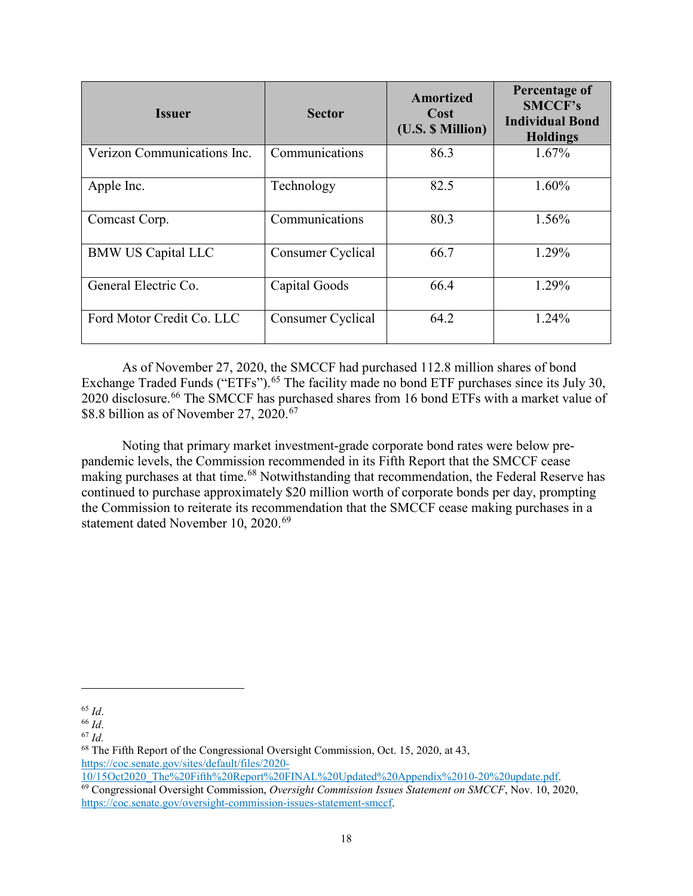| Issuer | Sector | Amortized Cost (U.S. $ Million) | Percentage of SMCCF's Individual Bond Holdings |
|---|---|---|---|
| Verizon Communications Inc. | Communications | 86.3 | 1.67% |
| Apple Inc. | Technology | 82.5 | 1.60% |
| Comcast Corp. | Communications | 80.3 | 1.56% |
| BMW US Capital LLC | Consumer Cyclical | 66.7 | 1.29% |
| General Electric Co. | Capital Goods | 66.4 | 1.29% |
| Ford Motor Credit Co. LLC | Consumer Cyclical | 64.2 | 1.24% |

As of November 27, 2020, the SMCCF had purchased 112.8 million shares of bond Exchange Traded Funds ("ETFs").[65] The facility made no bond ETF purchases since its July 30, 2020 disclosure.[66] The SMCCF has purchased shares from 16 bond ETFs with a market value of $8.8 billion as of November 27, 2020.[67]

Noting that primary market investment-grade corporate bond rates were below pre-pandemic levels, the Commission recommended in its Fifth Report that the SMCCF cease making purchases at that time.[68] Notwithstanding that recommendation, the Federal Reserve has continued to purchase approximately $20 million worth of corporate bonds per day, prompting the Commission to reiterate its recommendation that the SMCCF cease making purchases in a statement dated November 10, 2020.[69]

---

[65] *Id*.

[66] *Id*.

[67] *Id.*

[68] The Fifth Report of the Congressional Oversight Commission, Oct. 15, 2020, at 43, https://coc.senate.gov/sites/default/files/2020-10/15Oct2020_The%20Fifth%20Report%20FINAL%20Updated%20Appendix%2010-20%20update.pdf.

[69] Congressional Oversight Commission, *Oversight Commission Issues Statement on SMCCF*, Nov. 10, 2020, https://coc.senate.gov/oversight-commission-issues-statement-smccf.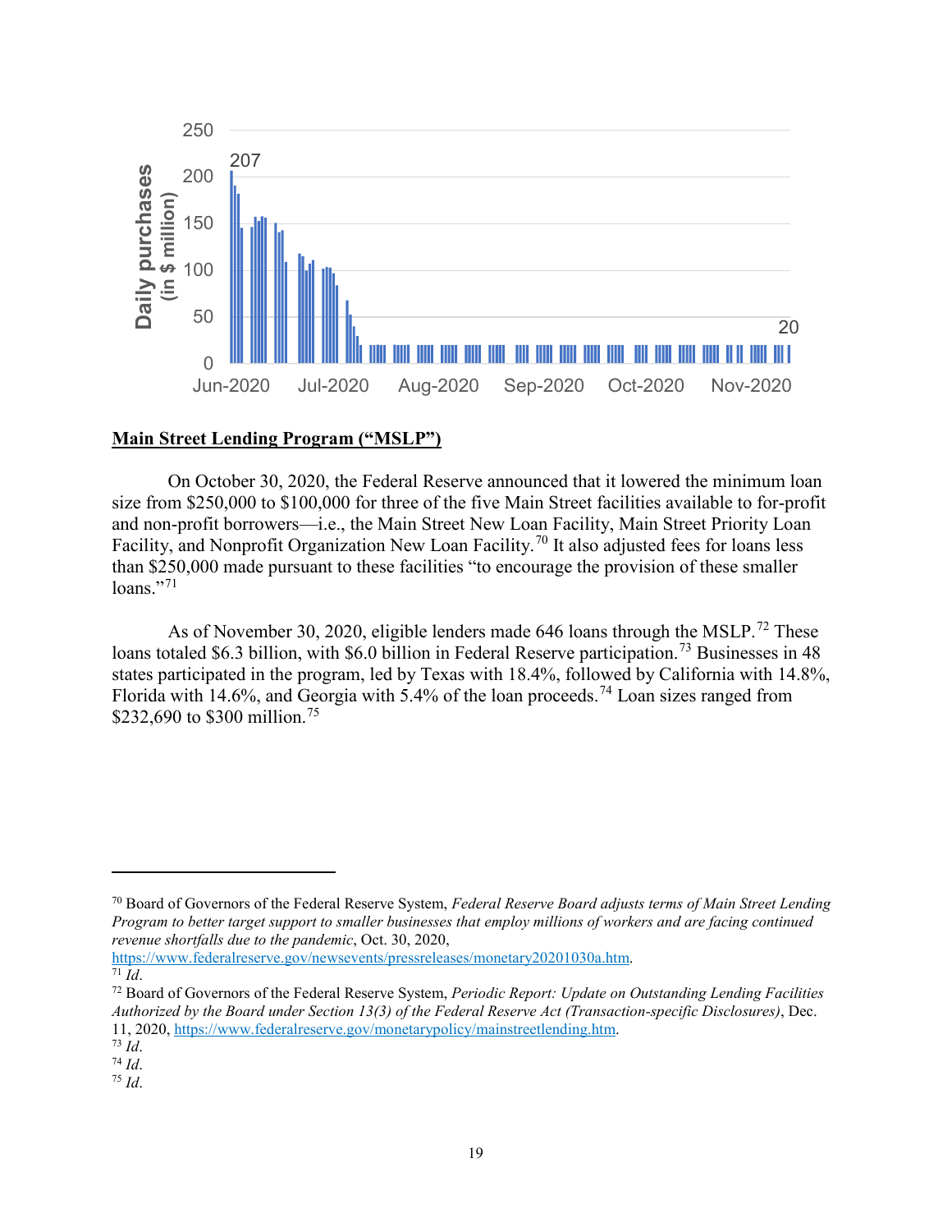## Main Street Lending Program ("MSLP")

On October 30, 2020, the Federal Reserve announced that it lowered the minimum loan size from \$250,000 to \$100,000 for three of the five Main Street facilities available to for-profit and non-profit borrowers—i.e., the Main Street New Loan Facility, Main Street Priority Loan Facility, and Nonprofit Organization New Loan Facility.[70] It also adjusted fees for loans less than \$250,000 made pursuant to these facilities "to encourage the provision of these smaller loans."[71]

As of November 30, 2020, eligible lenders made 646 loans through the MSLP.[72] These loans totaled \$6.3 billion, with \$6.0 billion in Federal Reserve participation.[73] Businesses in 48 states participated in the program, led by Texas with 18.4%, followed by California with 14.8%, Florida with 14.6%, and Georgia with 5.4% of the loan proceeds.[74] Loan sizes ranged from \$232,690 to \$300 million.[75]

---

[70] Board of Governors of the Federal Reserve System, *Federal Reserve Board adjusts terms of Main Street Lending Program to better target support to smaller businesses that employ millions of workers and are facing continued revenue shortfalls due to the pandemic*, Oct. 30, 2020, https://www.federalreserve.gov/newsevents/pressreleases/monetary20201030a.htm.

[71] *Id*.

[72] Board of Governors of the Federal Reserve System, *Periodic Report: Update on Outstanding Lending Facilities Authorized by the Board under Section 13(3) of the Federal Reserve Act (Transaction-specific Disclosures)*, Dec. 11, 2020, https://www.federalreserve.gov/monetarypolicy/mainstreetlending.htm.

[73] *Id*.

[74] *Id*.

[75] *Id*.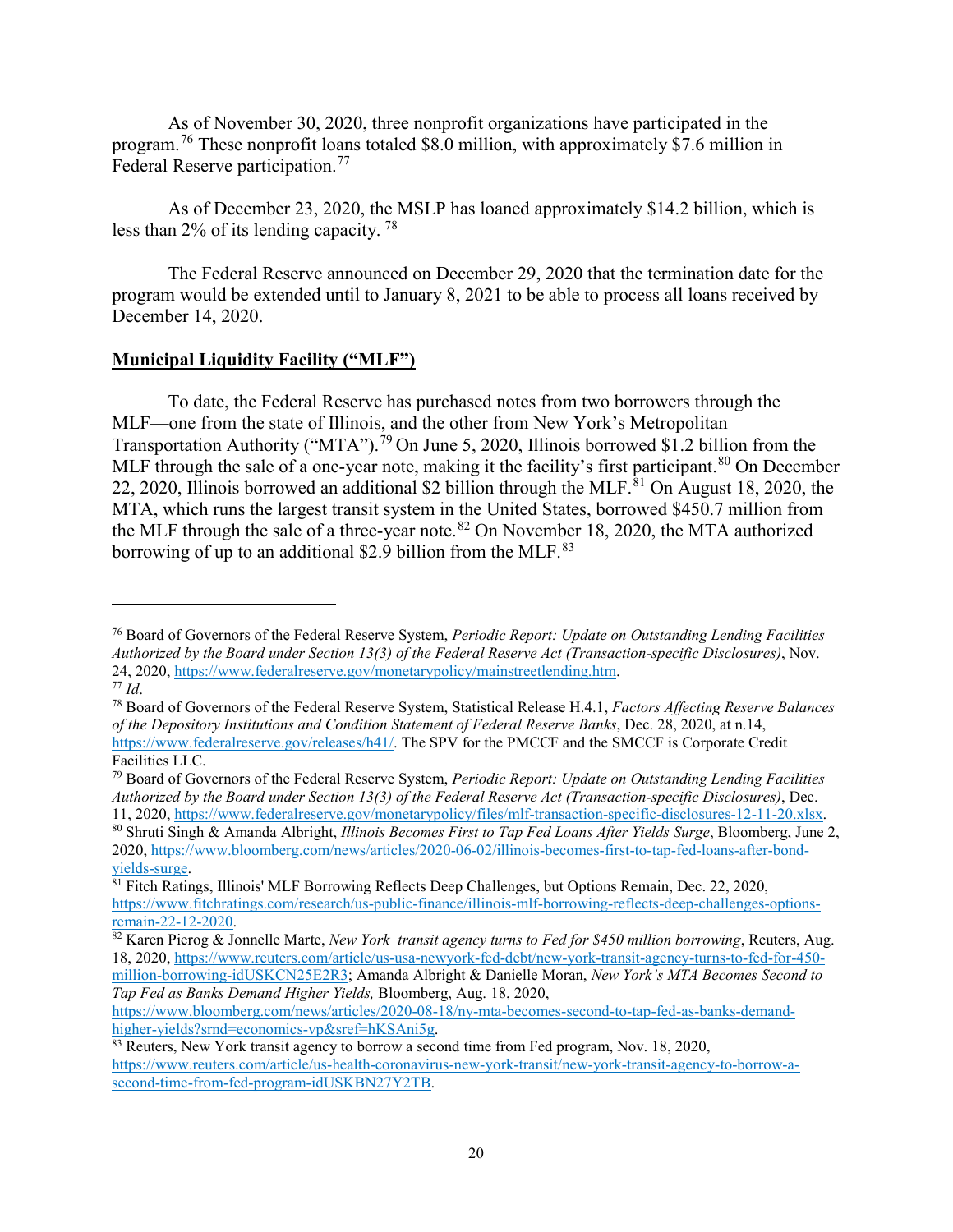As of November 30, 2020, three nonprofit organizations have participated in the program.[76] These nonprofit loans totaled $8.0 million, with approximately $7.6 million in Federal Reserve participation.[77]

As of December 23, 2020, the MSLP has loaned approximately $14.2 billion, which is less than 2% of its lending capacity. [78]

The Federal Reserve announced on December 29, 2020 that the termination date for the program would be extended until to January 8, 2021 to be able to process all loans received by December 14, 2020.

**Municipal Liquidity Facility ("MLF")**

To date, the Federal Reserve has purchased notes from two borrowers through the MLF—one from the state of Illinois, and the other from New York's Metropolitan Transportation Authority ("MTA").[79] On June 5, 2020, Illinois borrowed $1.2 billion from the MLF through the sale of a one-year note, making it the facility's first participant.[80] On December 22, 2020, Illinois borrowed an additional $2 billion through the MLF.[81] On August 18, 2020, the MTA, which runs the largest transit system in the United States, borrowed $450.7 million from the MLF through the sale of a three-year note.[82] On November 18, 2020, the MTA authorized borrowing of up to an additional $2.9 billion from the MLF.[83]

---

[76] Board of Governors of the Federal Reserve System, *Periodic Report: Update on Outstanding Lending Facilities Authorized by the Board under Section 13(3) of the Federal Reserve Act (Transaction-specific Disclosures)*, Nov. 24, 2020, https://www.federalreserve.gov/monetarypolicy/mainstreetlending.htm.

[77] *Id*.

[78] Board of Governors of the Federal Reserve System, Statistical Release H.4.1, *Factors Affecting Reserve Balances of the Depository Institutions and Condition Statement of Federal Reserve Banks*, Dec. 28, 2020, at n.14, https://www.federalreserve.gov/releases/h41/. The SPV for the PMCCF and the SMCCF is Corporate Credit Facilities LLC.

[79] Board of Governors of the Federal Reserve System, *Periodic Report: Update on Outstanding Lending Facilities Authorized by the Board under Section 13(3) of the Federal Reserve Act (Transaction-specific Disclosures)*, Dec. 11, 2020, https://www.federalreserve.gov/monetarypolicy/files/mlf-transaction-specific-disclosures-12-11-20.xlsx.

[80] Shruti Singh & Amanda Albright, *Illinois Becomes First to Tap Fed Loans After Yields Surge*, Bloomberg, June 2, 2020, https://www.bloomberg.com/news/articles/2020-06-02/illinois-becomes-first-to-tap-fed-loans-after-bond-yields-surge.

[81] Fitch Ratings, Illinois' MLF Borrowing Reflects Deep Challenges, but Options Remain, Dec. 22, 2020, https://www.fitchratings.com/research/us-public-finance/illinois-mlf-borrowing-reflects-deep-challenges-options-remain-22-12-2020.

[82] Karen Pierog & Jonnelle Marte, *New York transit agency turns to Fed for $450 million borrowing*, Reuters, Aug. 18, 2020, https://www.reuters.com/article/us-usa-newyork-fed-debt/new-york-transit-agency-turns-to-fed-for-450-million-borrowing-idUSKCN25E2R3; Amanda Albright & Danielle Moran, *New York's MTA Becomes Second to Tap Fed as Banks Demand Higher Yields,* Bloomberg, Aug. 18, 2020, https://www.bloomberg.com/news/articles/2020-08-18/ny-mta-becomes-second-to-tap-fed-as-banks-demand-higher-yields?srnd=economics-vp&sref=hKSAni5g.

[83] Reuters, New York transit agency to borrow a second time from Fed program, Nov. 18, 2020, https://www.reuters.com/article/us-health-coronavirus-new-york-transit/new-york-transit-agency-to-borrow-a-second-time-from-fed-program-idUSKBN27Y2TB.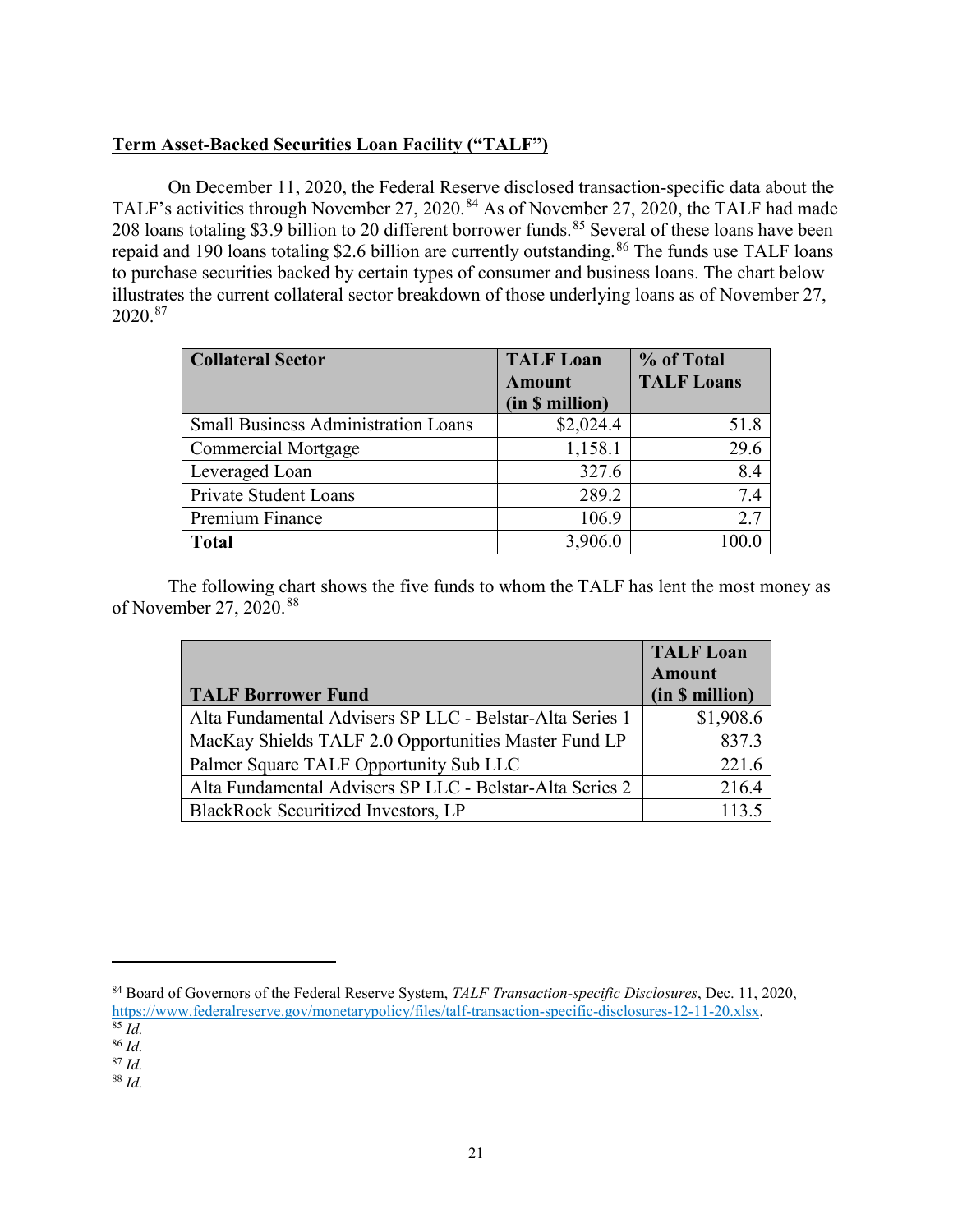**Term Asset-Backed Securities Loan Facility ("TALF")**

On December 11, 2020, the Federal Reserve disclosed transaction-specific data about the TALF's activities through November 27, 2020.[84] As of November 27, 2020, the TALF had made 208 loans totaling $3.9 billion to 20 different borrower funds.[85] Several of these loans have been repaid and 190 loans totaling $2.6 billion are currently outstanding.[86] The funds use TALF loans to purchase securities backed by certain types of consumer and business loans. The chart below illustrates the current collateral sector breakdown of those underlying loans as of November 27, 2020.[87]

| Collateral Sector | TALF Loan Amount (in $ million) | % of Total TALF Loans |
|---|---|---|
| Small Business Administration Loans | $2,024.4 | 51.8 |
| Commercial Mortgage | 1,158.1 | 29.6 |
| Leveraged Loan | 327.6 | 8.4 |
| Private Student Loans | 289.2 | 7.4 |
| Premium Finance | 106.9 | 2.7 |
| **Total** | 3,906.0 | 100.0 |

The following chart shows the five funds to whom the TALF has lent the most money as of November 27, 2020.[88]

| TALF Borrower Fund | TALF Loan Amount (in $ million) |
|---|---|
| Alta Fundamental Advisers SP LLC - Belstar-Alta Series 1 | $1,908.6 |
| MacKay Shields TALF 2.0 Opportunities Master Fund LP | 837.3 |
| Palmer Square TALF Opportunity Sub LLC | 221.6 |
| Alta Fundamental Advisers SP LLC - Belstar-Alta Series 2 | 216.4 |
| BlackRock Securitized Investors, LP | 113.5 |

---

[84] Board of Governors of the Federal Reserve System, *TALF Transaction-specific Disclosures*, Dec. 11, 2020, https://www.federalreserve.gov/monetarypolicy/files/talf-transaction-specific-disclosures-12-11-20.xlsx.

[85] *Id.*

[86] *Id.*

[87] *Id.*

[88] *Id.*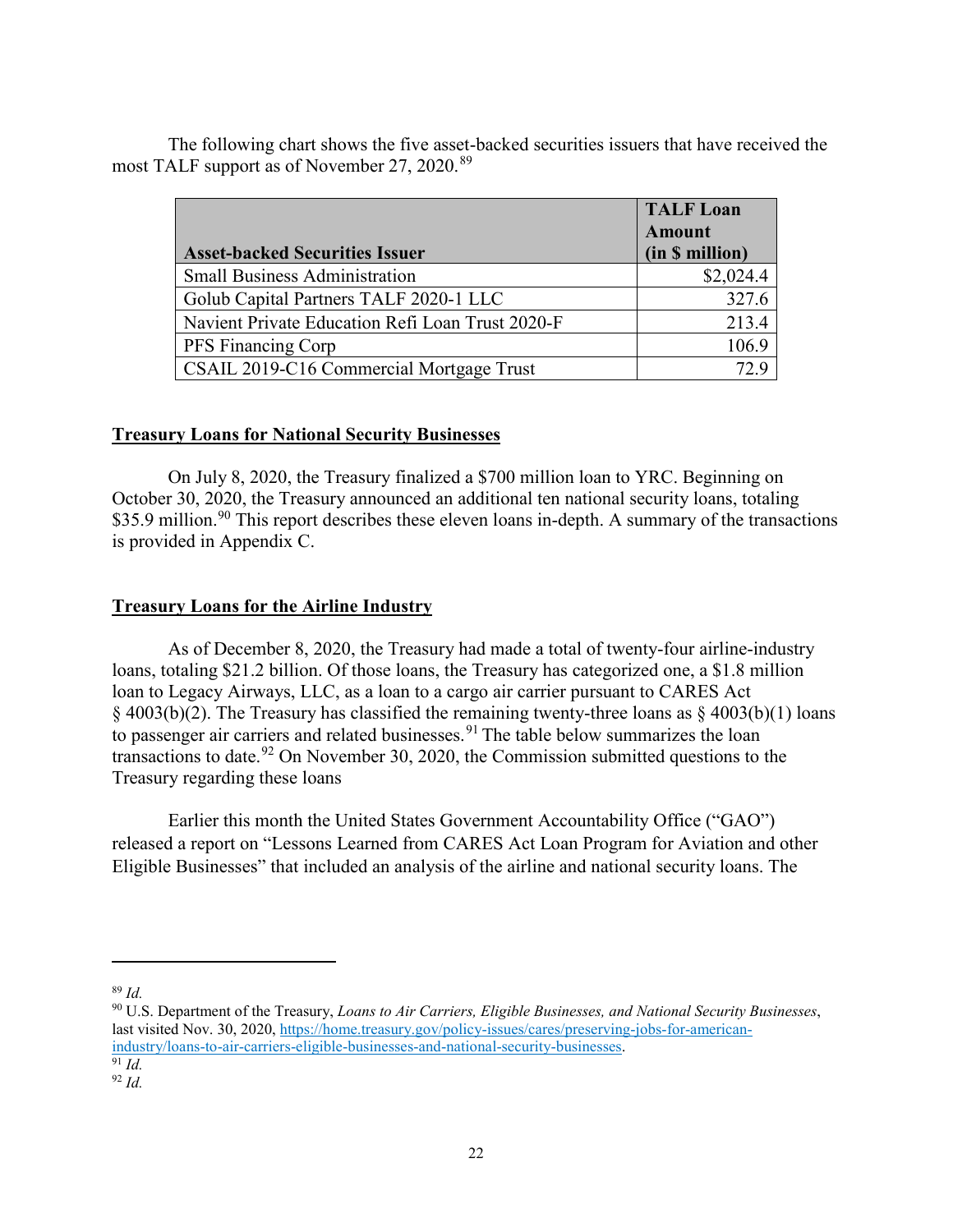The following chart shows the five asset-backed securities issuers that have received the most TALF support as of November 27, 2020.[89]

| Asset-backed Securities Issuer | TALF Loan Amount (in $ million) |
|---|---:|
| Small Business Administration | $2,024.4 |
| Golub Capital Partners TALF 2020-1 LLC | 327.6 |
| Navient Private Education Refi Loan Trust 2020-F | 213.4 |
| PFS Financing Corp | 106.9 |
| CSAIL 2019-C16 Commercial Mortgage Trust | 72.9 |

**Treasury Loans for National Security Businesses**

On July 8, 2020, the Treasury finalized a $700 million loan to YRC. Beginning on October 30, 2020, the Treasury announced an additional ten national security loans, totaling $35.9 million.[90] This report describes these eleven loans in-depth. A summary of the transactions is provided in Appendix C.

**Treasury Loans for the Airline Industry**

As of December 8, 2020, the Treasury had made a total of twenty-four airline-industry loans, totaling $21.2 billion. Of those loans, the Treasury has categorized one, a $1.8 million loan to Legacy Airways, LLC, as a loan to a cargo air carrier pursuant to CARES Act § 4003(b)(2). The Treasury has classified the remaining twenty-three loans as § 4003(b)(1) loans to passenger air carriers and related businesses.[91] The table below summarizes the loan transactions to date.[92] On November 30, 2020, the Commission submitted questions to the Treasury regarding these loans

Earlier this month the United States Government Accountability Office ("GAO") released a report on "Lessons Learned from CARES Act Loan Program for Aviation and other Eligible Businesses" that included an analysis of the airline and national security loans. The

---

[89] *Id.*

[90] U.S. Department of the Treasury, *Loans to Air Carriers, Eligible Businesses, and National Security Businesses*, last visited Nov. 30, 2020, https://home.treasury.gov/policy-issues/cares/preserving-jobs-for-american-industry/loans-to-air-carriers-eligible-businesses-and-national-security-businesses.

[91] *Id.*

[92] *Id.*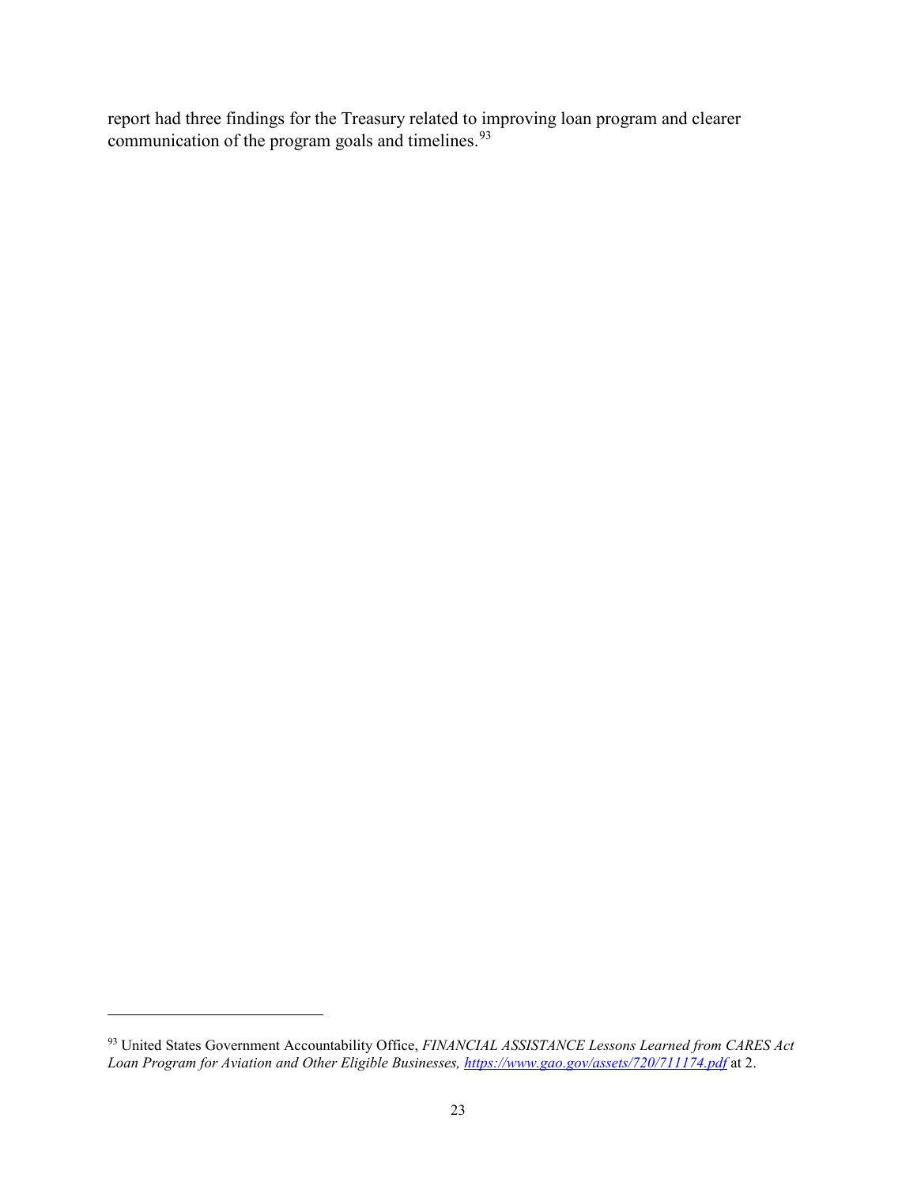report had three findings for the Treasury related to improving loan program and clearer communication of the program goals and timelines.[93]

---

[93] United States Government Accountability Office, *FINANCIAL ASSISTANCE Lessons Learned from CARES Act Loan Program for Aviation and Other Eligible Businesses, https://www.gao.gov/assets/720/711174.pdf* at 2.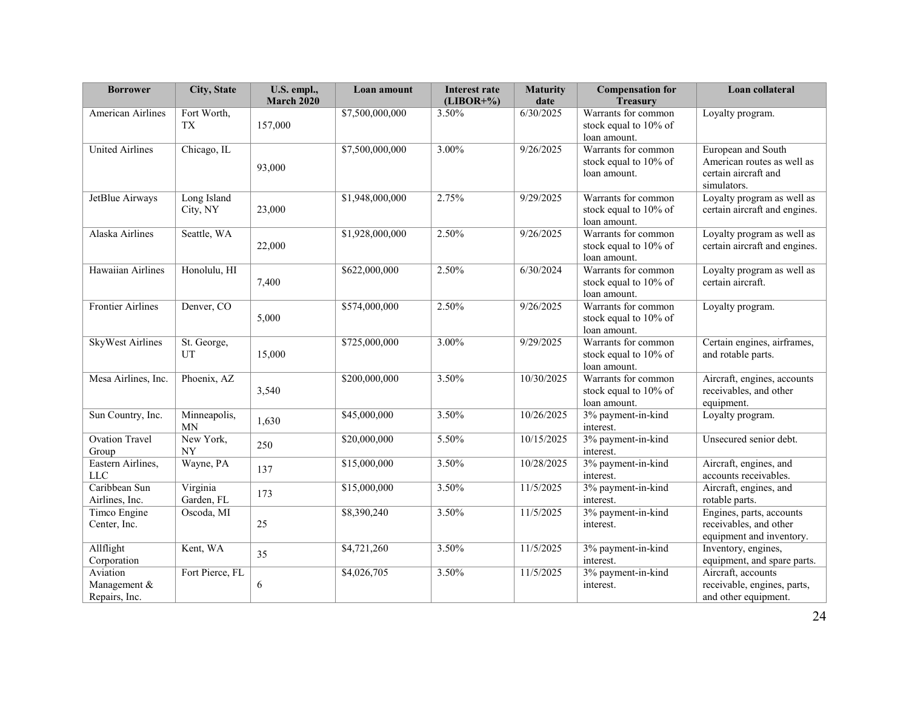| Borrower | City, State | U.S. empl., March 2020 | Loan amount | Interest rate (LIBOR+%) | Maturity date | Compensation for Treasury | Loan collateral |
|---|---|---|---|---|---|---|---|
| American Airlines | Fort Worth, TX | 157,000 | $7,500,000,000 | 3.50% | 6/30/2025 | Warrants for common stock equal to 10% of loan amount. | Loyalty program. |
| United Airlines | Chicago, IL | 93,000 | $7,500,000,000 | 3.00% | 9/26/2025 | Warrants for common stock equal to 10% of loan amount. | European and South American routes as well as certain aircraft and simulators. |
| JetBlue Airways | Long Island City, NY | 23,000 | $1,948,000,000 | 2.75% | 9/29/2025 | Warrants for common stock equal to 10% of loan amount. | Loyalty program as well as certain aircraft and engines. |
| Alaska Airlines | Seattle, WA | 22,000 | $1,928,000,000 | 2.50% | 9/26/2025 | Warrants for common stock equal to 10% of loan amount. | Loyalty program as well as certain aircraft and engines. |
| Hawaiian Airlines | Honolulu, HI | 7,400 | $622,000,000 | 2.50% | 6/30/2024 | Warrants for common stock equal to 10% of loan amount. | Loyalty program as well as certain aircraft. |
| Frontier Airlines | Denver, CO | 5,000 | $574,000,000 | 2.50% | 9/26/2025 | Warrants for common stock equal to 10% of loan amount. | Loyalty program. |
| SkyWest Airlines | St. George, UT | 15,000 | $725,000,000 | 3.00% | 9/29/2025 | Warrants for common stock equal to 10% of loan amount. | Certain engines, airframes, and rotable parts. |
| Mesa Airlines, Inc. | Phoenix, AZ | 3,540 | $200,000,000 | 3.50% | 10/30/2025 | Warrants for common stock equal to 10% of loan amount. | Aircraft, engines, accounts receivables, and other equipment. |
| Sun Country, Inc. | Minneapolis, MN | 1,630 | $45,000,000 | 3.50% | 10/26/2025 | 3% payment-in-kind interest. | Loyalty program. |
| Ovation Travel Group | New York, NY | 250 | $20,000,000 | 5.50% | 10/15/2025 | 3% payment-in-kind interest. | Unsecured senior debt. |
| Eastern Airlines, LLC | Wayne, PA | 137 | $15,000,000 | 3.50% | 10/28/2025 | 3% payment-in-kind interest. | Aircraft, engines, and accounts receivables. |
| Caribbean Sun Airlines, Inc. | Virginia Garden, FL | 173 | $15,000,000 | 3.50% | 11/5/2025 | 3% payment-in-kind interest. | Aircraft, engines, and rotable parts. |
| Timco Engine Center, Inc. | Oscoda, MI | 25 | $8,390,240 | 3.50% | 11/5/2025 | 3% payment-in-kind interest. | Engines, parts, accounts receivables, and other equipment and inventory. |
| Allflight Corporation | Kent, WA | 35 | $4,721,260 | 3.50% | 11/5/2025 | 3% payment-in-kind interest. | Inventory, engines, equipment, and spare parts. |
| Aviation Management & Repairs, Inc. | Fort Pierce, FL | 6 | $4,026,705 | 3.50% | 11/5/2025 | 3% payment-in-kind interest. | Aircraft, accounts receivable, engines, parts, and other equipment. |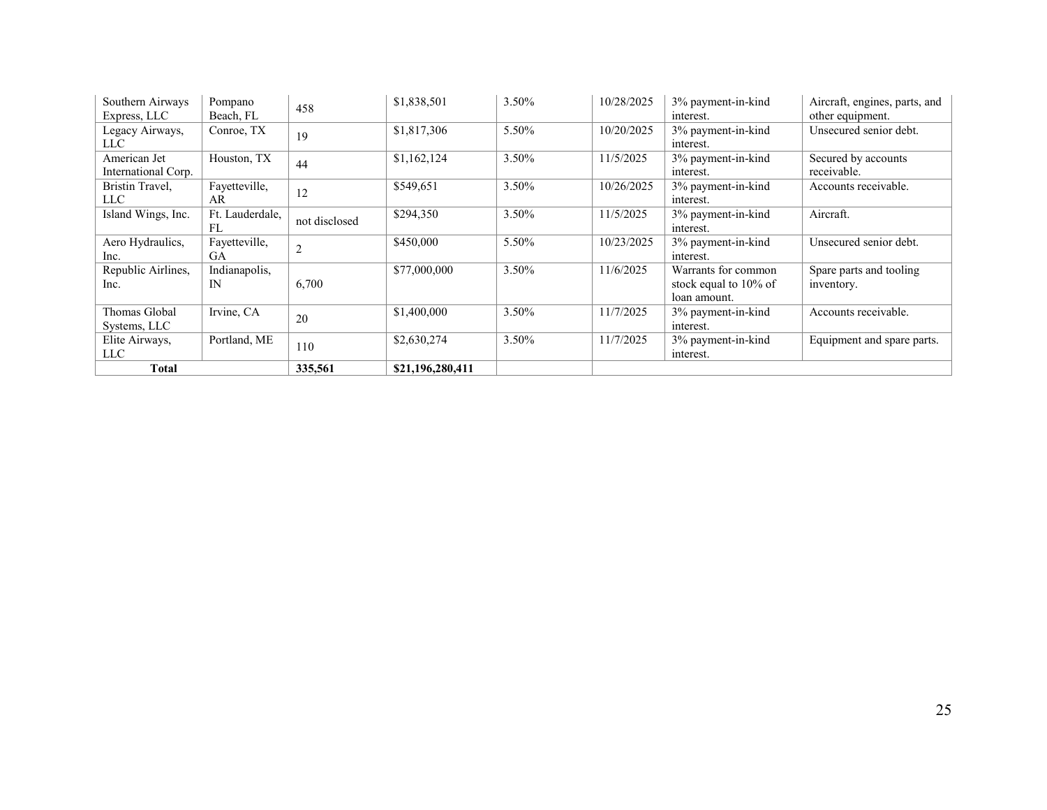| Southern Airways Express, LLC | Pompano Beach, FL | 458 | $1,838,501 | 3.50% | 10/28/2025 | 3% payment-in-kind interest. | Aircraft, engines, parts, and other equipment. |
|---|---|---|---|---|---|---|---|
| Legacy Airways, LLC | Conroe, TX | 19 | $1,817,306 | 5.50% | 10/20/2025 | 3% payment-in-kind interest. | Unsecured senior debt. |
| American Jet International Corp. | Houston, TX | 44 | $1,162,124 | 3.50% | 11/5/2025 | 3% payment-in-kind interest. | Secured by accounts receivable. |
| Bristin Travel, LLC | Fayetteville, AR | 12 | $549,651 | 3.50% | 10/26/2025 | 3% payment-in-kind interest. | Accounts receivable. |
| Island Wings, Inc. | Ft. Lauderdale, FL | not disclosed | $294,350 | 3.50% | 11/5/2025 | 3% payment-in-kind interest. | Aircraft. |
| Aero Hydraulics, Inc. | Fayetteville, GA | 2 | $450,000 | 5.50% | 10/23/2025 | 3% payment-in-kind interest. | Unsecured senior debt. |
| Republic Airlines, Inc. | Indianapolis, IN | 6,700 | $77,000,000 | 3.50% | 11/6/2025 | Warrants for common stock equal to 10% of loan amount. | Spare parts and tooling inventory. |
| Thomas Global Systems, LLC | Irvine, CA | 20 | $1,400,000 | 3.50% | 11/7/2025 | 3% payment-in-kind interest. | Accounts receivable. |
| Elite Airways, LLC | Portland, ME | 110 | $2,630,274 | 3.50% | 11/7/2025 | 3% payment-in-kind interest. | Equipment and spare parts. |
| **Total** | | **335,561** | **$21,196,280,411** | | | | |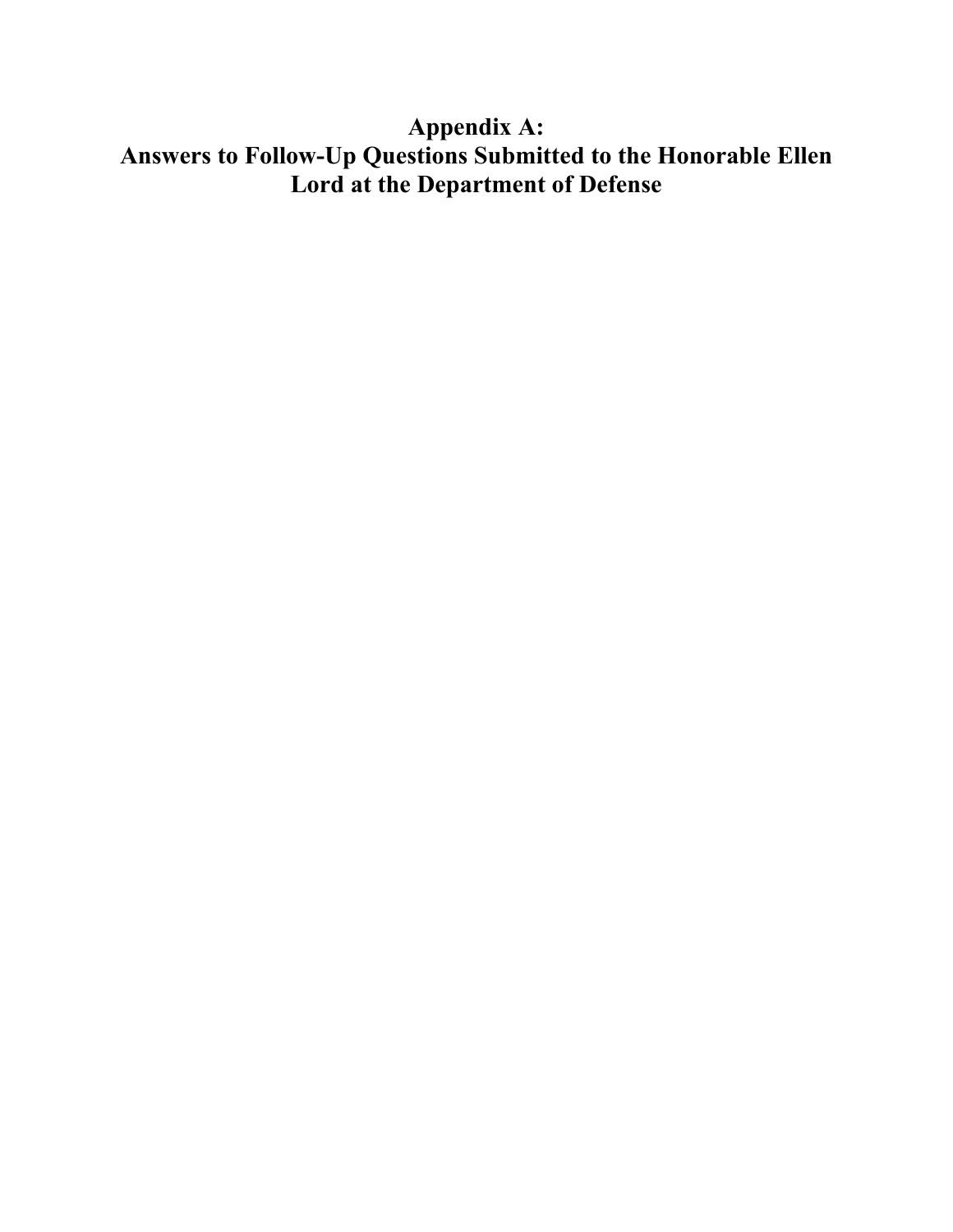# Appendix A:
# Answers to Follow-Up Questions Submitted to the Honorable Ellen Lord at the Department of Defense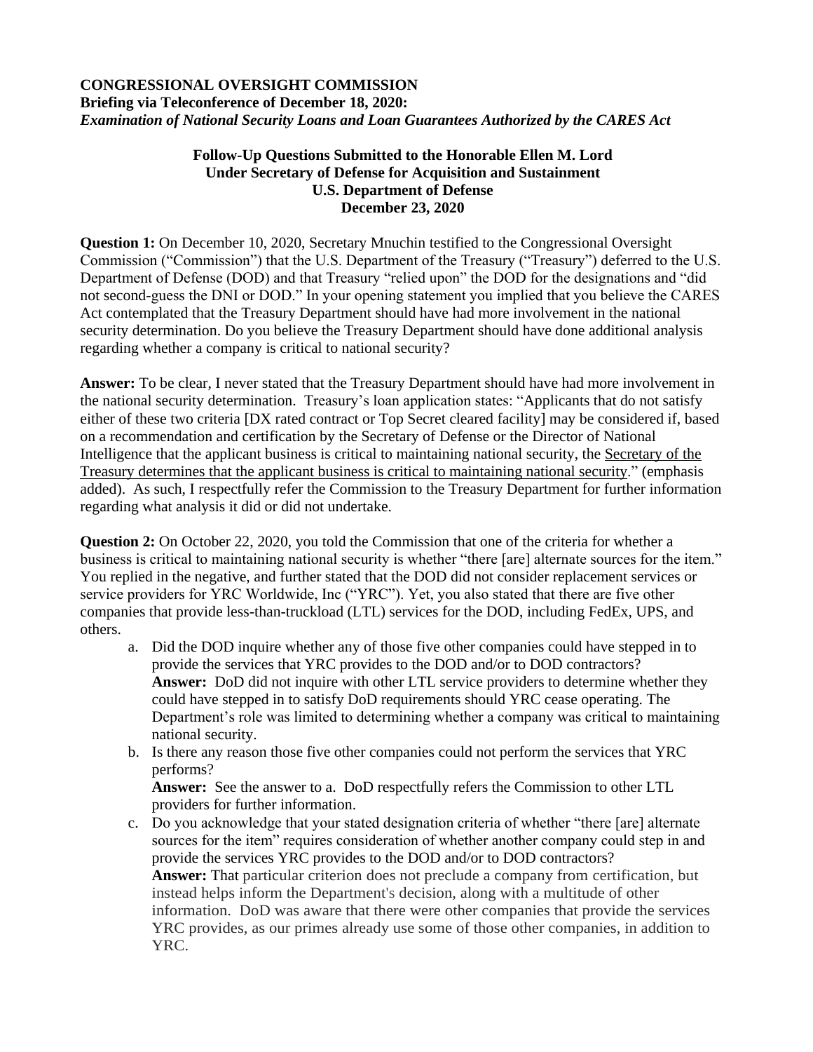**CONGRESSIONAL OVERSIGHT COMMISSION**
**Briefing via Teleconference of December 18, 2020:**
***Examination of National Security Loans and Loan Guarantees Authorized by the CARES Act***

**Follow-Up Questions Submitted to the Honorable Ellen M. Lord**
**Under Secretary of Defense for Acquisition and Sustainment**
**U.S. Department of Defense**
**December 23, 2020**

**Question 1:** On December 10, 2020, Secretary Mnuchin testified to the Congressional Oversight Commission ("Commission") that the U.S. Department of the Treasury ("Treasury") deferred to the U.S. Department of Defense (DOD) and that Treasury "relied upon" the DOD for the designations and "did not second-guess the DNI or DOD." In your opening statement you implied that you believe the CARES Act contemplated that the Treasury Department should have had more involvement in the national security determination. Do you believe the Treasury Department should have done additional analysis regarding whether a company is critical to national security?

**Answer:** To be clear, I never stated that the Treasury Department should have had more involvement in the national security determination. Treasury's loan application states: "Applicants that do not satisfy either of these two criteria [DX rated contract or Top Secret cleared facility] may be considered if, based on a recommendation and certification by the Secretary of Defense or the Director of National Intelligence that the applicant business is critical to maintaining national security, the <u>Secretary of the Treasury determines that the applicant business is critical to maintaining national security</u>." (emphasis added). As such, I respectfully refer the Commission to the Treasury Department for further information regarding what analysis it did or did not undertake.

**Question 2:** On October 22, 2020, you told the Commission that one of the criteria for whether a business is critical to maintaining national security is whether "there [are] alternate sources for the item." You replied in the negative, and further stated that the DOD did not consider replacement services or service providers for YRC Worldwide, Inc ("YRC"). Yet, you also stated that there are five other companies that provide less-than-truckload (LTL) services for the DOD, including FedEx, UPS, and others.

a. Did the DOD inquire whether any of those five other companies could have stepped in to provide the services that YRC provides to the DOD and/or to DOD contractors?
   **Answer:** DoD did not inquire with other LTL service providers to determine whether they could have stepped in to satisfy DoD requirements should YRC cease operating. The Department's role was limited to determining whether a company was critical to maintaining national security.

b. Is there any reason those five other companies could not perform the services that YRC performs?
   **Answer:** See the answer to a. DoD respectfully refers the Commission to other LTL providers for further information.

c. Do you acknowledge that your stated designation criteria of whether "there [are] alternate sources for the item" requires consideration of whether another company could step in and provide the services YRC provides to the DOD and/or to DOD contractors?
   **Answer:** That particular criterion does not preclude a company from certification, but instead helps inform the Department's decision, along with a multitude of other information. DoD was aware that there were other companies that provide the services YRC provides, as our primes already use some of those other companies, in addition to YRC.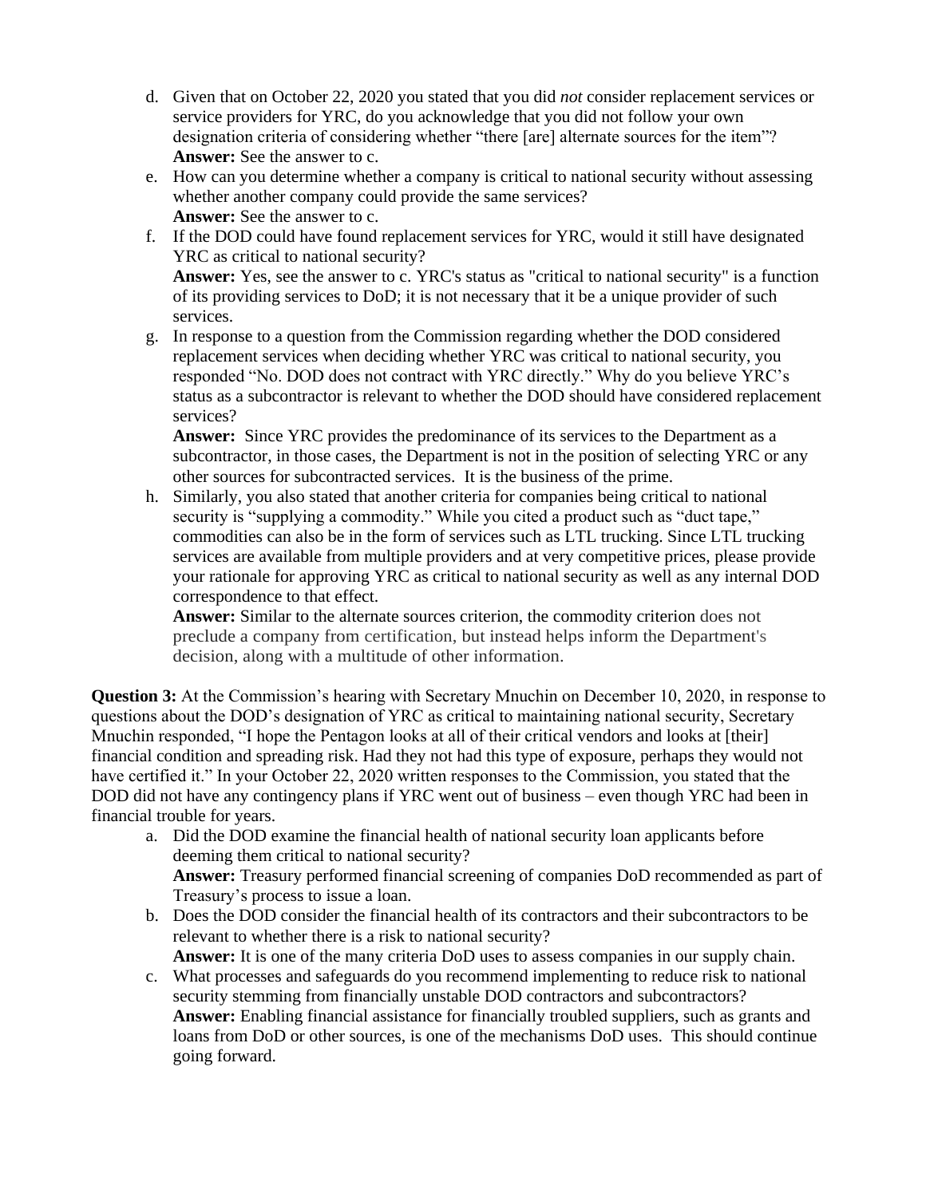d. Given that on October 22, 2020 you stated that you did *not* consider replacement services or service providers for YRC, do you acknowledge that you did not follow your own designation criteria of considering whether "there [are] alternate sources for the item"?
   **Answer:** See the answer to c.
e. How can you determine whether a company is critical to national security without assessing whether another company could provide the same services?
   **Answer:** See the answer to c.
f. If the DOD could have found replacement services for YRC, would it still have designated YRC as critical to national security?
   **Answer:** Yes, see the answer to c. YRC's status as "critical to national security" is a function of its providing services to DoD; it is not necessary that it be a unique provider of such services.
g. In response to a question from the Commission regarding whether the DOD considered replacement services when deciding whether YRC was critical to national security, you responded "No. DOD does not contract with YRC directly." Why do you believe YRC's status as a subcontractor is relevant to whether the DOD should have considered replacement services?
   **Answer:** Since YRC provides the predominance of its services to the Department as a subcontractor, in those cases, the Department is not in the position of selecting YRC or any other sources for subcontracted services. It is the business of the prime.
h. Similarly, you also stated that another criteria for companies being critical to national security is "supplying a commodity." While you cited a product such as "duct tape," commodities can also be in the form of services such as LTL trucking. Since LTL trucking services are available from multiple providers and at very competitive prices, please provide your rationale for approving YRC as critical to national security as well as any internal DOD correspondence to that effect.
   **Answer:** Similar to the alternate sources criterion, the commodity criterion does not preclude a company from certification, but instead helps inform the Department's decision, along with a multitude of other information.

**Question 3:** At the Commission's hearing with Secretary Mnuchin on December 10, 2020, in response to questions about the DOD's designation of YRC as critical to maintaining national security, Secretary Mnuchin responded, "I hope the Pentagon looks at all of their critical vendors and looks at [their] financial condition and spreading risk. Had they not had this type of exposure, perhaps they would not have certified it." In your October 22, 2020 written responses to the Commission, you stated that the DOD did not have any contingency plans if YRC went out of business – even though YRC had been in financial trouble for years.

a. Did the DOD examine the financial health of national security loan applicants before deeming them critical to national security?
   **Answer:** Treasury performed financial screening of companies DoD recommended as part of Treasury's process to issue a loan.
b. Does the DOD consider the financial health of its contractors and their subcontractors to be relevant to whether there is a risk to national security?
   **Answer:** It is one of the many criteria DoD uses to assess companies in our supply chain.
c. What processes and safeguards do you recommend implementing to reduce risk to national security stemming from financially unstable DOD contractors and subcontractors?
   **Answer:** Enabling financial assistance for financially troubled suppliers, such as grants and loans from DoD or other sources, is one of the mechanisms DoD uses. This should continue going forward.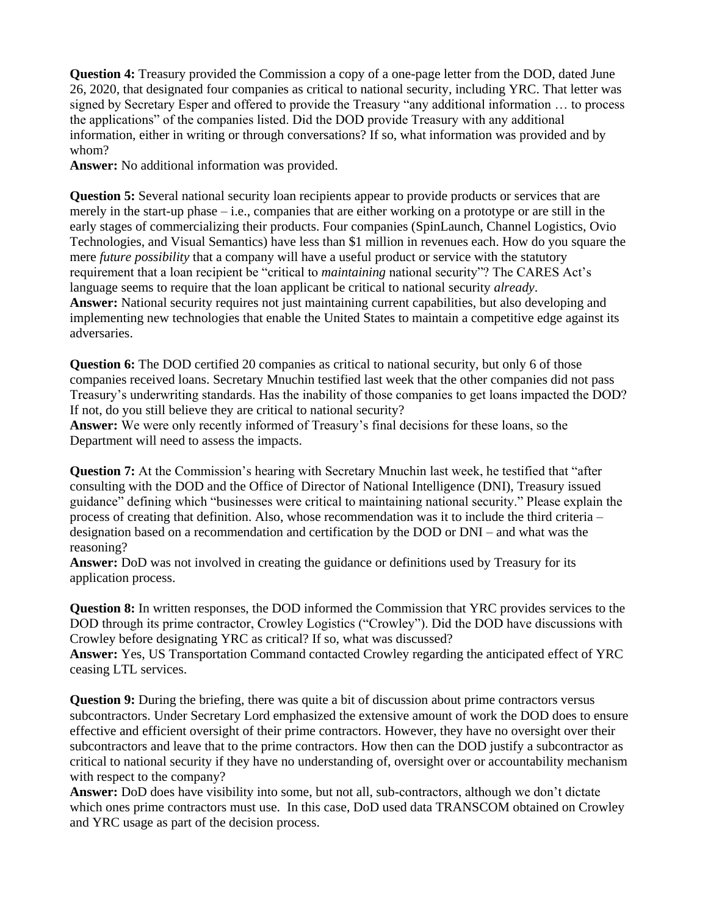**Question 4:** Treasury provided the Commission a copy of a one-page letter from the DOD, dated June 26, 2020, that designated four companies as critical to national security, including YRC. That letter was signed by Secretary Esper and offered to provide the Treasury "any additional information … to process the applications" of the companies listed. Did the DOD provide Treasury with any additional information, either in writing or through conversations? If so, what information was provided and by whom?
**Answer:** No additional information was provided.

**Question 5:** Several national security loan recipients appear to provide products or services that are merely in the start-up phase – i.e., companies that are either working on a prototype or are still in the early stages of commercializing their products. Four companies (SpinLaunch, Channel Logistics, Ovio Technologies, and Visual Semantics) have less than $1 million in revenues each. How do you square the mere *future possibility* that a company will have a useful product or service with the statutory requirement that a loan recipient be "critical to *maintaining* national security"? The CARES Act's language seems to require that the loan applicant be critical to national security *already*.
**Answer:** National security requires not just maintaining current capabilities, but also developing and implementing new technologies that enable the United States to maintain a competitive edge against its adversaries.

**Question 6:** The DOD certified 20 companies as critical to national security, but only 6 of those companies received loans. Secretary Mnuchin testified last week that the other companies did not pass Treasury's underwriting standards. Has the inability of those companies to get loans impacted the DOD? If not, do you still believe they are critical to national security?
**Answer:** We were only recently informed of Treasury's final decisions for these loans, so the Department will need to assess the impacts.

**Question 7:** At the Commission's hearing with Secretary Mnuchin last week, he testified that "after consulting with the DOD and the Office of Director of National Intelligence (DNI), Treasury issued guidance" defining which "businesses were critical to maintaining national security." Please explain the process of creating that definition. Also, whose recommendation was it to include the third criteria – designation based on a recommendation and certification by the DOD or DNI – and what was the reasoning?
**Answer:** DoD was not involved in creating the guidance or definitions used by Treasury for its application process.

**Question 8:** In written responses, the DOD informed the Commission that YRC provides services to the DOD through its prime contractor, Crowley Logistics ("Crowley"). Did the DOD have discussions with Crowley before designating YRC as critical? If so, what was discussed?
**Answer:** Yes, US Transportation Command contacted Crowley regarding the anticipated effect of YRC ceasing LTL services.

**Question 9:** During the briefing, there was quite a bit of discussion about prime contractors versus subcontractors. Under Secretary Lord emphasized the extensive amount of work the DOD does to ensure effective and efficient oversight of their prime contractors. However, they have no oversight over their subcontractors and leave that to the prime contractors. How then can the DOD justify a subcontractor as critical to national security if they have no understanding of, oversight over or accountability mechanism with respect to the company?
**Answer:** DoD does have visibility into some, but not all, sub-contractors, although we don't dictate which ones prime contractors must use. In this case, DoD used data TRANSCOM obtained on Crowley and YRC usage as part of the decision process.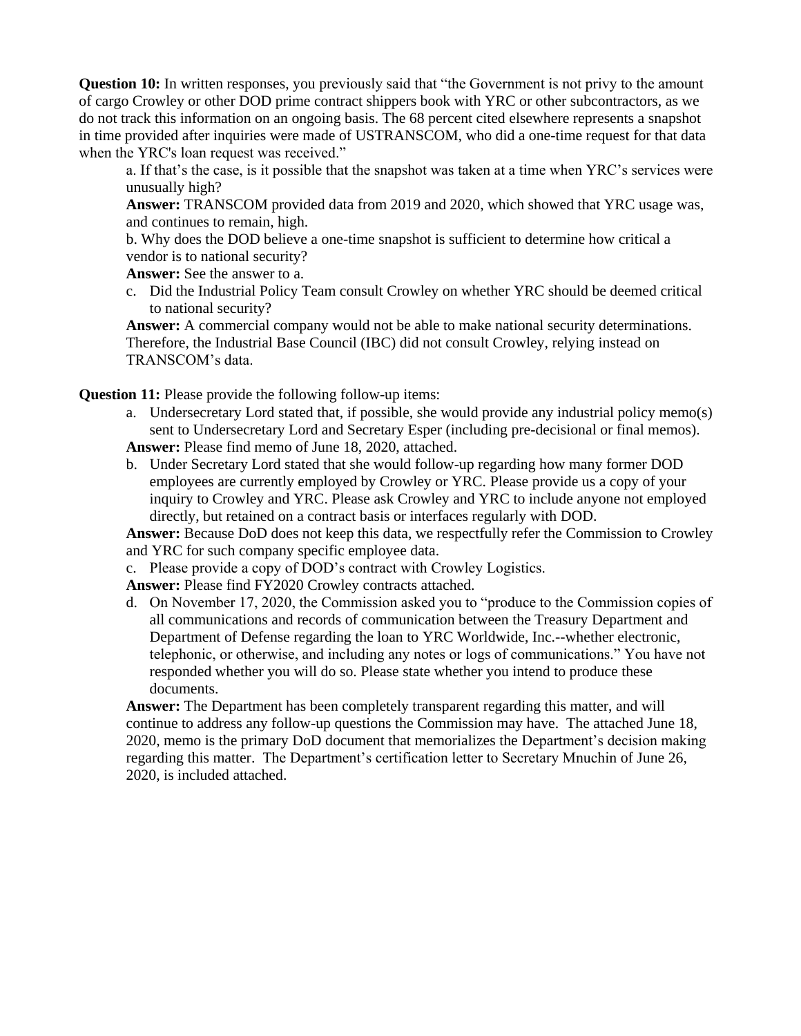**Question 10:** In written responses, you previously said that "the Government is not privy to the amount of cargo Crowley or other DOD prime contract shippers book with YRC or other subcontractors, as we do not track this information on an ongoing basis. The 68 percent cited elsewhere represents a snapshot in time provided after inquiries were made of USTRANSCOM, who did a one-time request for that data when the YRC's loan request was received."

a. If that's the case, is it possible that the snapshot was taken at a time when YRC's services were unusually high?

**Answer:** TRANSCOM provided data from 2019 and 2020, which showed that YRC usage was, and continues to remain, high.

b. Why does the DOD believe a one-time snapshot is sufficient to determine how critical a vendor is to national security?

**Answer:** See the answer to a.

c. Did the Industrial Policy Team consult Crowley on whether YRC should be deemed critical to national security?

**Answer:** A commercial company would not be able to make national security determinations. Therefore, the Industrial Base Council (IBC) did not consult Crowley, relying instead on TRANSCOM's data.

**Question 11:** Please provide the following follow-up items:

a. Undersecretary Lord stated that, if possible, she would provide any industrial policy memo(s) sent to Undersecretary Lord and Secretary Esper (including pre-decisional or final memos).

**Answer:** Please find memo of June 18, 2020, attached.

b. Under Secretary Lord stated that she would follow-up regarding how many former DOD employees are currently employed by Crowley or YRC. Please provide us a copy of your inquiry to Crowley and YRC. Please ask Crowley and YRC to include anyone not employed directly, but retained on a contract basis or interfaces regularly with DOD.

**Answer:** Because DoD does not keep this data, we respectfully refer the Commission to Crowley and YRC for such company specific employee data.

c. Please provide a copy of DOD's contract with Crowley Logistics.

**Answer:** Please find FY2020 Crowley contracts attached.

d. On November 17, 2020, the Commission asked you to "produce to the Commission copies of all communications and records of communication between the Treasury Department and Department of Defense regarding the loan to YRC Worldwide, Inc.--whether electronic, telephonic, or otherwise, and including any notes or logs of communications." You have not responded whether you will do so. Please state whether you intend to produce these documents.

**Answer:** The Department has been completely transparent regarding this matter, and will continue to address any follow-up questions the Commission may have. The attached June 18, 2020, memo is the primary DoD document that memorializes the Department's decision making regarding this matter. The Department's certification letter to Secretary Mnuchin of June 26, 2020, is included attached.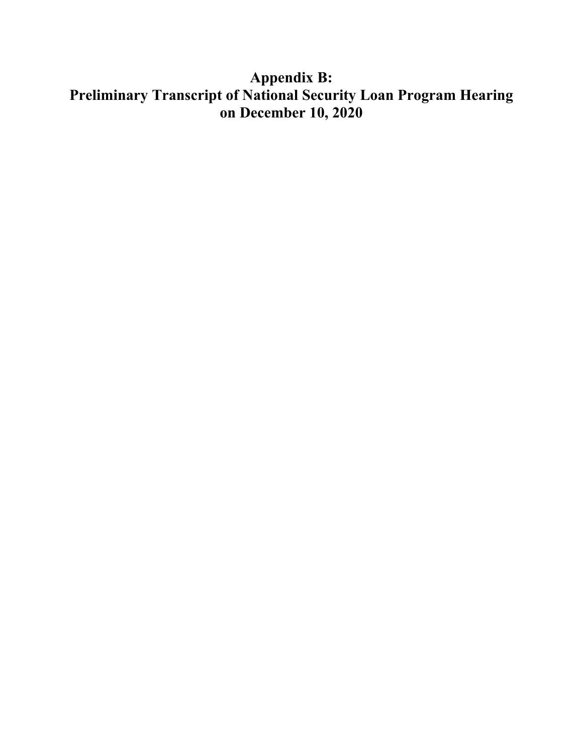# Appendix B:
# Preliminary Transcript of National Security Loan Program Hearing on December 10, 2020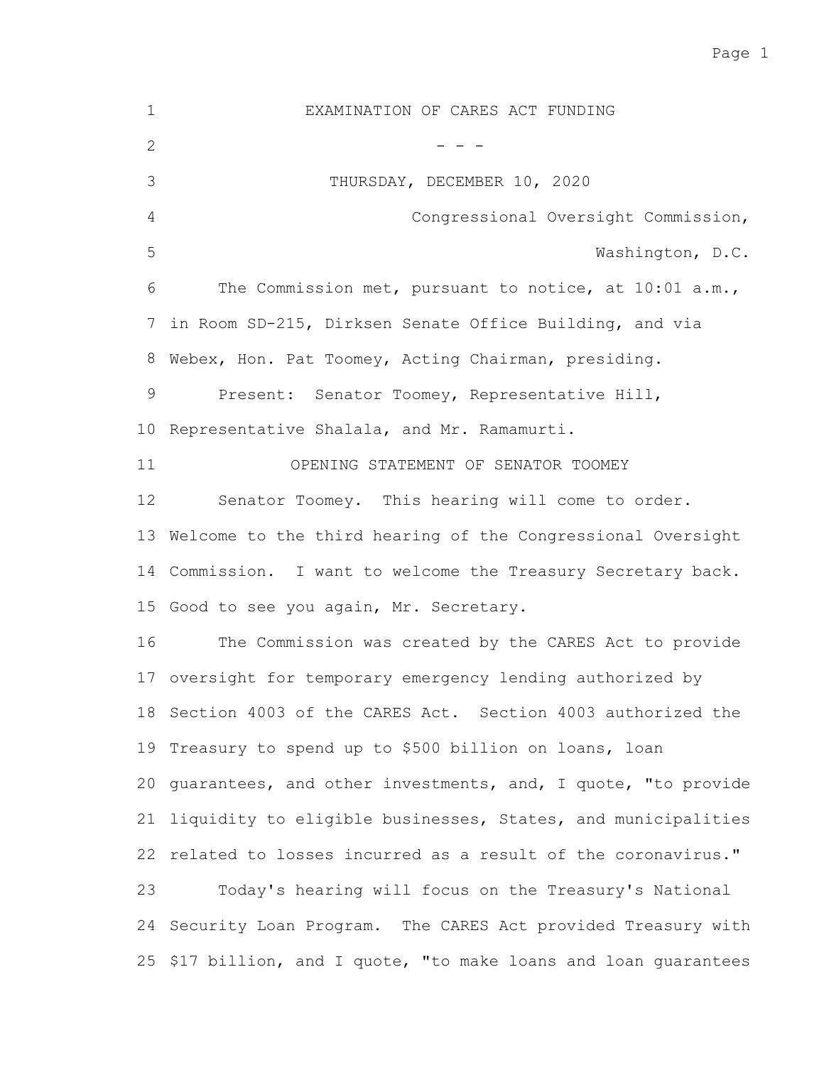# EXAMINATION OF CARES ACT FUNDING

\- - -

THURSDAY, DECEMBER 10, 2020

Congressional Oversight Commission,

Washington, D.C.

The Commission met, pursuant to notice, at 10:01 a.m., in Room SD-215, Dirksen Senate Office Building, and via Webex, Hon. Pat Toomey, Acting Chairman, presiding.

Present: Senator Toomey, Representative Hill, Representative Shalala, and Mr. Ramamurti.

## OPENING STATEMENT OF SENATOR TOOMEY

Senator Toomey. This hearing will come to order. Welcome to the third hearing of the Congressional Oversight Commission. I want to welcome the Treasury Secretary back. Good to see you again, Mr. Secretary.

The Commission was created by the CARES Act to provide oversight for temporary emergency lending authorized by Section 4003 of the CARES Act. Section 4003 authorized the Treasury to spend up to $500 billion on loans, loan guarantees, and other investments, and, I quote, "to provide liquidity to eligible businesses, States, and municipalities related to losses incurred as a result of the coronavirus."

Today's hearing will focus on the Treasury's National Security Loan Program. The CARES Act provided Treasury with $17 billion, and I quote, "to make loans and loan guarantees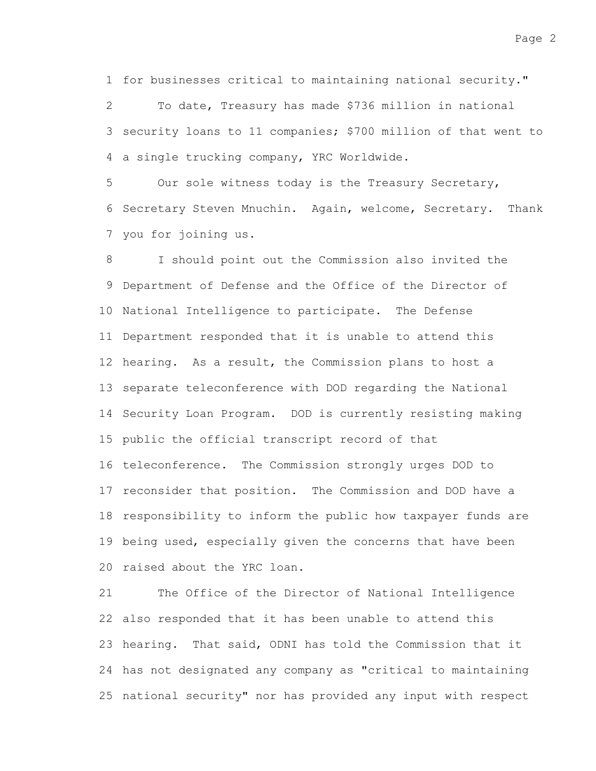for businesses critical to maintaining national security."

To date, Treasury has made $736 million in national security loans to 11 companies; $700 million of that went to a single trucking company, YRC Worldwide.

Our sole witness today is the Treasury Secretary, Secretary Steven Mnuchin. Again, welcome, Secretary. Thank you for joining us.

I should point out the Commission also invited the Department of Defense and the Office of the Director of National Intelligence to participate. The Defense Department responded that it is unable to attend this hearing. As a result, the Commission plans to host a separate teleconference with DOD regarding the National Security Loan Program. DOD is currently resisting making public the official transcript record of that teleconference. The Commission strongly urges DOD to reconsider that position. The Commission and DOD have a responsibility to inform the public how taxpayer funds are being used, especially given the concerns that have been raised about the YRC loan.

The Office of the Director of National Intelligence also responded that it has been unable to attend this hearing. That said, ODNI has told the Commission that it has not designated any company as "critical to maintaining national security" nor has provided any input with respect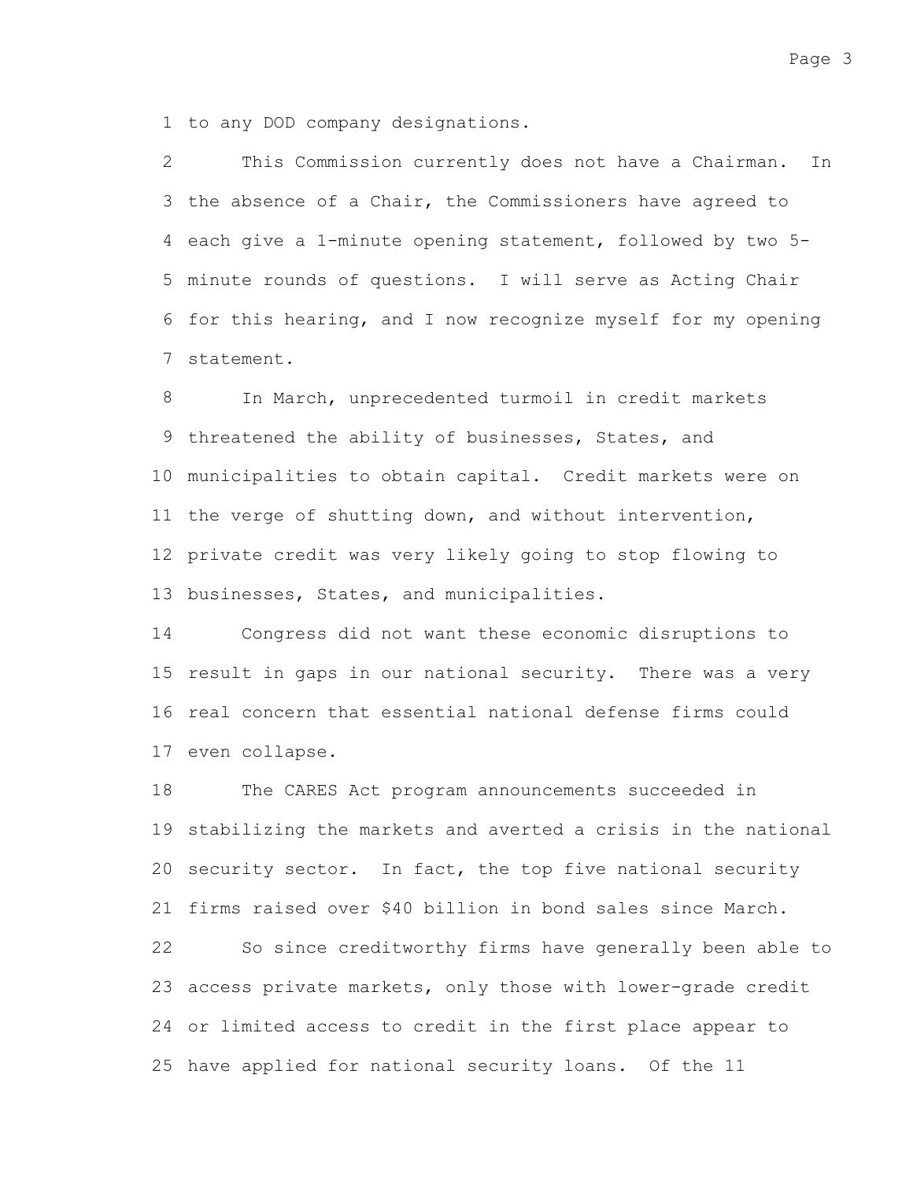to any DOD company designations.

This Commission currently does not have a Chairman. In the absence of a Chair, the Commissioners have agreed to each give a 1-minute opening statement, followed by two 5-minute rounds of questions. I will serve as Acting Chair for this hearing, and I now recognize myself for my opening statement.

In March, unprecedented turmoil in credit markets threatened the ability of businesses, States, and municipalities to obtain capital. Credit markets were on the verge of shutting down, and without intervention, private credit was very likely going to stop flowing to businesses, States, and municipalities.

Congress did not want these economic disruptions to result in gaps in our national security. There was a very real concern that essential national defense firms could even collapse.

The CARES Act program announcements succeeded in stabilizing the markets and averted a crisis in the national security sector. In fact, the top five national security firms raised over $40 billion in bond sales since March.

So since creditworthy firms have generally been able to access private markets, only those with lower-grade credit or limited access to credit in the first place appear to have applied for national security loans. Of the 11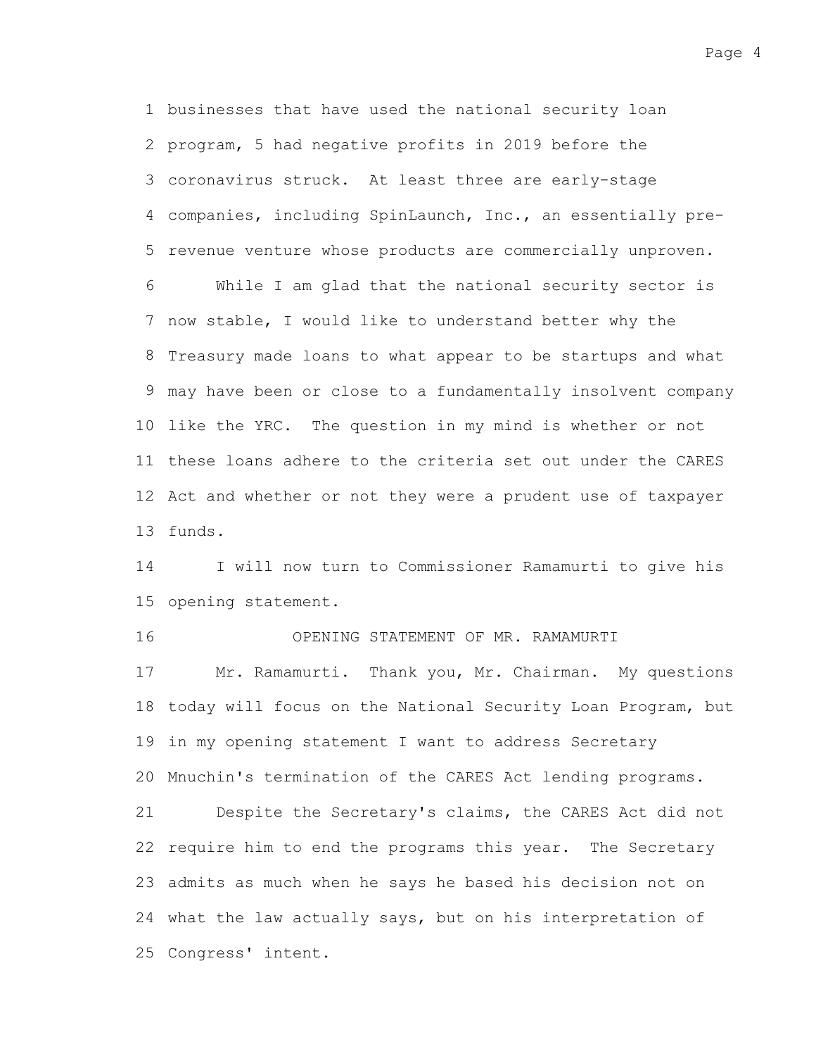businesses that have used the national security loan program, 5 had negative profits in 2019 before the coronavirus struck. At least three are early-stage companies, including SpinLaunch, Inc., an essentially pre-revenue venture whose products are commercially unproven.

While I am glad that the national security sector is now stable, I would like to understand better why the Treasury made loans to what appear to be startups and what may have been or close to a fundamentally insolvent company like the YRC. The question in my mind is whether or not these loans adhere to the criteria set out under the CARES Act and whether or not they were a prudent use of taxpayer funds.

I will now turn to Commissioner Ramamurti to give his opening statement.

## OPENING STATEMENT OF MR. RAMAMURTI

Mr. Ramamurti. Thank you, Mr. Chairman. My questions today will focus on the National Security Loan Program, but in my opening statement I want to address Secretary Mnuchin's termination of the CARES Act lending programs.

Despite the Secretary's claims, the CARES Act did not require him to end the programs this year. The Secretary admits as much when he says he based his decision not on what the law actually says, but on his interpretation of Congress' intent.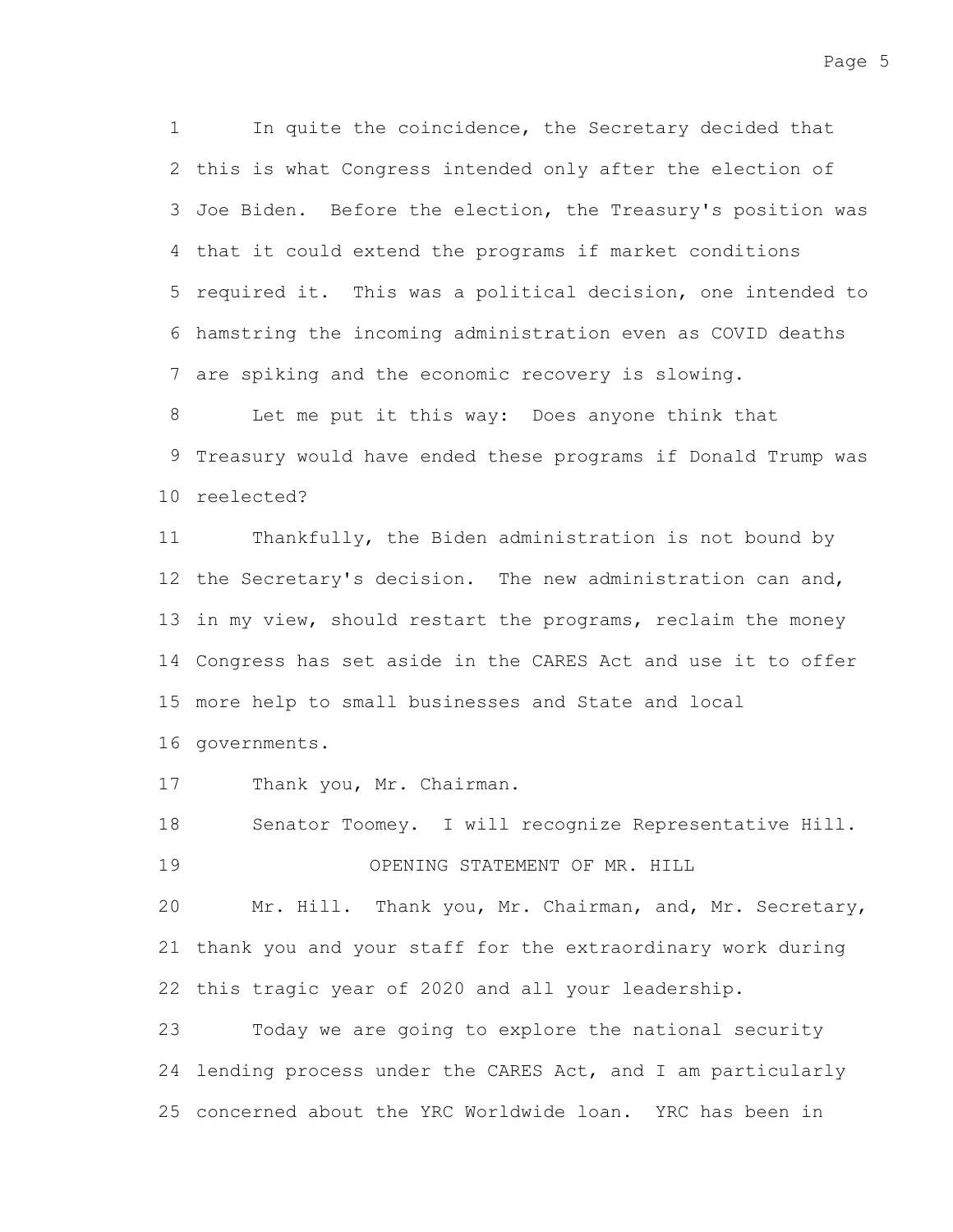In quite the coincidence, the Secretary decided that this is what Congress intended only after the election of Joe Biden. Before the election, the Treasury's position was that it could extend the programs if market conditions required it. This was a political decision, one intended to hamstring the incoming administration even as COVID deaths are spiking and the economic recovery is slowing.

Let me put it this way: Does anyone think that Treasury would have ended these programs if Donald Trump was reelected?

Thankfully, the Biden administration is not bound by the Secretary's decision. The new administration can and, in my view, should restart the programs, reclaim the money Congress has set aside in the CARES Act and use it to offer more help to small businesses and State and local governments.

Thank you, Mr. Chairman.

Senator Toomey. I will recognize Representative Hill.

## OPENING STATEMENT OF MR. HILL

Mr. Hill. Thank you, Mr. Chairman, and, Mr. Secretary, thank you and your staff for the extraordinary work during this tragic year of 2020 and all your leadership.

Today we are going to explore the national security lending process under the CARES Act, and I am particularly concerned about the YRC Worldwide loan. YRC has been in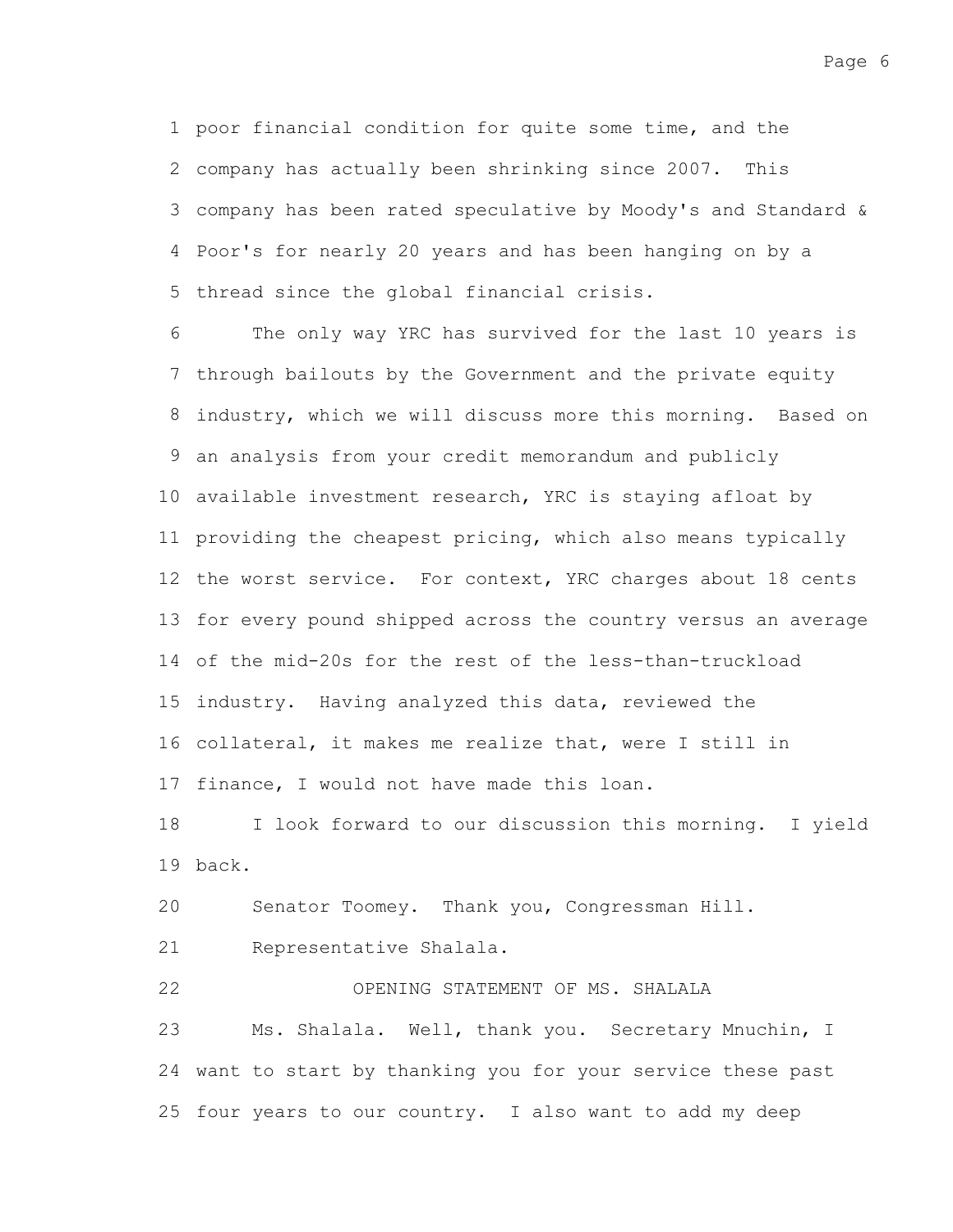poor financial condition for quite some time, and the company has actually been shrinking since 2007. This company has been rated speculative by Moody's and Standard & Poor's for nearly 20 years and has been hanging on by a thread since the global financial crisis.

The only way YRC has survived for the last 10 years is through bailouts by the Government and the private equity industry, which we will discuss more this morning. Based on an analysis from your credit memorandum and publicly available investment research, YRC is staying afloat by providing the cheapest pricing, which also means typically the worst service. For context, YRC charges about 18 cents for every pound shipped across the country versus an average of the mid-20s for the rest of the less-than-truckload industry. Having analyzed this data, reviewed the collateral, it makes me realize that, were I still in finance, I would not have made this loan.

I look forward to our discussion this morning. I yield back.

Senator Toomey. Thank you, Congressman Hill.

Representative Shalala.

## OPENING STATEMENT OF MS. SHALALA

Ms. Shalala. Well, thank you. Secretary Mnuchin, I want to start by thanking you for your service these past four years to our country. I also want to add my deep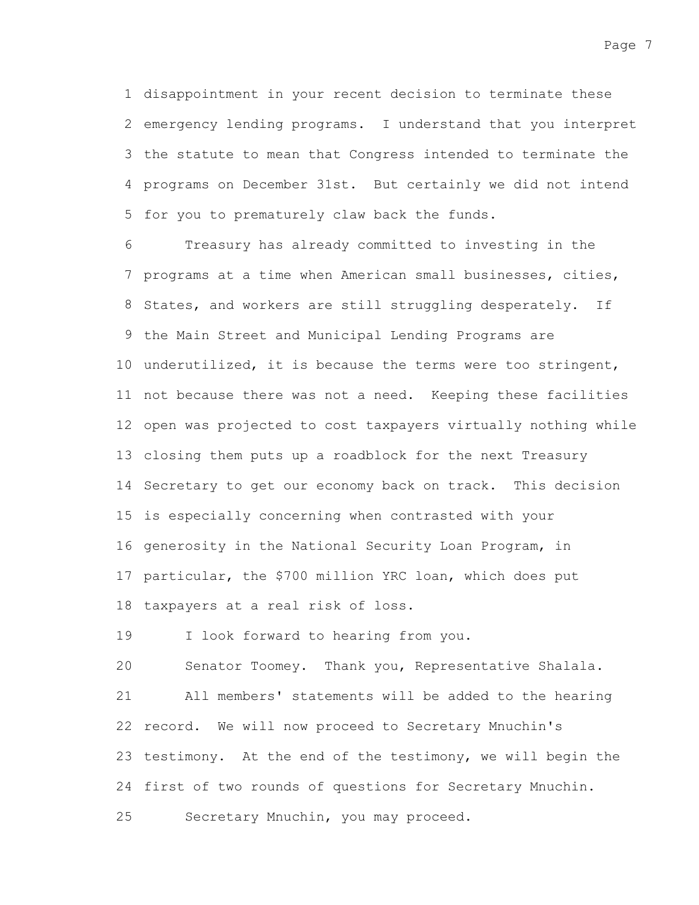disappointment in your recent decision to terminate these emergency lending programs. I understand that you interpret the statute to mean that Congress intended to terminate the programs on December 31st. But certainly we did not intend for you to prematurely claw back the funds.

Treasury has already committed to investing in the programs at a time when American small businesses, cities, States, and workers are still struggling desperately. If the Main Street and Municipal Lending Programs are underutilized, it is because the terms were too stringent, not because there was not a need. Keeping these facilities open was projected to cost taxpayers virtually nothing while closing them puts up a roadblock for the next Treasury Secretary to get our economy back on track. This decision is especially concerning when contrasted with your generosity in the National Security Loan Program, in particular, the $700 million YRC loan, which does put taxpayers at a real risk of loss.

I look forward to hearing from you.

Senator Toomey. Thank you, Representative Shalala.

All members' statements will be added to the hearing record. We will now proceed to Secretary Mnuchin's testimony. At the end of the testimony, we will begin the first of two rounds of questions for Secretary Mnuchin.

Secretary Mnuchin, you may proceed.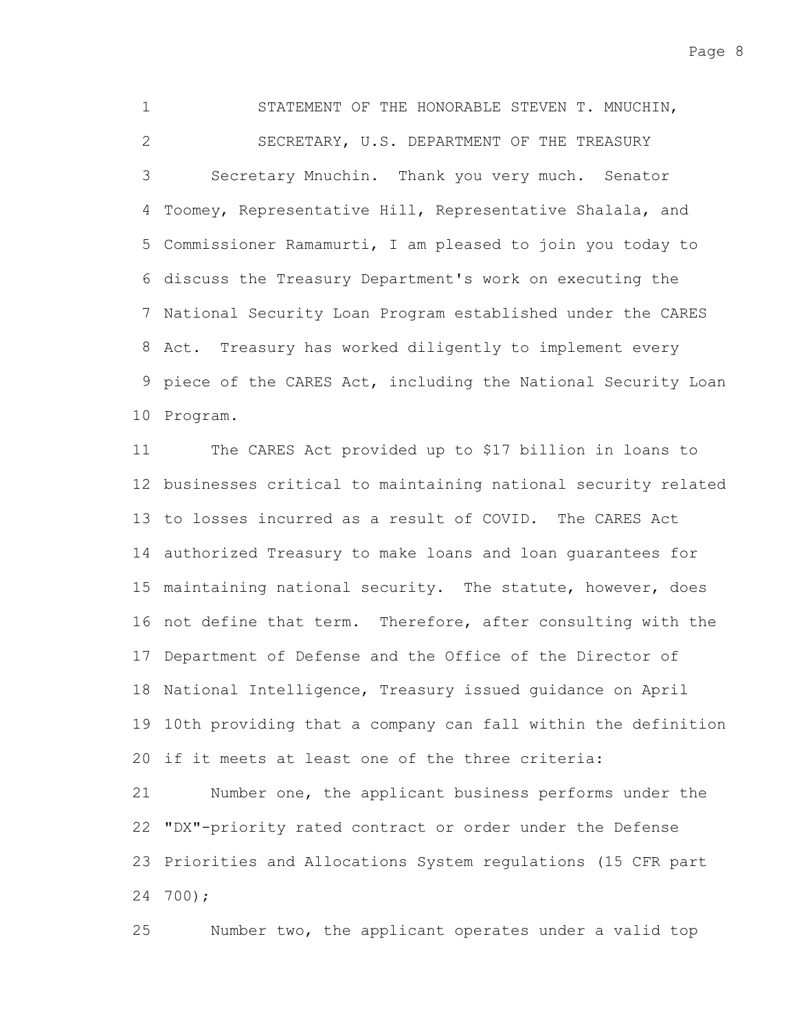STATEMENT OF THE HONORABLE STEVEN T. MNUCHIN,

SECRETARY, U.S. DEPARTMENT OF THE TREASURY

Secretary Mnuchin. Thank you very much. Senator Toomey, Representative Hill, Representative Shalala, and Commissioner Ramamurti, I am pleased to join you today to discuss the Treasury Department's work on executing the National Security Loan Program established under the CARES Act. Treasury has worked diligently to implement every piece of the CARES Act, including the National Security Loan Program.

The CARES Act provided up to $17 billion in loans to businesses critical to maintaining national security related to losses incurred as a result of COVID. The CARES Act authorized Treasury to make loans and loan guarantees for maintaining national security. The statute, however, does not define that term. Therefore, after consulting with the Department of Defense and the Office of the Director of National Intelligence, Treasury issued guidance on April 10th providing that a company can fall within the definition if it meets at least one of the three criteria:

Number one, the applicant business performs under the "DX"-priority rated contract or order under the Defense Priorities and Allocations System regulations (15 CFR part 700);

Number two, the applicant operates under a valid top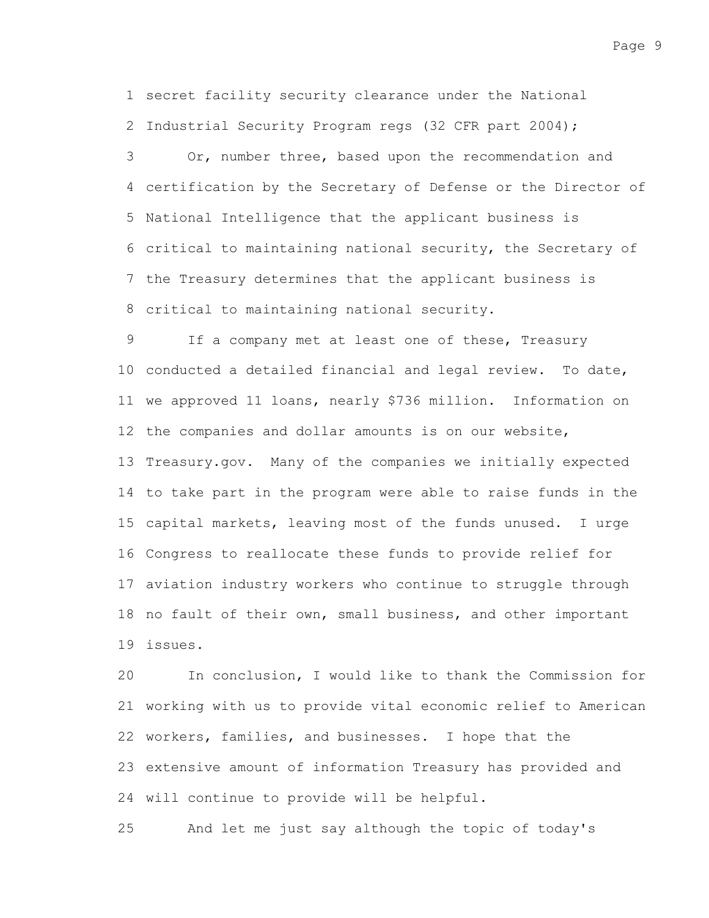secret facility security clearance under the National Industrial Security Program regs (32 CFR part 2004);

Or, number three, based upon the recommendation and certification by the Secretary of Defense or the Director of National Intelligence that the applicant business is critical to maintaining national security, the Secretary of the Treasury determines that the applicant business is critical to maintaining national security.

If a company met at least one of these, Treasury conducted a detailed financial and legal review. To date, we approved 11 loans, nearly $736 million. Information on the companies and dollar amounts is on our website, Treasury.gov. Many of the companies we initially expected to take part in the program were able to raise funds in the capital markets, leaving most of the funds unused. I urge Congress to reallocate these funds to provide relief for aviation industry workers who continue to struggle through no fault of their own, small business, and other important issues.

In conclusion, I would like to thank the Commission for working with us to provide vital economic relief to American workers, families, and businesses. I hope that the extensive amount of information Treasury has provided and will continue to provide will be helpful.

And let me just say although the topic of today's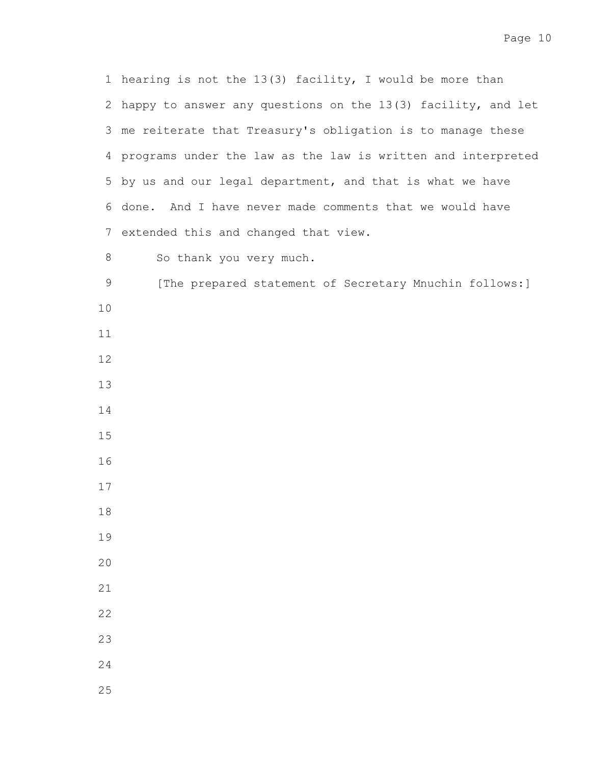hearing is not the 13(3) facility, I would be more than happy to answer any questions on the 13(3) facility, and let me reiterate that Treasury's obligation is to manage these programs under the law as the law is written and interpreted by us and our legal department, and that is what we have done. And I have never made comments that we would have extended this and changed that view.

So thank you very much.

[The prepared statement of Secretary Mnuchin follows:]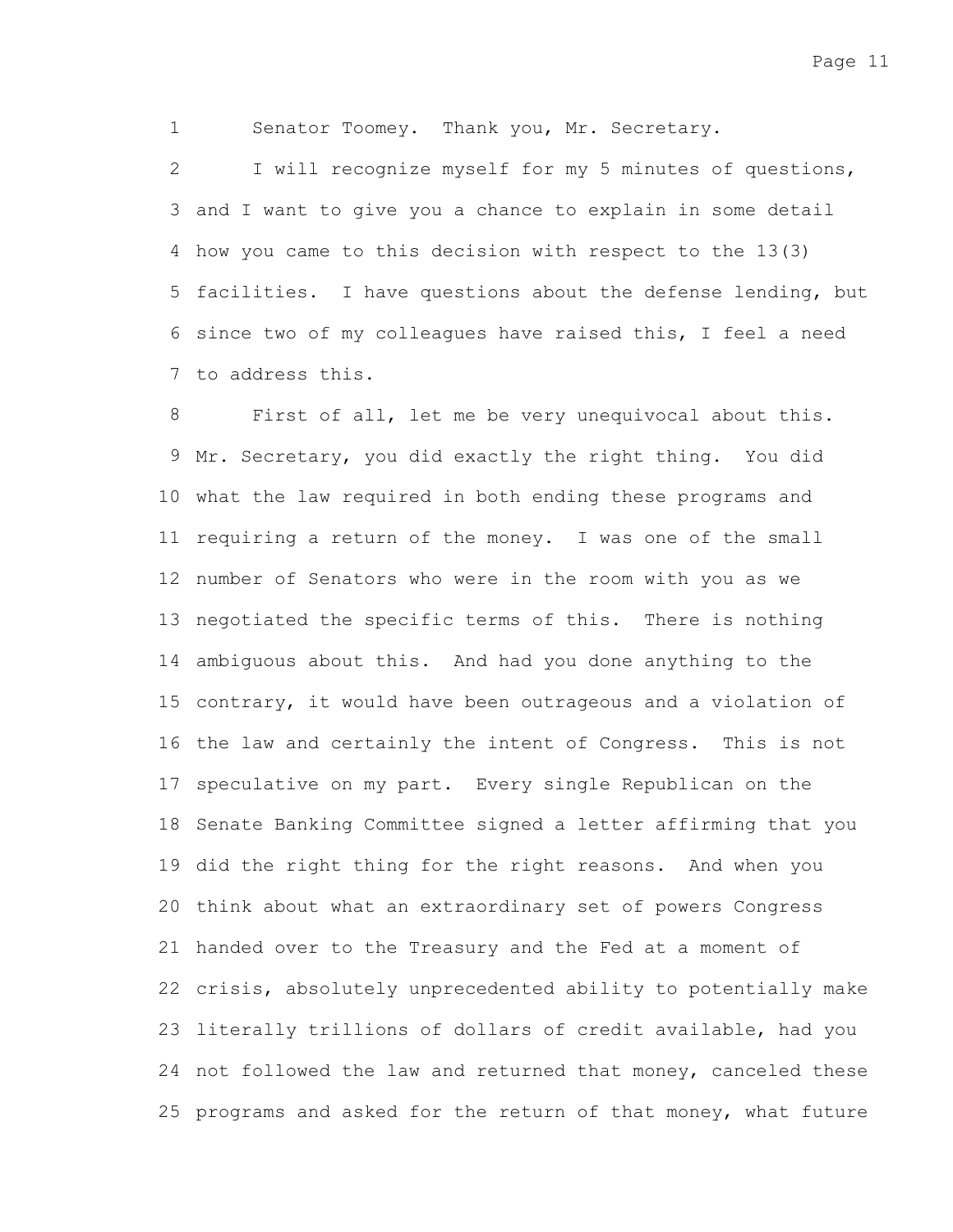Senator Toomey. Thank you, Mr. Secretary.

I will recognize myself for my 5 minutes of questions, and I want to give you a chance to explain in some detail how you came to this decision with respect to the 13(3) facilities. I have questions about the defense lending, but since two of my colleagues have raised this, I feel a need to address this.

First of all, let me be very unequivocal about this. Mr. Secretary, you did exactly the right thing. You did what the law required in both ending these programs and requiring a return of the money. I was one of the small number of Senators who were in the room with you as we negotiated the specific terms of this. There is nothing ambiguous about this. And had you done anything to the contrary, it would have been outrageous and a violation of the law and certainly the intent of Congress. This is not speculative on my part. Every single Republican on the Senate Banking Committee signed a letter affirming that you did the right thing for the right reasons. And when you think about what an extraordinary set of powers Congress handed over to the Treasury and the Fed at a moment of crisis, absolutely unprecedented ability to potentially make literally trillions of dollars of credit available, had you not followed the law and returned that money, canceled these programs and asked for the return of that money, what future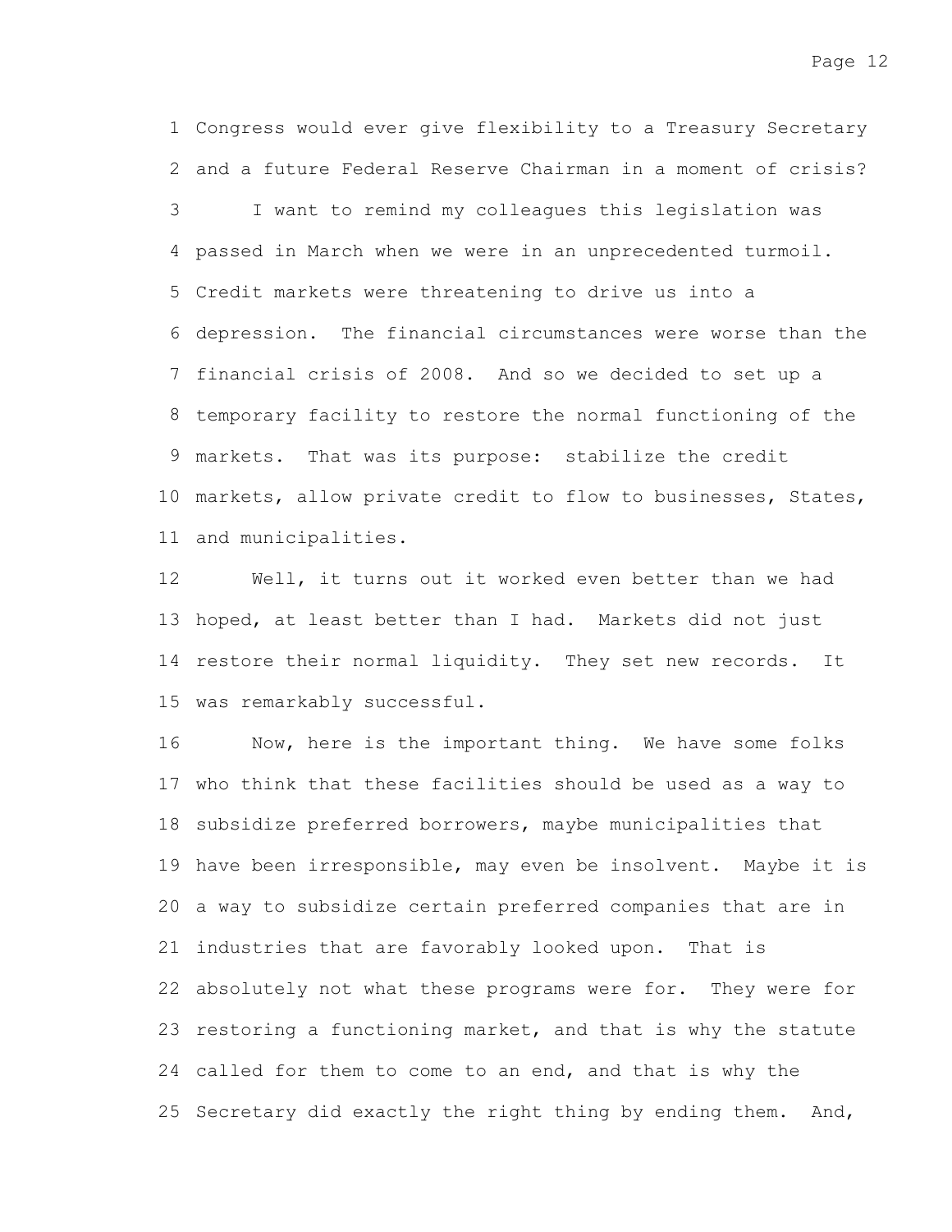Congress would ever give flexibility to a Treasury Secretary and a future Federal Reserve Chairman in a moment of crisis?

I want to remind my colleagues this legislation was passed in March when we were in an unprecedented turmoil. Credit markets were threatening to drive us into a depression. The financial circumstances were worse than the financial crisis of 2008. And so we decided to set up a temporary facility to restore the normal functioning of the markets. That was its purpose: stabilize the credit markets, allow private credit to flow to businesses, States, and municipalities.

Well, it turns out it worked even better than we had hoped, at least better than I had. Markets did not just restore their normal liquidity. They set new records. It was remarkably successful.

Now, here is the important thing. We have some folks who think that these facilities should be used as a way to subsidize preferred borrowers, maybe municipalities that have been irresponsible, may even be insolvent. Maybe it is a way to subsidize certain preferred companies that are in industries that are favorably looked upon. That is absolutely not what these programs were for. They were for restoring a functioning market, and that is why the statute called for them to come to an end, and that is why the Secretary did exactly the right thing by ending them. And,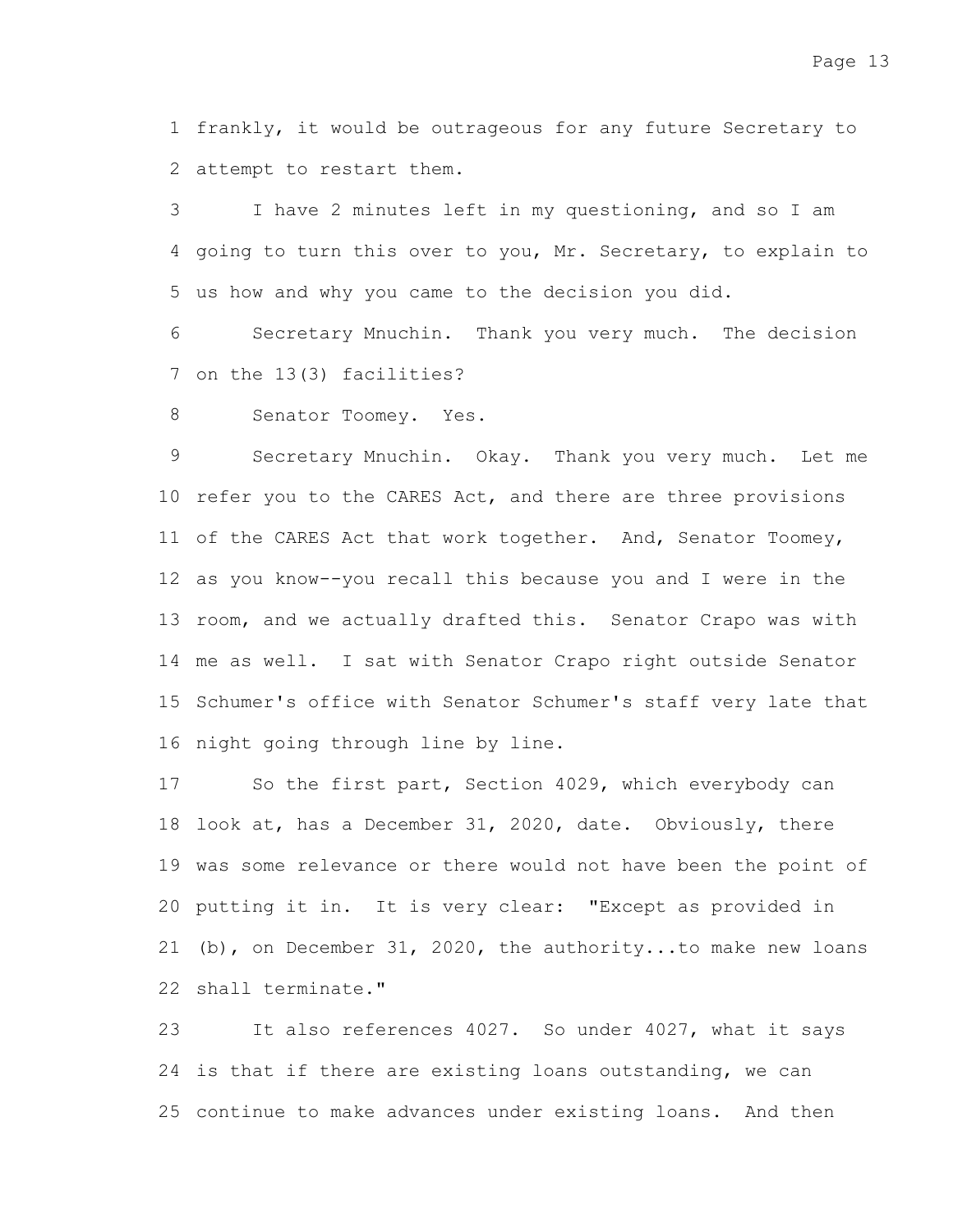frankly, it would be outrageous for any future Secretary to attempt to restart them.

I have 2 minutes left in my questioning, and so I am going to turn this over to you, Mr. Secretary, to explain to us how and why you came to the decision you did.

Secretary Mnuchin. Thank you very much. The decision on the 13(3) facilities?

Senator Toomey. Yes.

Secretary Mnuchin. Okay. Thank you very much. Let me refer you to the CARES Act, and there are three provisions of the CARES Act that work together. And, Senator Toomey, as you know--you recall this because you and I were in the room, and we actually drafted this. Senator Crapo was with me as well. I sat with Senator Crapo right outside Senator Schumer's office with Senator Schumer's staff very late that night going through line by line.

So the first part, Section 4029, which everybody can look at, has a December 31, 2020, date. Obviously, there was some relevance or there would not have been the point of putting it in. It is very clear: "Except as provided in (b), on December 31, 2020, the authority...to make new loans shall terminate."

It also references 4027. So under 4027, what it says is that if there are existing loans outstanding, we can continue to make advances under existing loans. And then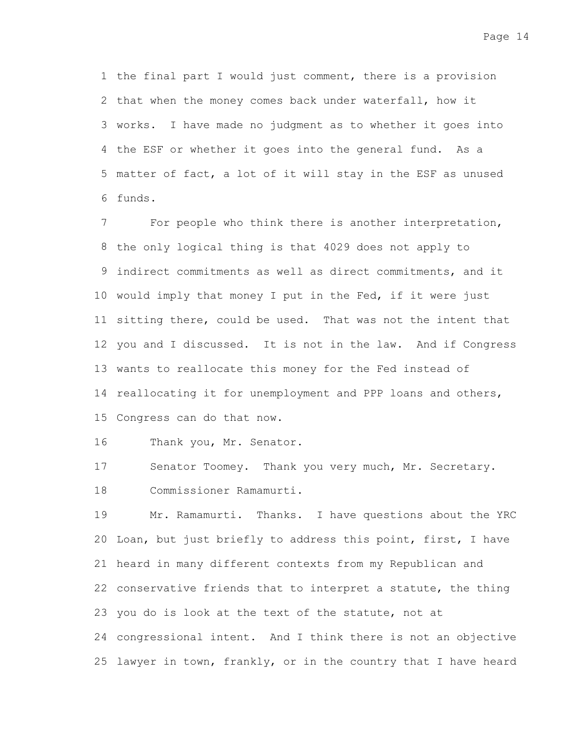the final part I would just comment, there is a provision that when the money comes back under waterfall, how it works. I have made no judgment as to whether it goes into the ESF or whether it goes into the general fund. As a matter of fact, a lot of it will stay in the ESF as unused funds.

For people who think there is another interpretation, the only logical thing is that 4029 does not apply to indirect commitments as well as direct commitments, and it would imply that money I put in the Fed, if it were just sitting there, could be used. That was not the intent that you and I discussed. It is not in the law. And if Congress wants to reallocate this money for the Fed instead of reallocating it for unemployment and PPP loans and others, Congress can do that now.

Thank you, Mr. Senator.

Senator Toomey. Thank you very much, Mr. Secretary.

Commissioner Ramamurti.

Mr. Ramamurti. Thanks. I have questions about the YRC Loan, but just briefly to address this point, first, I have heard in many different contexts from my Republican and conservative friends that to interpret a statute, the thing you do is look at the text of the statute, not at congressional intent. And I think there is not an objective lawyer in town, frankly, or in the country that I have heard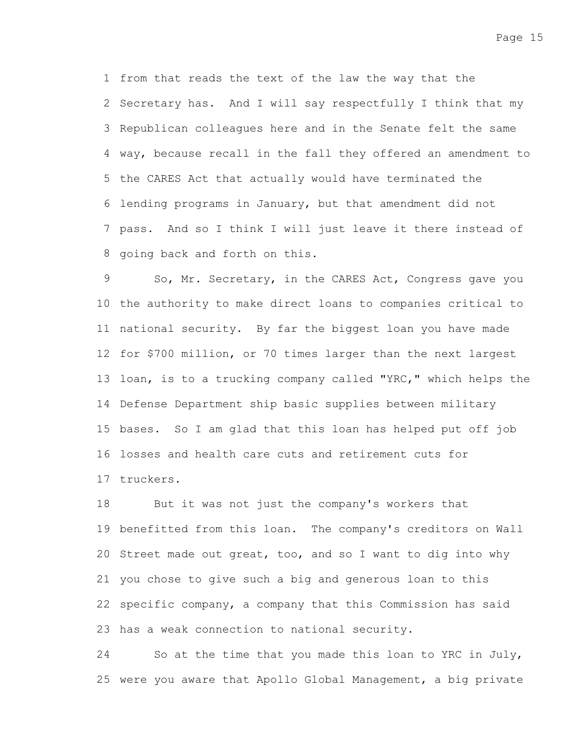from that reads the text of the law the way that the Secretary has. And I will say respectfully I think that my Republican colleagues here and in the Senate felt the same way, because recall in the fall they offered an amendment to the CARES Act that actually would have terminated the lending programs in January, but that amendment did not pass. And so I think I will just leave it there instead of going back and forth on this.

So, Mr. Secretary, in the CARES Act, Congress gave you the authority to make direct loans to companies critical to national security. By far the biggest loan you have made for $700 million, or 70 times larger than the next largest loan, is to a trucking company called "YRC," which helps the Defense Department ship basic supplies between military bases. So I am glad that this loan has helped put off job losses and health care cuts and retirement cuts for truckers.

But it was not just the company's workers that benefitted from this loan. The company's creditors on Wall Street made out great, too, and so I want to dig into why you chose to give such a big and generous loan to this specific company, a company that this Commission has said has a weak connection to national security.

So at the time that you made this loan to YRC in July, were you aware that Apollo Global Management, a big private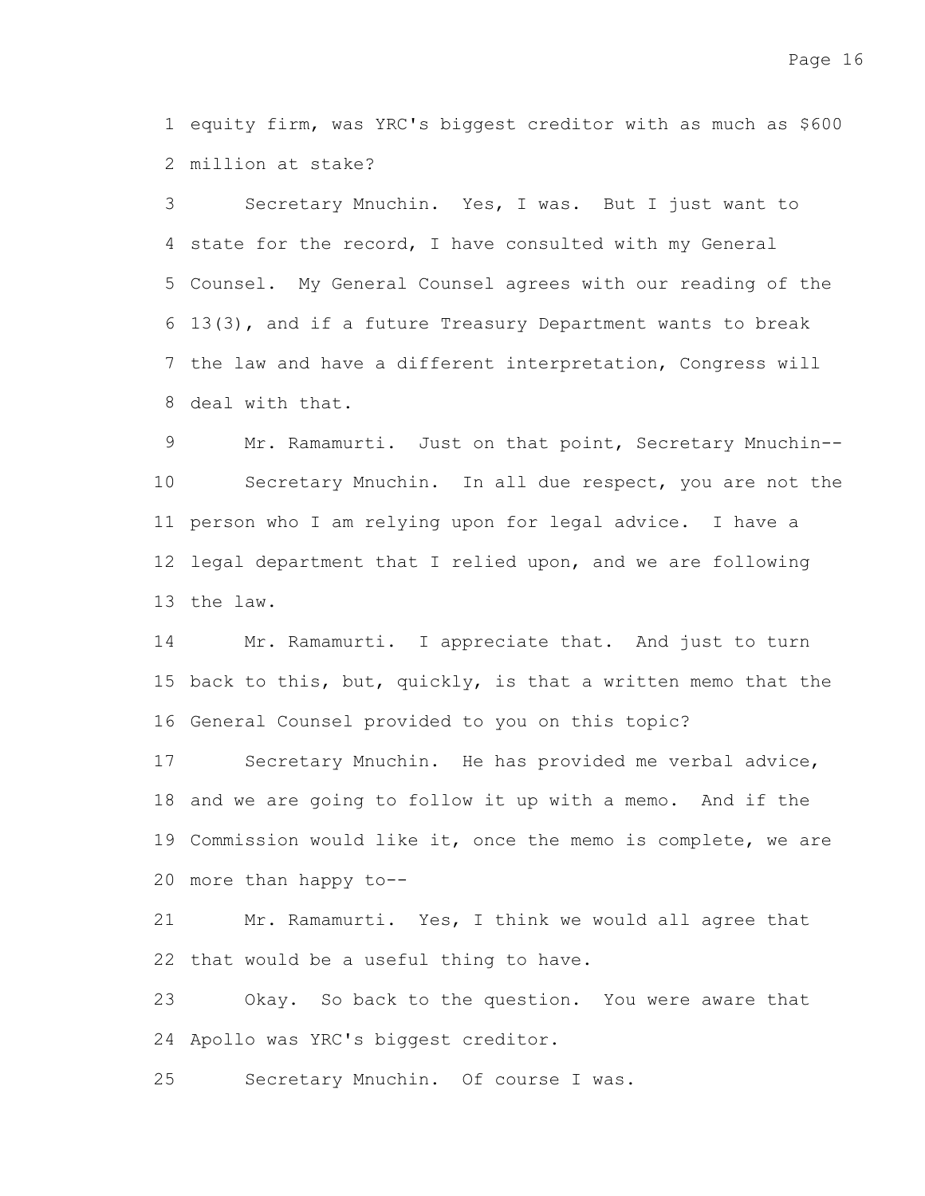equity firm, was YRC's biggest creditor with as much as $600 million at stake?

Secretary Mnuchin. Yes, I was. But I just want to state for the record, I have consulted with my General Counsel. My General Counsel agrees with our reading of the 13(3), and if a future Treasury Department wants to break the law and have a different interpretation, Congress will deal with that.

Mr. Ramamurti. Just on that point, Secretary Mnuchin--

Secretary Mnuchin. In all due respect, you are not the person who I am relying upon for legal advice. I have a legal department that I relied upon, and we are following the law.

Mr. Ramamurti. I appreciate that. And just to turn back to this, but, quickly, is that a written memo that the General Counsel provided to you on this topic?

Secretary Mnuchin. He has provided me verbal advice, and we are going to follow it up with a memo. And if the Commission would like it, once the memo is complete, we are more than happy to--

Mr. Ramamurti. Yes, I think we would all agree that that would be a useful thing to have.

Okay. So back to the question. You were aware that Apollo was YRC's biggest creditor.

Secretary Mnuchin. Of course I was.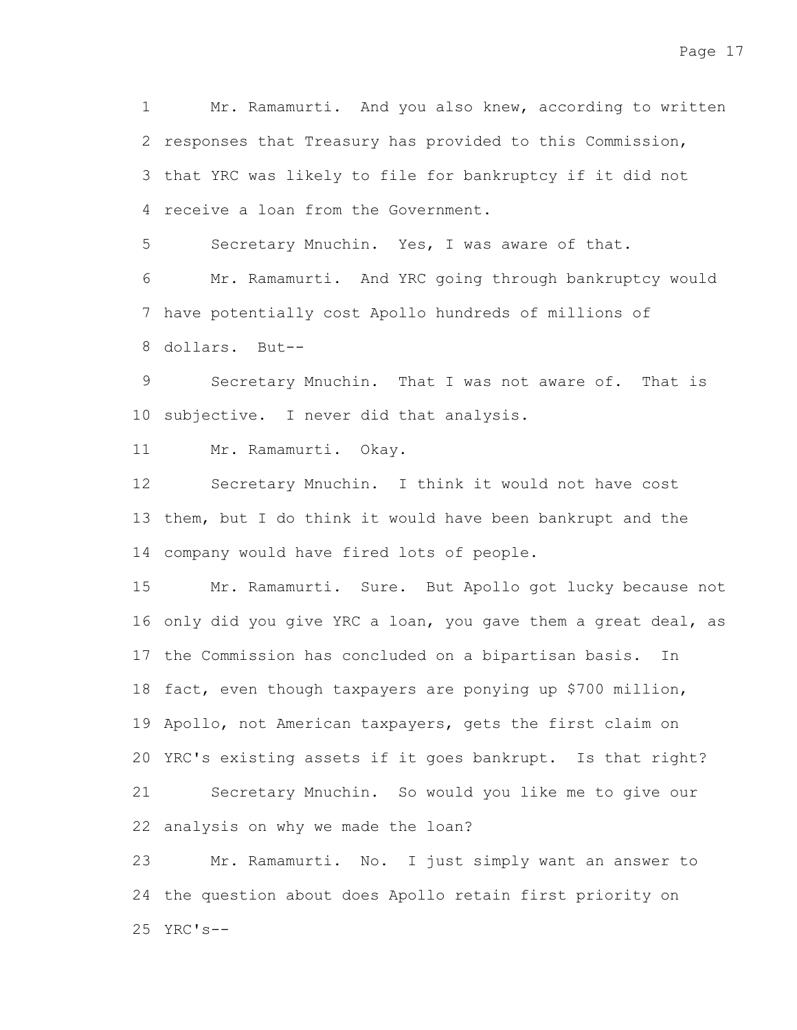Mr. Ramamurti. And you also knew, according to written responses that Treasury has provided to this Commission, that YRC was likely to file for bankruptcy if it did not receive a loan from the Government.

Secretary Mnuchin. Yes, I was aware of that.

Mr. Ramamurti. And YRC going through bankruptcy would have potentially cost Apollo hundreds of millions of dollars. But--

Secretary Mnuchin. That I was not aware of. That is subjective. I never did that analysis.

Mr. Ramamurti. Okay.

Secretary Mnuchin. I think it would not have cost them, but I do think it would have been bankrupt and the company would have fired lots of people.

Mr. Ramamurti. Sure. But Apollo got lucky because not only did you give YRC a loan, you gave them a great deal, as the Commission has concluded on a bipartisan basis. In fact, even though taxpayers are ponying up $700 million, Apollo, not American taxpayers, gets the first claim on YRC's existing assets if it goes bankrupt. Is that right?

Secretary Mnuchin. So would you like me to give our analysis on why we made the loan?

Mr. Ramamurti. No. I just simply want an answer to the question about does Apollo retain first priority on YRC's--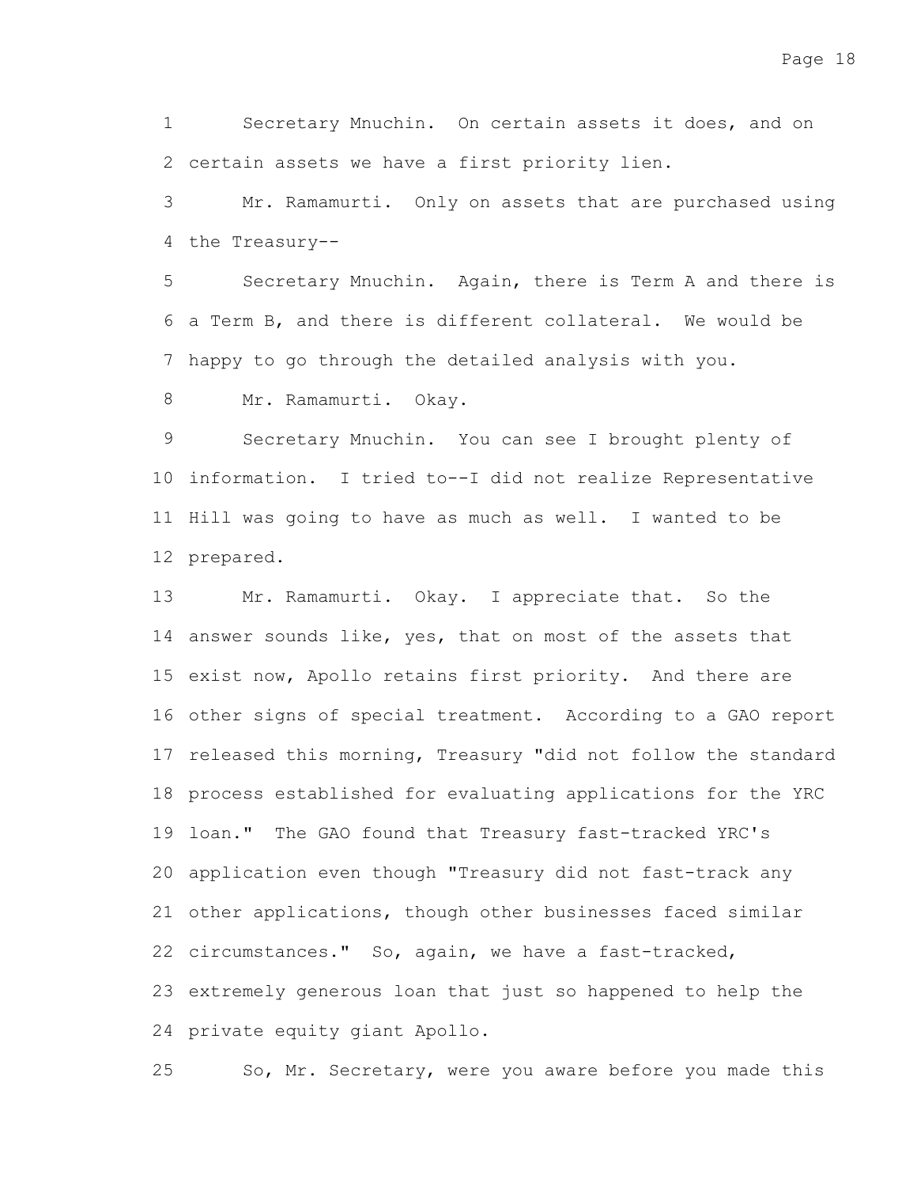Secretary Mnuchin. On certain assets it does, and on certain assets we have a first priority lien.

Mr. Ramamurti. Only on assets that are purchased using the Treasury--

Secretary Mnuchin. Again, there is Term A and there is a Term B, and there is different collateral. We would be happy to go through the detailed analysis with you.

Mr. Ramamurti. Okay.

Secretary Mnuchin. You can see I brought plenty of information. I tried to--I did not realize Representative Hill was going to have as much as well. I wanted to be prepared.

Mr. Ramamurti. Okay. I appreciate that. So the answer sounds like, yes, that on most of the assets that exist now, Apollo retains first priority. And there are other signs of special treatment. According to a GAO report released this morning, Treasury "did not follow the standard process established for evaluating applications for the YRC loan." The GAO found that Treasury fast-tracked YRC's application even though "Treasury did not fast-track any other applications, though other businesses faced similar circumstances." So, again, we have a fast-tracked, extremely generous loan that just so happened to help the private equity giant Apollo.

So, Mr. Secretary, were you aware before you made this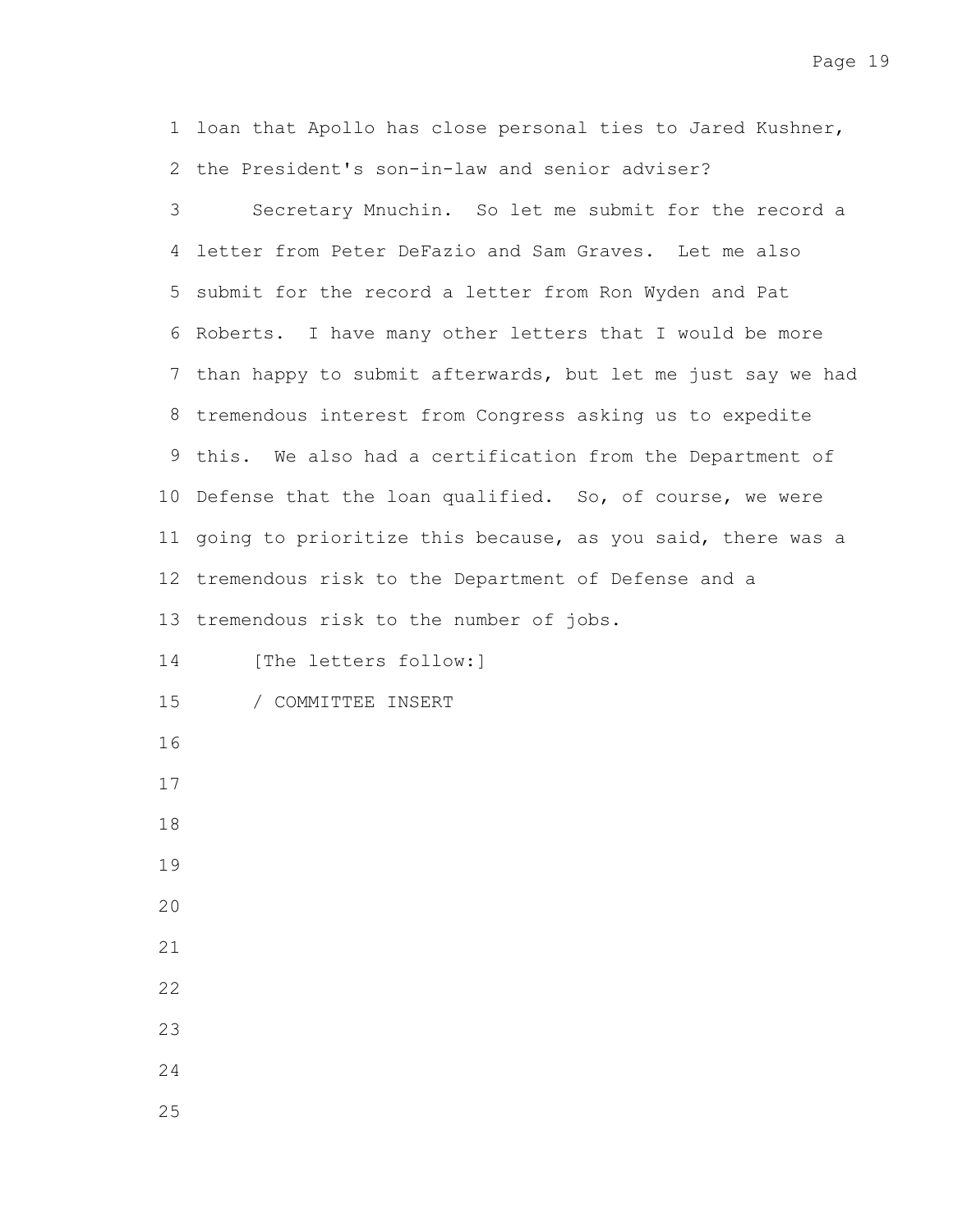loan that Apollo has close personal ties to Jared Kushner, the President's son-in-law and senior adviser?

Secretary Mnuchin. So let me submit for the record a letter from Peter DeFazio and Sam Graves. Let me also submit for the record a letter from Ron Wyden and Pat Roberts. I have many other letters that I would be more than happy to submit afterwards, but let me just say we had tremendous interest from Congress asking us to expedite this. We also had a certification from the Department of Defense that the loan qualified. So, of course, we were going to prioritize this because, as you said, there was a tremendous risk to the Department of Defense and a tremendous risk to the number of jobs.

[The letters follow:]

/ COMMITTEE INSERT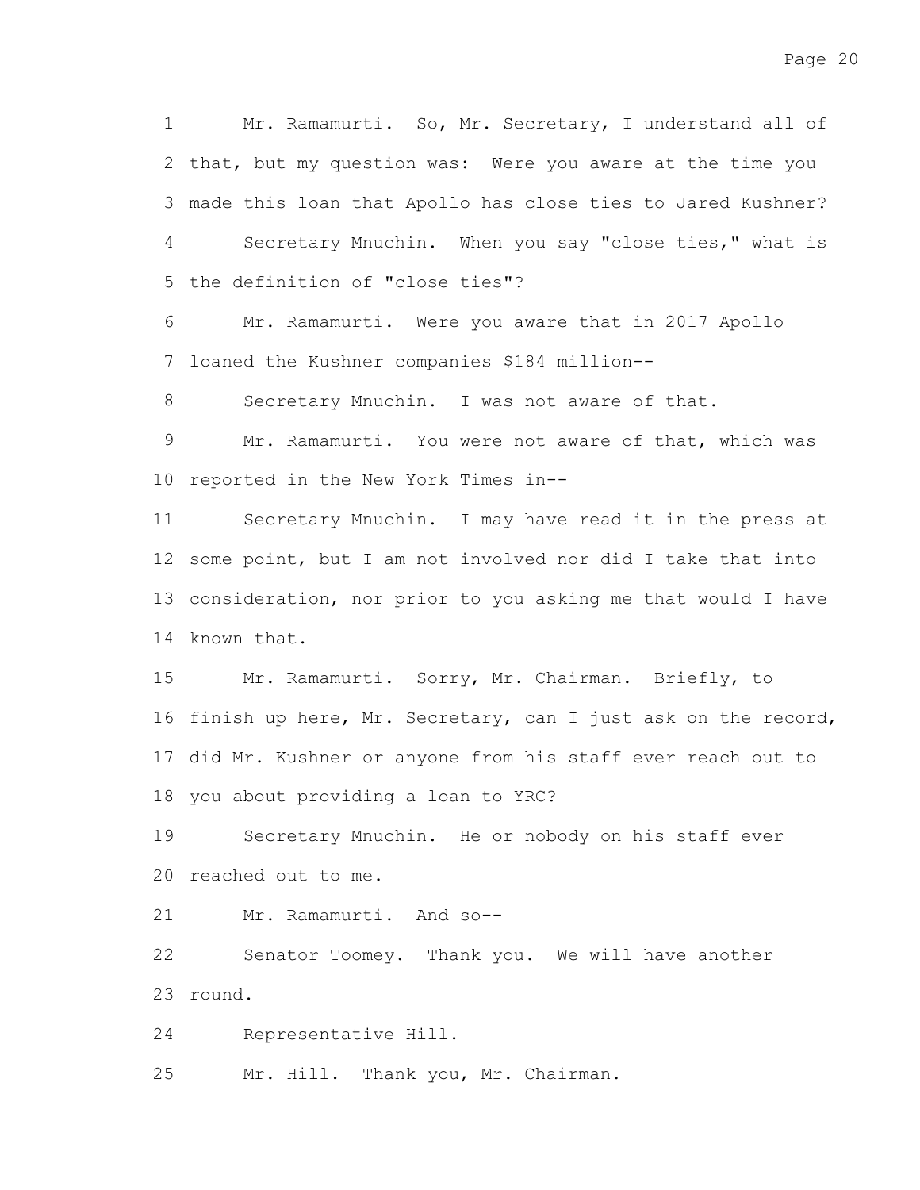Mr. Ramamurti. So, Mr. Secretary, I understand all of that, but my question was: Were you aware at the time you made this loan that Apollo has close ties to Jared Kushner?

Secretary Mnuchin. When you say "close ties," what is the definition of "close ties"?

Mr. Ramamurti. Were you aware that in 2017 Apollo loaned the Kushner companies $184 million--

Secretary Mnuchin. I was not aware of that.

Mr. Ramamurti. You were not aware of that, which was reported in the New York Times in--

Secretary Mnuchin. I may have read it in the press at some point, but I am not involved nor did I take that into consideration, nor prior to you asking me that would I have known that.

Mr. Ramamurti. Sorry, Mr. Chairman. Briefly, to finish up here, Mr. Secretary, can I just ask on the record, did Mr. Kushner or anyone from his staff ever reach out to you about providing a loan to YRC?

Secretary Mnuchin. He or nobody on his staff ever reached out to me.

Mr. Ramamurti. And so--

Senator Toomey. Thank you. We will have another round.

Representative Hill.

Mr. Hill. Thank you, Mr. Chairman.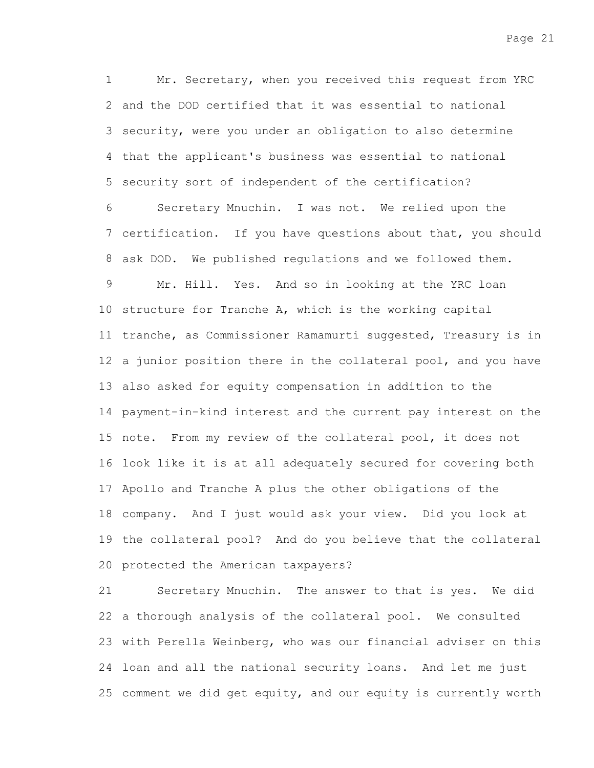Mr. Secretary, when you received this request from YRC and the DOD certified that it was essential to national security, were you under an obligation to also determine that the applicant's business was essential to national security sort of independent of the certification?

Secretary Mnuchin. I was not. We relied upon the certification. If you have questions about that, you should ask DOD. We published regulations and we followed them.

Mr. Hill. Yes. And so in looking at the YRC loan structure for Tranche A, which is the working capital tranche, as Commissioner Ramamurti suggested, Treasury is in a junior position there in the collateral pool, and you have also asked for equity compensation in addition to the payment-in-kind interest and the current pay interest on the note. From my review of the collateral pool, it does not look like it is at all adequately secured for covering both Apollo and Tranche A plus the other obligations of the company. And I just would ask your view. Did you look at the collateral pool? And do you believe that the collateral protected the American taxpayers?

Secretary Mnuchin. The answer to that is yes. We did a thorough analysis of the collateral pool. We consulted with Perella Weinberg, who was our financial adviser on this loan and all the national security loans. And let me just comment we did get equity, and our equity is currently worth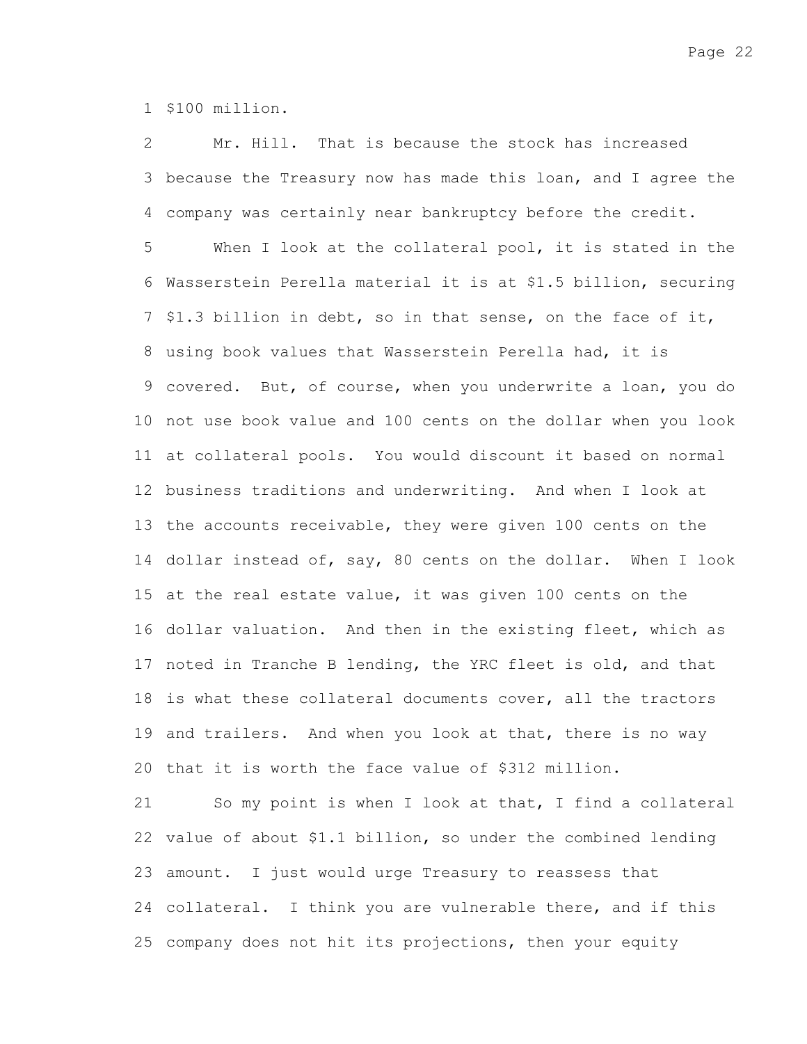$100 million.

Mr. Hill. That is because the stock has increased because the Treasury now has made this loan, and I agree the company was certainly near bankruptcy before the credit.

When I look at the collateral pool, it is stated in the Wasserstein Perella material it is at $1.5 billion, securing $1.3 billion in debt, so in that sense, on the face of it, using book values that Wasserstein Perella had, it is covered. But, of course, when you underwrite a loan, you do not use book value and 100 cents on the dollar when you look at collateral pools. You would discount it based on normal business traditions and underwriting. And when I look at the accounts receivable, they were given 100 cents on the dollar instead of, say, 80 cents on the dollar. When I look at the real estate value, it was given 100 cents on the dollar valuation. And then in the existing fleet, which as noted in Tranche B lending, the YRC fleet is old, and that is what these collateral documents cover, all the tractors and trailers. And when you look at that, there is no way that it is worth the face value of $312 million.

So my point is when I look at that, I find a collateral value of about $1.1 billion, so under the combined lending amount. I just would urge Treasury to reassess that collateral. I think you are vulnerable there, and if this company does not hit its projections, then your equity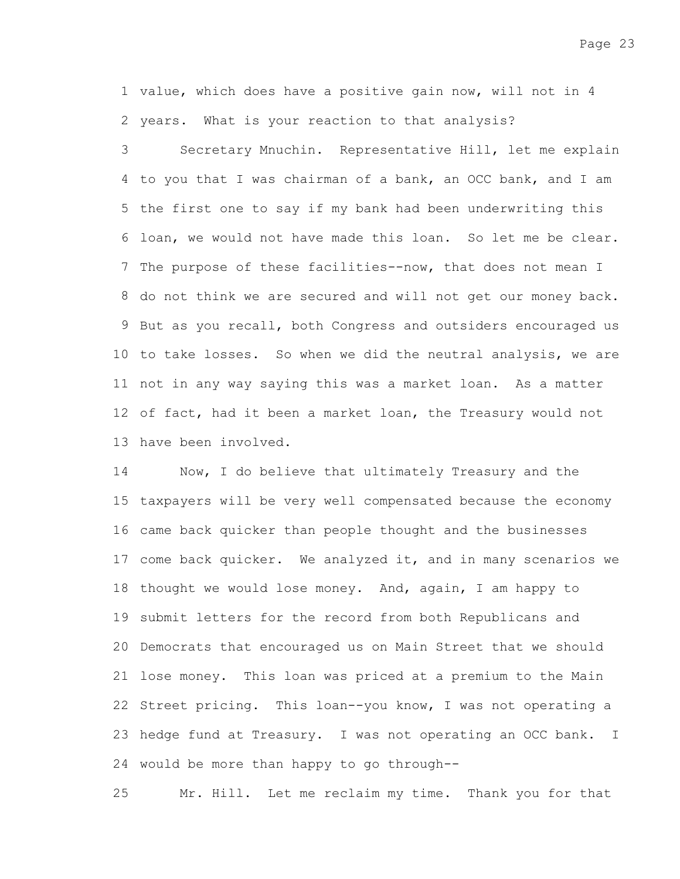value, which does have a positive gain now, will not in 4 years. What is your reaction to that analysis?

Secretary Mnuchin. Representative Hill, let me explain to you that I was chairman of a bank, an OCC bank, and I am the first one to say if my bank had been underwriting this loan, we would not have made this loan. So let me be clear. The purpose of these facilities--now, that does not mean I do not think we are secured and will not get our money back. But as you recall, both Congress and outsiders encouraged us to take losses. So when we did the neutral analysis, we are not in any way saying this was a market loan. As a matter of fact, had it been a market loan, the Treasury would not have been involved.

Now, I do believe that ultimately Treasury and the taxpayers will be very well compensated because the economy came back quicker than people thought and the businesses come back quicker. We analyzed it, and in many scenarios we thought we would lose money. And, again, I am happy to submit letters for the record from both Republicans and Democrats that encouraged us on Main Street that we should lose money. This loan was priced at a premium to the Main Street pricing. This loan--you know, I was not operating a hedge fund at Treasury. I was not operating an OCC bank. I would be more than happy to go through--

Mr. Hill. Let me reclaim my time. Thank you for that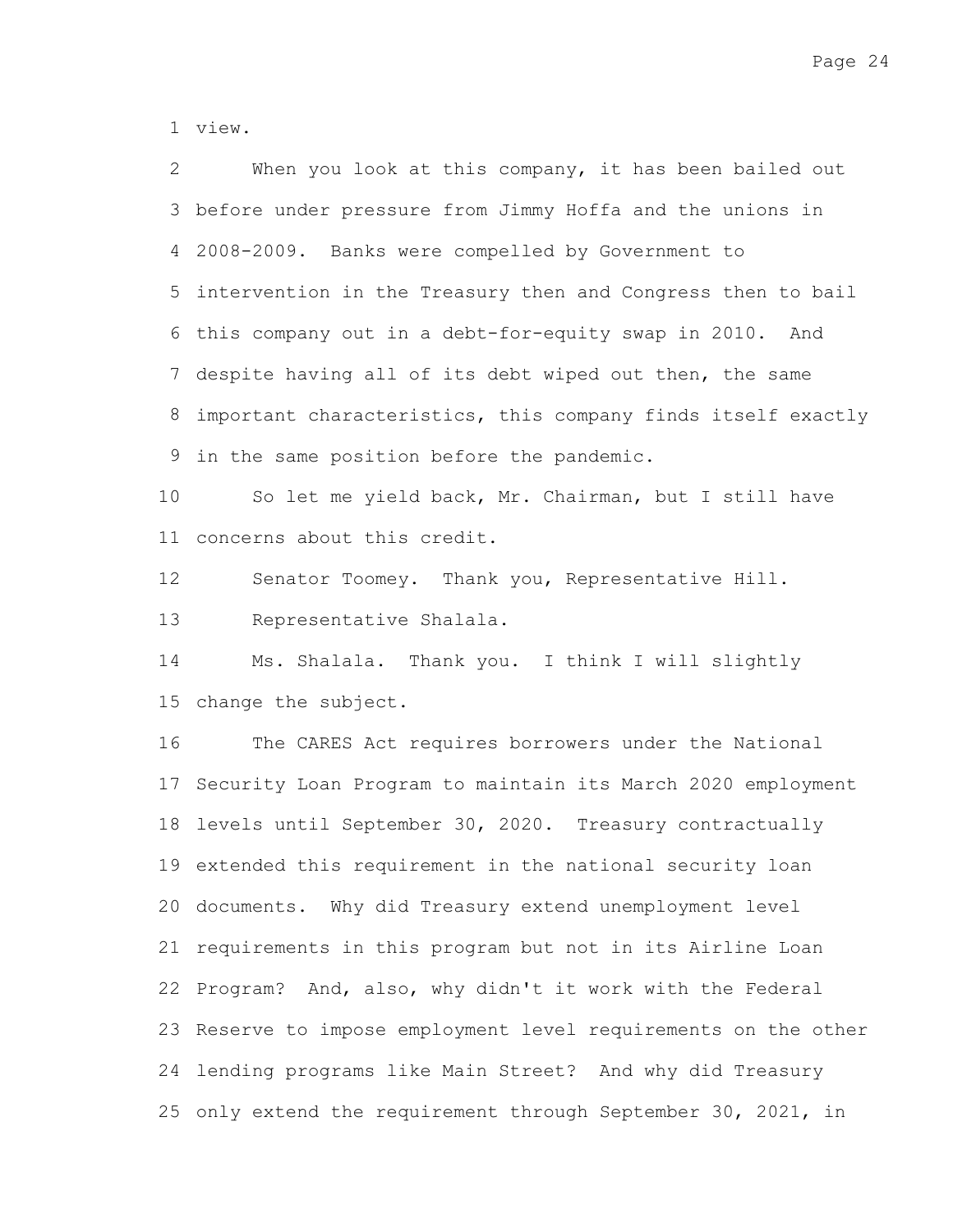view.

When you look at this company, it has been bailed out before under pressure from Jimmy Hoffa and the unions in 2008-2009. Banks were compelled by Government to intervention in the Treasury then and Congress then to bail this company out in a debt-for-equity swap in 2010. And despite having all of its debt wiped out then, the same important characteristics, this company finds itself exactly in the same position before the pandemic.

So let me yield back, Mr. Chairman, but I still have concerns about this credit.

Senator Toomey. Thank you, Representative Hill.

Representative Shalala.

Ms. Shalala. Thank you. I think I will slightly change the subject.

The CARES Act requires borrowers under the National Security Loan Program to maintain its March 2020 employment levels until September 30, 2020. Treasury contractually extended this requirement in the national security loan documents. Why did Treasury extend unemployment level requirements in this program but not in its Airline Loan Program? And, also, why didn't it work with the Federal Reserve to impose employment level requirements on the other lending programs like Main Street? And why did Treasury only extend the requirement through September 30, 2021, in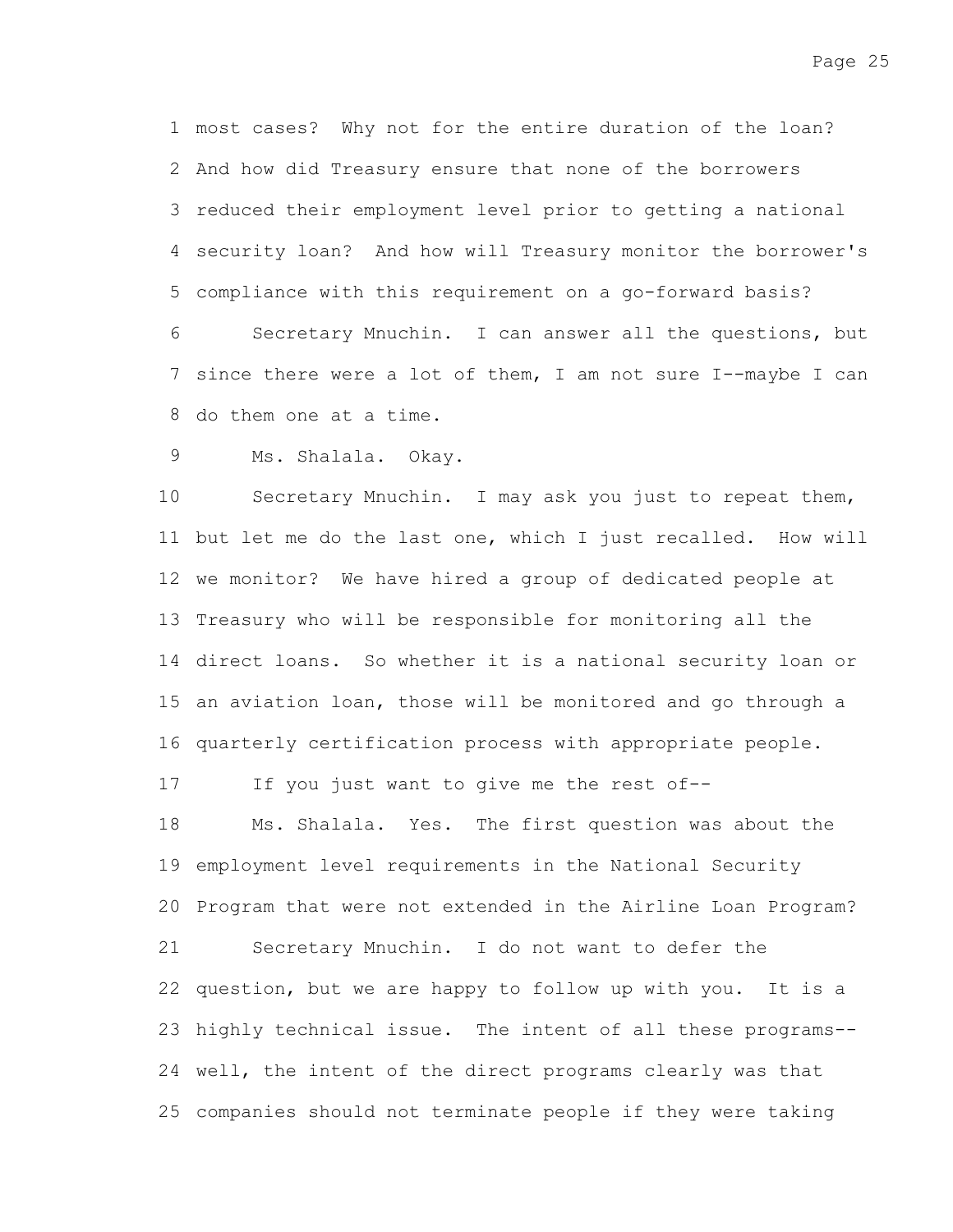most cases? Why not for the entire duration of the loan? And how did Treasury ensure that none of the borrowers reduced their employment level prior to getting a national security loan? And how will Treasury monitor the borrower's compliance with this requirement on a go-forward basis?

Secretary Mnuchin. I can answer all the questions, but since there were a lot of them, I am not sure I--maybe I can do them one at a time.

Ms. Shalala. Okay.

Secretary Mnuchin. I may ask you just to repeat them, but let me do the last one, which I just recalled. How will we monitor? We have hired a group of dedicated people at Treasury who will be responsible for monitoring all the direct loans. So whether it is a national security loan or an aviation loan, those will be monitored and go through a quarterly certification process with appropriate people.

If you just want to give me the rest of--

Ms. Shalala. Yes. The first question was about the employment level requirements in the National Security Program that were not extended in the Airline Loan Program?

Secretary Mnuchin. I do not want to defer the question, but we are happy to follow up with you. It is a highly technical issue. The intent of all these programs--well, the intent of the direct programs clearly was that companies should not terminate people if they were taking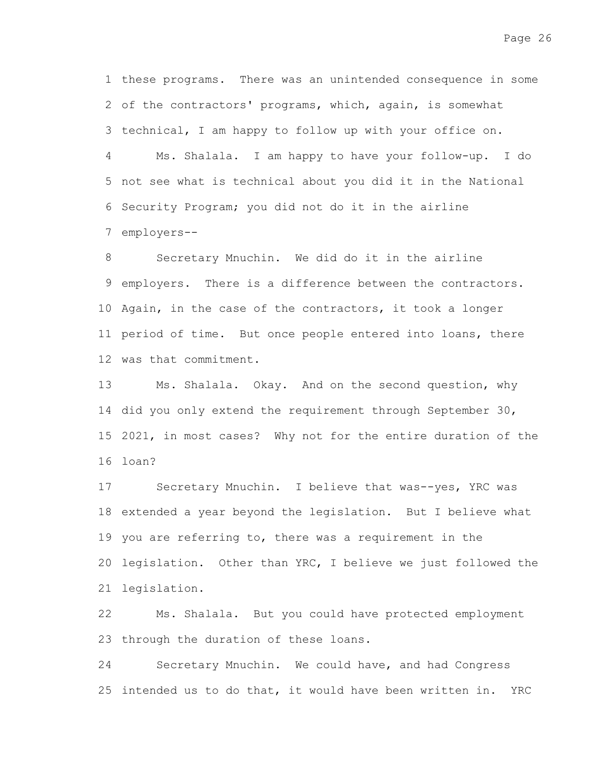these programs. There was an unintended consequence in some of the contractors' programs, which, again, is somewhat technical, I am happy to follow up with your office on.

Ms. Shalala. I am happy to have your follow-up. I do not see what is technical about you did it in the National Security Program; you did not do it in the airline employers--

Secretary Mnuchin. We did do it in the airline employers. There is a difference between the contractors. Again, in the case of the contractors, it took a longer period of time. But once people entered into loans, there was that commitment.

Ms. Shalala. Okay. And on the second question, why did you only extend the requirement through September 30, 2021, in most cases? Why not for the entire duration of the loan?

Secretary Mnuchin. I believe that was--yes, YRC was extended a year beyond the legislation. But I believe what you are referring to, there was a requirement in the legislation. Other than YRC, I believe we just followed the legislation.

Ms. Shalala. But you could have protected employment through the duration of these loans.

Secretary Mnuchin. We could have, and had Congress intended us to do that, it would have been written in. YRC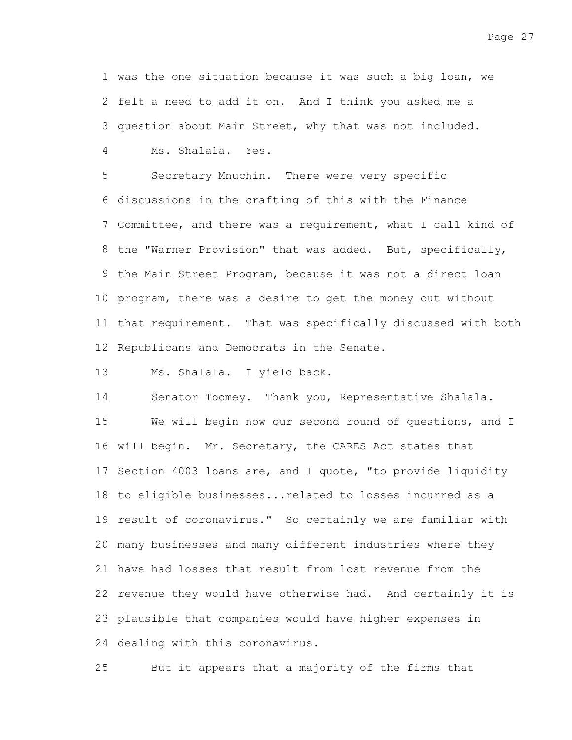was the one situation because it was such a big loan, we felt a need to add it on. And I think you asked me a question about Main Street, why that was not included.

Ms. Shalala. Yes.

Secretary Mnuchin. There were very specific discussions in the crafting of this with the Finance Committee, and there was a requirement, what I call kind of the "Warner Provision" that was added. But, specifically, the Main Street Program, because it was not a direct loan program, there was a desire to get the money out without that requirement. That was specifically discussed with both Republicans and Democrats in the Senate.

Ms. Shalala. I yield back.

Senator Toomey. Thank you, Representative Shalala.

We will begin now our second round of questions, and I will begin. Mr. Secretary, the CARES Act states that Section 4003 loans are, and I quote, "to provide liquidity to eligible businesses...related to losses incurred as a result of coronavirus." So certainly we are familiar with many businesses and many different industries where they have had losses that result from lost revenue from the revenue they would have otherwise had. And certainly it is plausible that companies would have higher expenses in dealing with this coronavirus.

But it appears that a majority of the firms that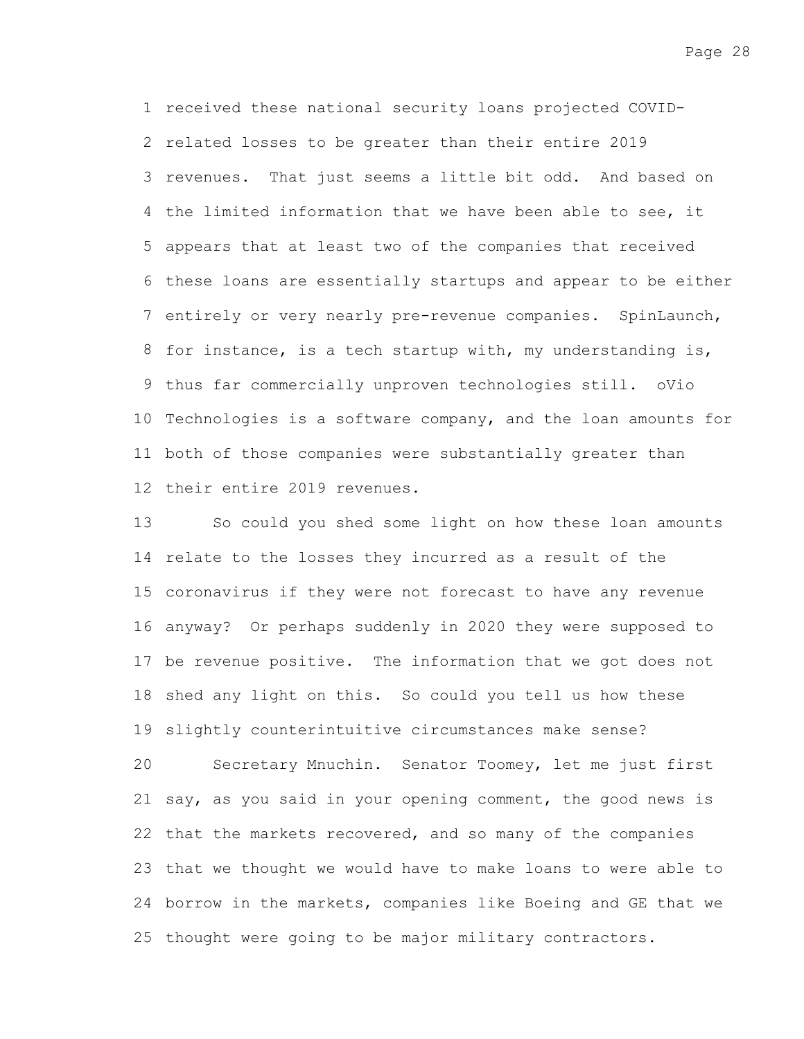received these national security loans projected COVID-related losses to be greater than their entire 2019 revenues. That just seems a little bit odd. And based on the limited information that we have been able to see, it appears that at least two of the companies that received these loans are essentially startups and appear to be either entirely or very nearly pre-revenue companies. SpinLaunch, for instance, is a tech startup with, my understanding is, thus far commercially unproven technologies still. oVio Technologies is a software company, and the loan amounts for both of those companies were substantially greater than their entire 2019 revenues.

So could you shed some light on how these loan amounts relate to the losses they incurred as a result of the coronavirus if they were not forecast to have any revenue anyway? Or perhaps suddenly in 2020 they were supposed to be revenue positive. The information that we got does not shed any light on this. So could you tell us how these slightly counterintuitive circumstances make sense?

Secretary Mnuchin. Senator Toomey, let me just first say, as you said in your opening comment, the good news is that the markets recovered, and so many of the companies that we thought we would have to make loans to were able to borrow in the markets, companies like Boeing and GE that we thought were going to be major military contractors.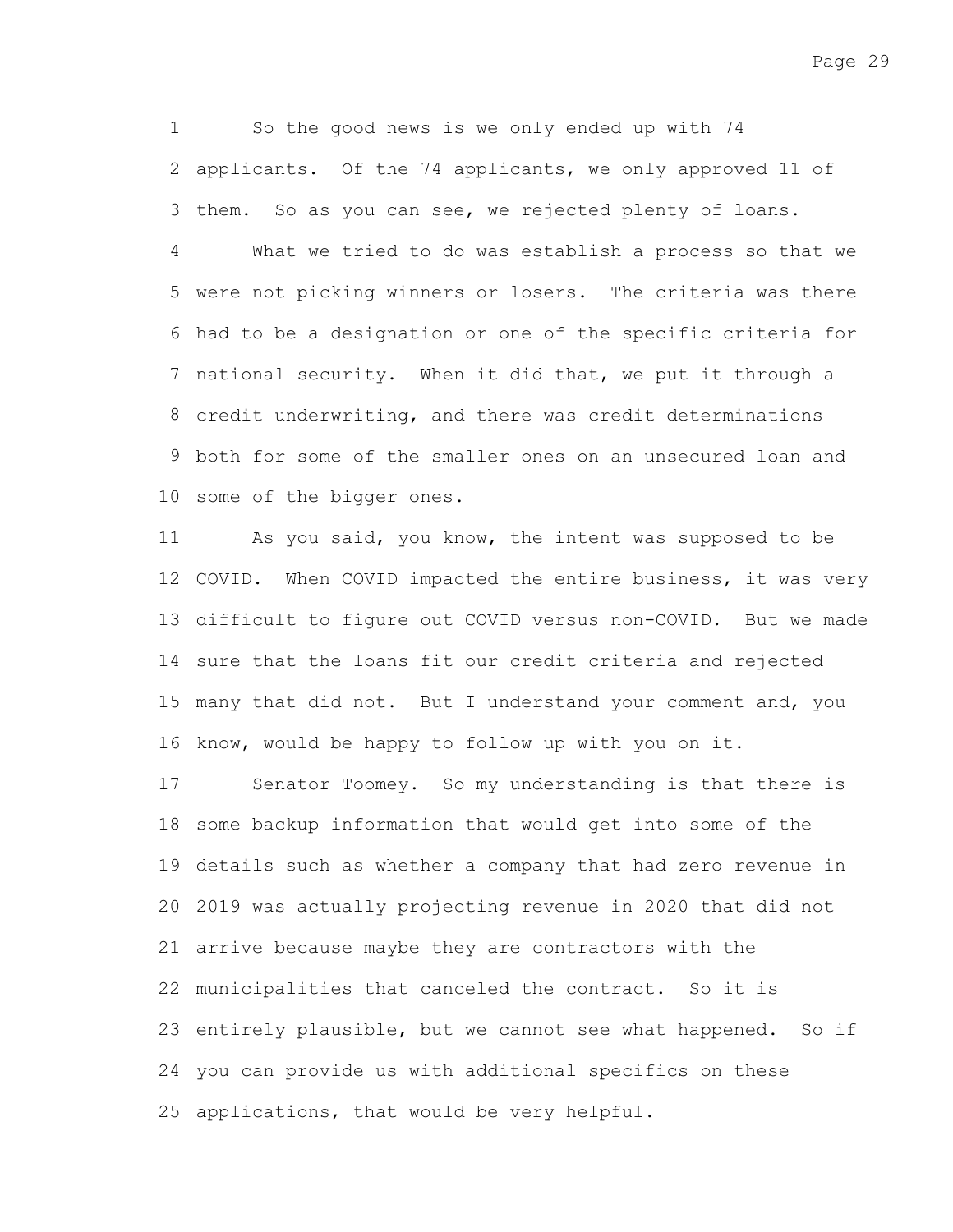So the good news is we only ended up with 74 applicants. Of the 74 applicants, we only approved 11 of them. So as you can see, we rejected plenty of loans.

What we tried to do was establish a process so that we were not picking winners or losers. The criteria was there had to be a designation or one of the specific criteria for national security. When it did that, we put it through a credit underwriting, and there was credit determinations both for some of the smaller ones on an unsecured loan and some of the bigger ones.

As you said, you know, the intent was supposed to be COVID. When COVID impacted the entire business, it was very difficult to figure out COVID versus non-COVID. But we made sure that the loans fit our credit criteria and rejected many that did not. But I understand your comment and, you know, would be happy to follow up with you on it.

Senator Toomey. So my understanding is that there is some backup information that would get into some of the details such as whether a company that had zero revenue in 2019 was actually projecting revenue in 2020 that did not arrive because maybe they are contractors with the municipalities that canceled the contract. So it is entirely plausible, but we cannot see what happened. So if you can provide us with additional specifics on these applications, that would be very helpful.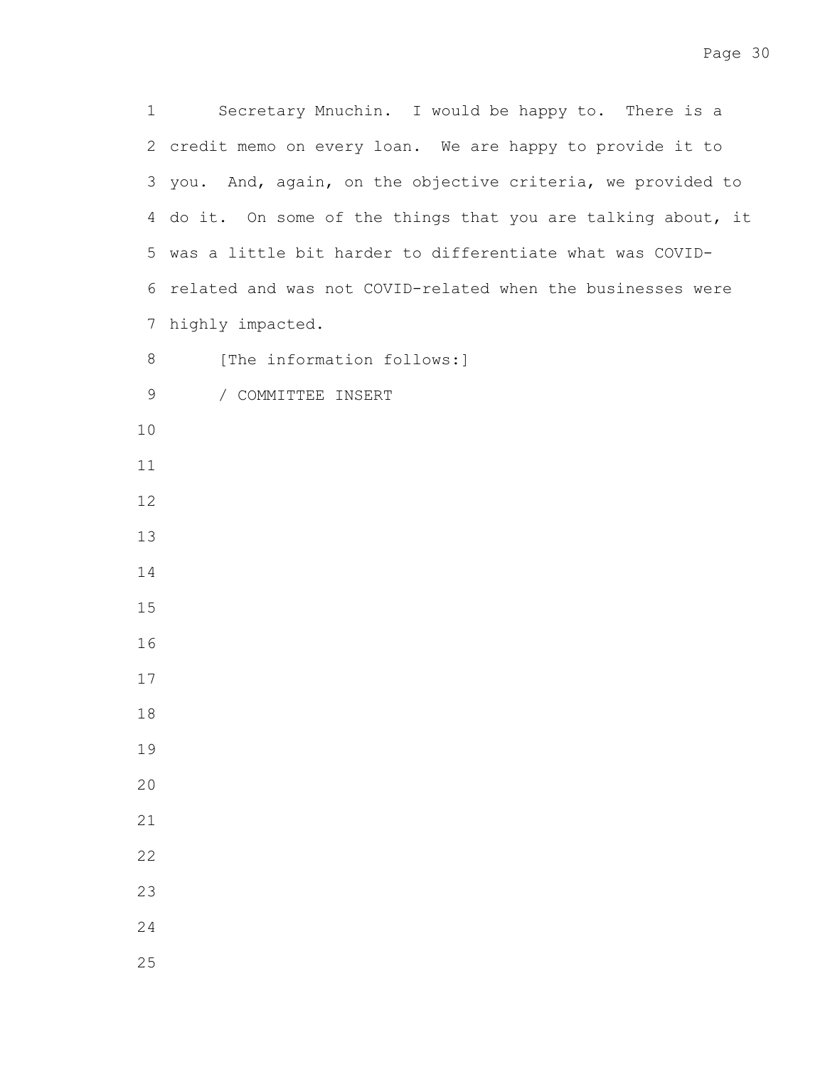Secretary Mnuchin. I would be happy to. There is a credit memo on every loan. We are happy to provide it to you. And, again, on the objective criteria, we provided to do it. On some of the things that you are talking about, it was a little bit harder to differentiate what was COVID-related and was not COVID-related when the businesses were highly impacted.

[The information follows:]

/ COMMITTEE INSERT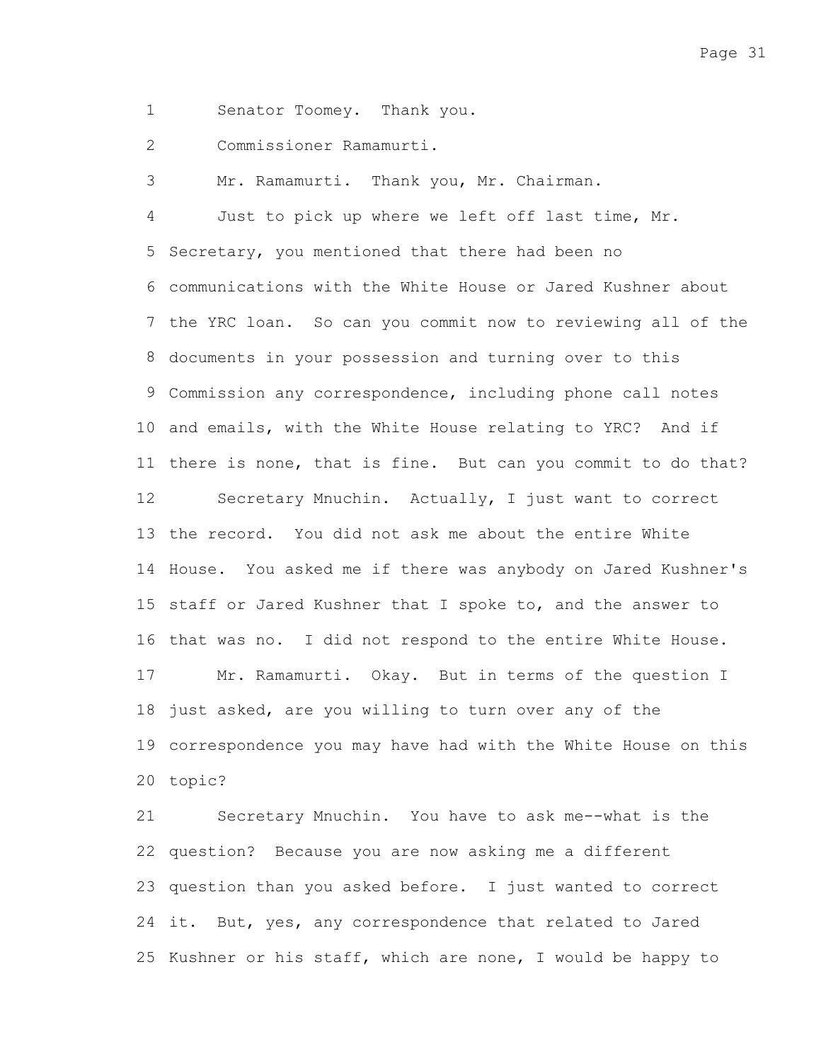Senator Toomey. Thank you.

Commissioner Ramamurti.

Mr. Ramamurti. Thank you, Mr. Chairman.

Just to pick up where we left off last time, Mr. Secretary, you mentioned that there had been no communications with the White House or Jared Kushner about the YRC loan. So can you commit now to reviewing all of the documents in your possession and turning over to this Commission any correspondence, including phone call notes and emails, with the White House relating to YRC? And if there is none, that is fine. But can you commit to do that?

Secretary Mnuchin. Actually, I just want to correct the record. You did not ask me about the entire White House. You asked me if there was anybody on Jared Kushner's staff or Jared Kushner that I spoke to, and the answer to that was no. I did not respond to the entire White House.

Mr. Ramamurti. Okay. But in terms of the question I just asked, are you willing to turn over any of the correspondence you may have had with the White House on this topic?

Secretary Mnuchin. You have to ask me--what is the question? Because you are now asking me a different question than you asked before. I just wanted to correct it. But, yes, any correspondence that related to Jared Kushner or his staff, which are none, I would be happy to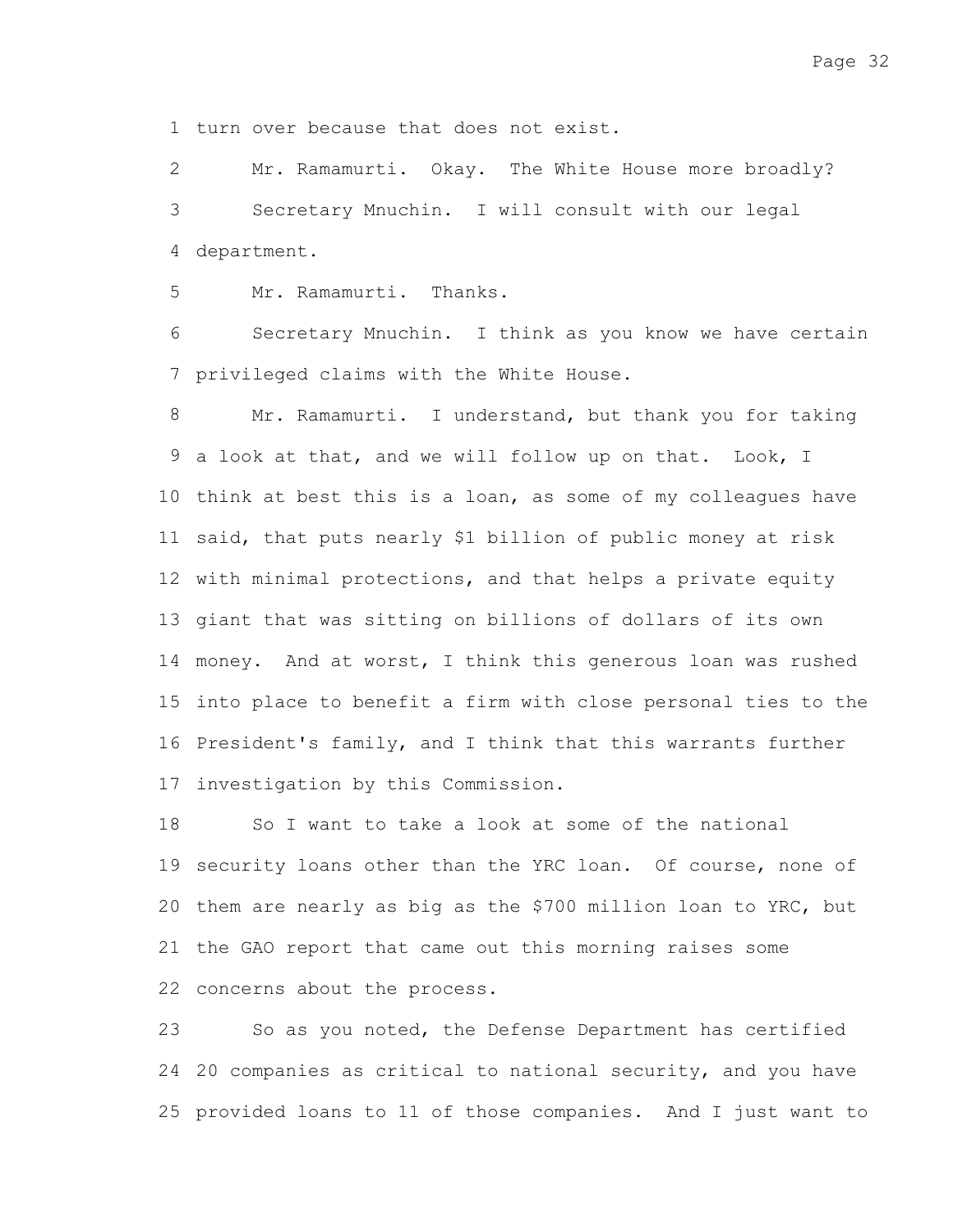turn over because that does not exist.

Mr. Ramamurti. Okay. The White House more broadly?

Secretary Mnuchin. I will consult with our legal department.

Mr. Ramamurti. Thanks.

Secretary Mnuchin. I think as you know we have certain privileged claims with the White House.

Mr. Ramamurti. I understand, but thank you for taking a look at that, and we will follow up on that. Look, I think at best this is a loan, as some of my colleagues have said, that puts nearly $1 billion of public money at risk with minimal protections, and that helps a private equity giant that was sitting on billions of dollars of its own money. And at worst, I think this generous loan was rushed into place to benefit a firm with close personal ties to the President's family, and I think that this warrants further investigation by this Commission.

So I want to take a look at some of the national security loans other than the YRC loan. Of course, none of them are nearly as big as the $700 million loan to YRC, but the GAO report that came out this morning raises some concerns about the process.

So as you noted, the Defense Department has certified 20 companies as critical to national security, and you have provided loans to 11 of those companies. And I just want to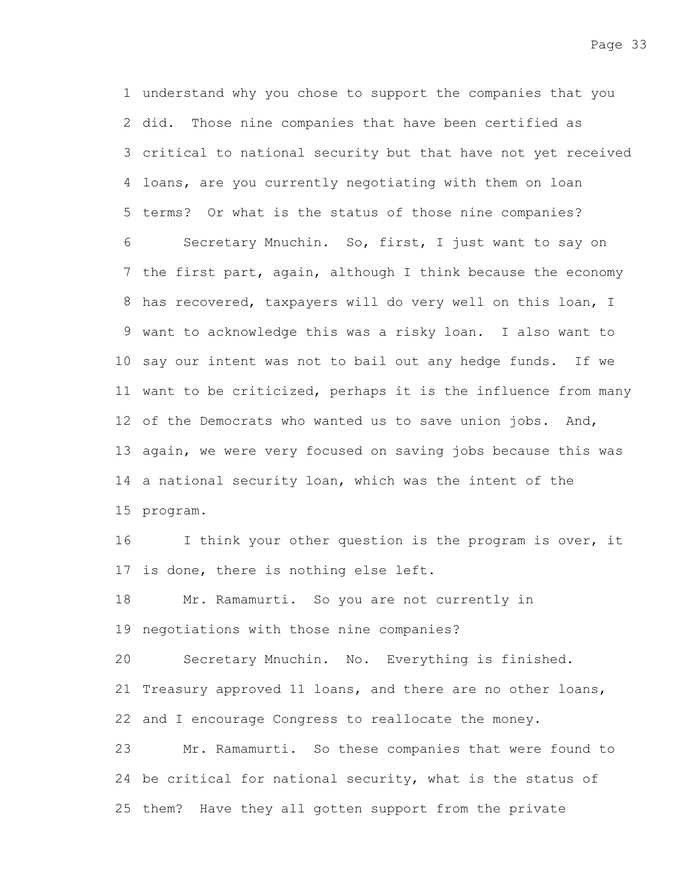understand why you chose to support the companies that you did. Those nine companies that have been certified as critical to national security but that have not yet received loans, are you currently negotiating with them on loan terms? Or what is the status of those nine companies?

Secretary Mnuchin. So, first, I just want to say on the first part, again, although I think because the economy has recovered, taxpayers will do very well on this loan, I want to acknowledge this was a risky loan. I also want to say our intent was not to bail out any hedge funds. If we want to be criticized, perhaps it is the influence from many of the Democrats who wanted us to save union jobs. And, again, we were very focused on saving jobs because this was a national security loan, which was the intent of the program.

I think your other question is the program is over, it is done, there is nothing else left.

Mr. Ramamurti. So you are not currently in negotiations with those nine companies?

Secretary Mnuchin. No. Everything is finished. Treasury approved 11 loans, and there are no other loans, and I encourage Congress to reallocate the money.

Mr. Ramamurti. So these companies that were found to be critical for national security, what is the status of them? Have they all gotten support from the private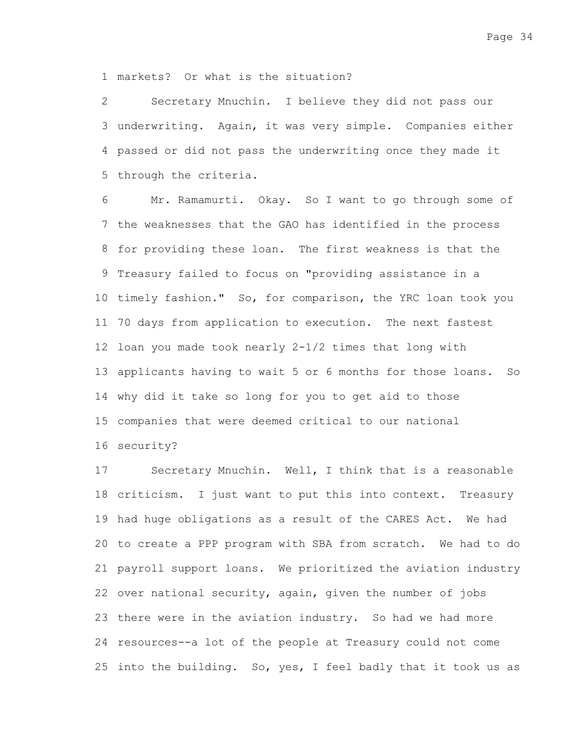markets? Or what is the situation?

Secretary Mnuchin. I believe they did not pass our underwriting. Again, it was very simple. Companies either passed or did not pass the underwriting once they made it through the criteria.

Mr. Ramamurti. Okay. So I want to go through some of the weaknesses that the GAO has identified in the process for providing these loan. The first weakness is that the Treasury failed to focus on "providing assistance in a timely fashion." So, for comparison, the YRC loan took you 70 days from application to execution. The next fastest loan you made took nearly 2-1/2 times that long with applicants having to wait 5 or 6 months for those loans. So why did it take so long for you to get aid to those companies that were deemed critical to our national security?

Secretary Mnuchin. Well, I think that is a reasonable criticism. I just want to put this into context. Treasury had huge obligations as a result of the CARES Act. We had to create a PPP program with SBA from scratch. We had to do payroll support loans. We prioritized the aviation industry over national security, again, given the number of jobs there were in the aviation industry. So had we had more resources--a lot of the people at Treasury could not come into the building. So, yes, I feel badly that it took us as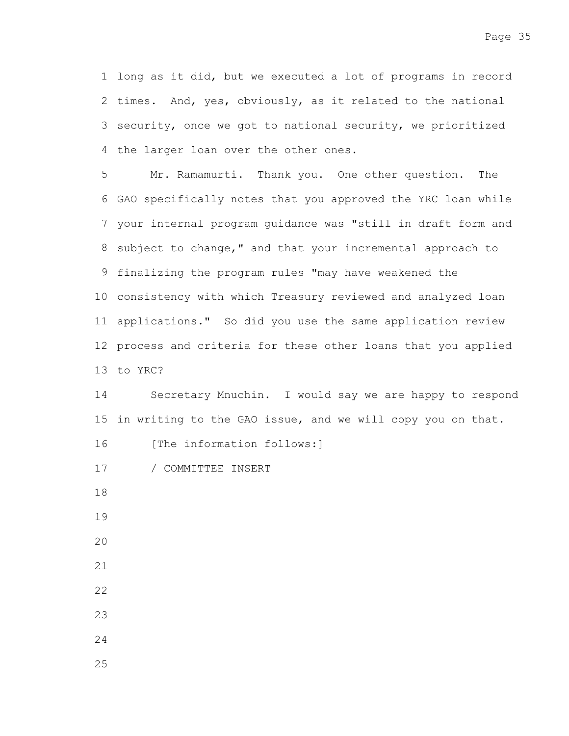long as it did, but we executed a lot of programs in record times. And, yes, obviously, as it related to the national security, once we got to national security, we prioritized the larger loan over the other ones.

Mr. Ramamurti. Thank you. One other question. The GAO specifically notes that you approved the YRC loan while your internal program guidance was "still in draft form and subject to change," and that your incremental approach to finalizing the program rules "may have weakened the consistency with which Treasury reviewed and analyzed loan applications." So did you use the same application review process and criteria for these other loans that you applied to YRC?

Secretary Mnuchin. I would say we are happy to respond in writing to the GAO issue, and we will copy you on that.

[The information follows:]

/ COMMITTEE INSERT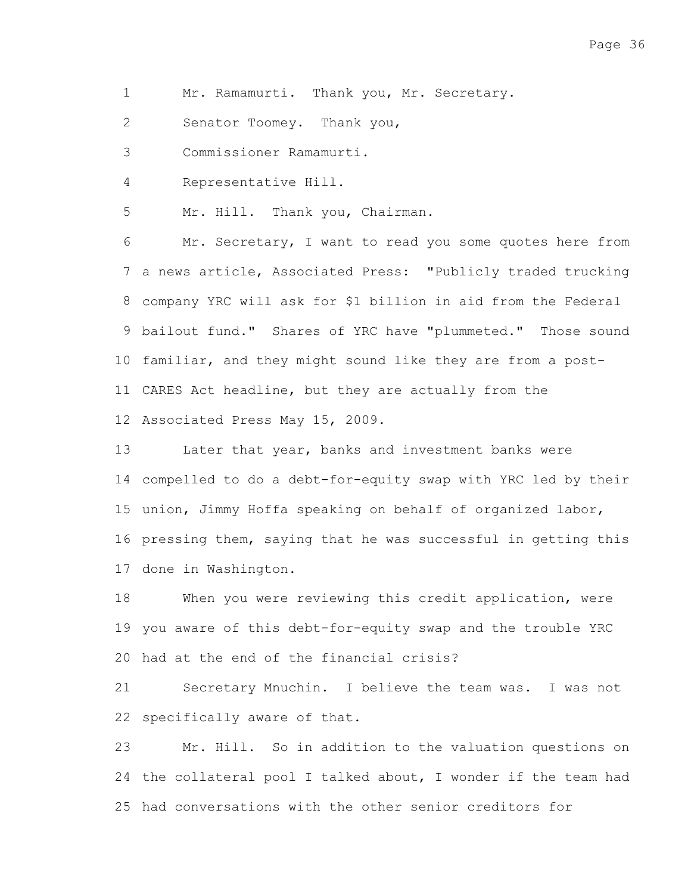Mr. Ramamurti. Thank you, Mr. Secretary.

Senator Toomey. Thank you, Commissioner Ramamurti.

Representative Hill.

Mr. Hill. Thank you, Chairman.

Mr. Secretary, I want to read you some quotes here from a news article, Associated Press: "Publicly traded trucking company YRC will ask for $1 billion in aid from the Federal bailout fund." Shares of YRC have "plummeted." Those sound familiar, and they might sound like they are from a post-CARES Act headline, but they are actually from the Associated Press May 15, 2009.

Later that year, banks and investment banks were compelled to do a debt-for-equity swap with YRC led by their union, Jimmy Hoffa speaking on behalf of organized labor, pressing them, saying that he was successful in getting this done in Washington.

When you were reviewing this credit application, were you aware of this debt-for-equity swap and the trouble YRC had at the end of the financial crisis?

Secretary Mnuchin. I believe the team was. I was not specifically aware of that.

Mr. Hill. So in addition to the valuation questions on the collateral pool I talked about, I wonder if the team had had conversations with the other senior creditors for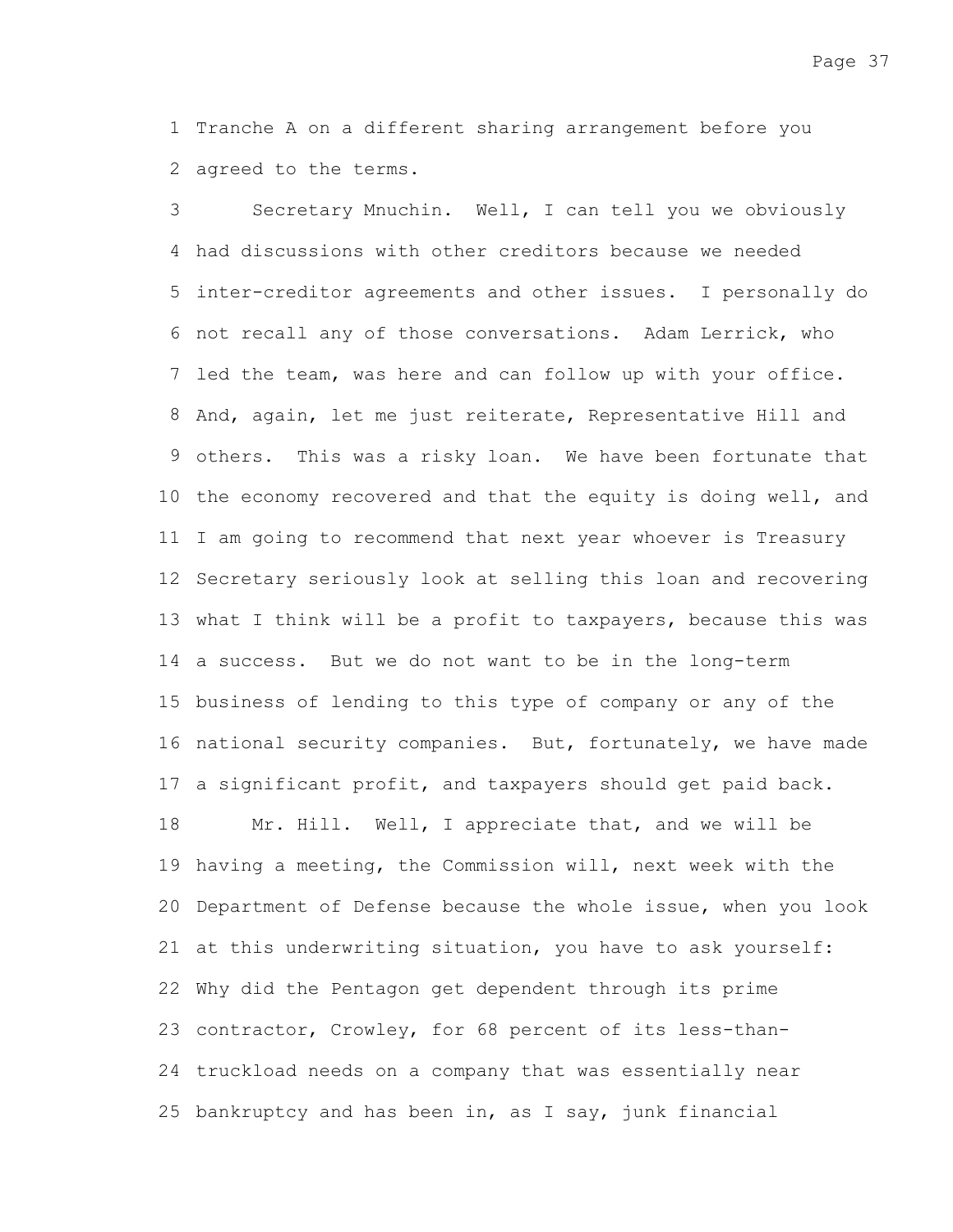Tranche A on a different sharing arrangement before you agreed to the terms.

Secretary Mnuchin. Well, I can tell you we obviously had discussions with other creditors because we needed inter-creditor agreements and other issues. I personally do not recall any of those conversations. Adam Lerrick, who led the team, was here and can follow up with your office. And, again, let me just reiterate, Representative Hill and others. This was a risky loan. We have been fortunate that the economy recovered and that the equity is doing well, and I am going to recommend that next year whoever is Treasury Secretary seriously look at selling this loan and recovering what I think will be a profit to taxpayers, because this was a success. But we do not want to be in the long-term business of lending to this type of company or any of the national security companies. But, fortunately, we have made a significant profit, and taxpayers should get paid back.

Mr. Hill. Well, I appreciate that, and we will be having a meeting, the Commission will, next week with the Department of Defense because the whole issue, when you look at this underwriting situation, you have to ask yourself: Why did the Pentagon get dependent through its prime contractor, Crowley, for 68 percent of its less-than-truckload needs on a company that was essentially near bankruptcy and has been in, as I say, junk financial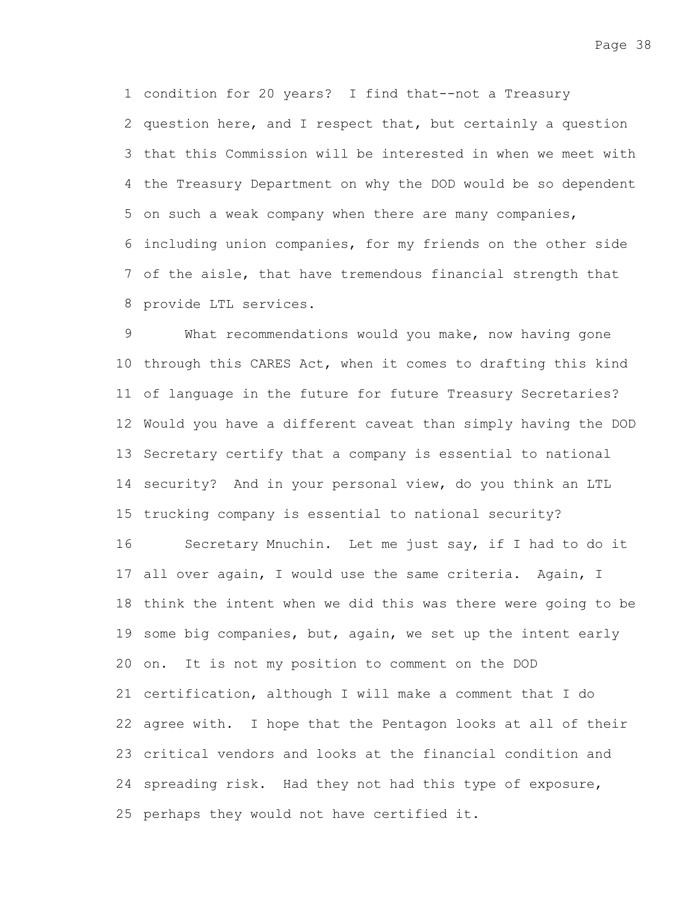condition for 20 years? I find that--not a Treasury question here, and I respect that, but certainly a question that this Commission will be interested in when we meet with the Treasury Department on why the DOD would be so dependent on such a weak company when there are many companies, including union companies, for my friends on the other side of the aisle, that have tremendous financial strength that provide LTL services.

What recommendations would you make, now having gone through this CARES Act, when it comes to drafting this kind of language in the future for future Treasury Secretaries? Would you have a different caveat than simply having the DOD Secretary certify that a company is essential to national security? And in your personal view, do you think an LTL trucking company is essential to national security?

Secretary Mnuchin. Let me just say, if I had to do it all over again, I would use the same criteria. Again, I think the intent when we did this was there were going to be some big companies, but, again, we set up the intent early on. It is not my position to comment on the DOD certification, although I will make a comment that I do agree with. I hope that the Pentagon looks at all of their critical vendors and looks at the financial condition and spreading risk. Had they not had this type of exposure, perhaps they would not have certified it.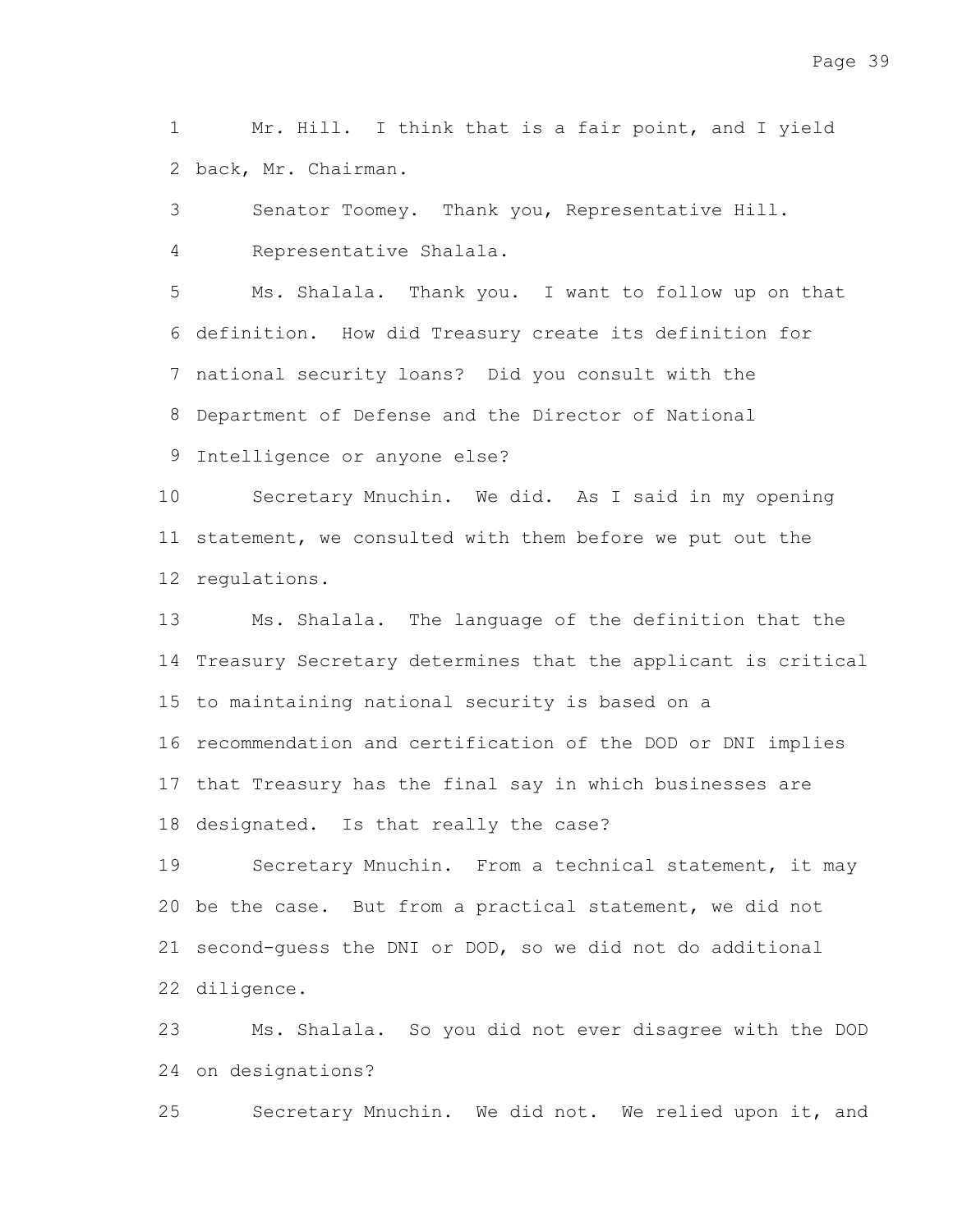Mr. Hill. I think that is a fair point, and I yield back, Mr. Chairman.

Senator Toomey. Thank you, Representative Hill.

Representative Shalala.

Ms. Shalala. Thank you. I want to follow up on that definition. How did Treasury create its definition for national security loans? Did you consult with the Department of Defense and the Director of National Intelligence or anyone else?

Secretary Mnuchin. We did. As I said in my opening statement, we consulted with them before we put out the regulations.

Ms. Shalala. The language of the definition that the Treasury Secretary determines that the applicant is critical to maintaining national security is based on a recommendation and certification of the DOD or DNI implies that Treasury has the final say in which businesses are designated. Is that really the case?

Secretary Mnuchin. From a technical statement, it may be the case. But from a practical statement, we did not second-guess the DNI or DOD, so we did not do additional diligence.

Ms. Shalala. So you did not ever disagree with the DOD on designations?

Secretary Mnuchin. We did not. We relied upon it, and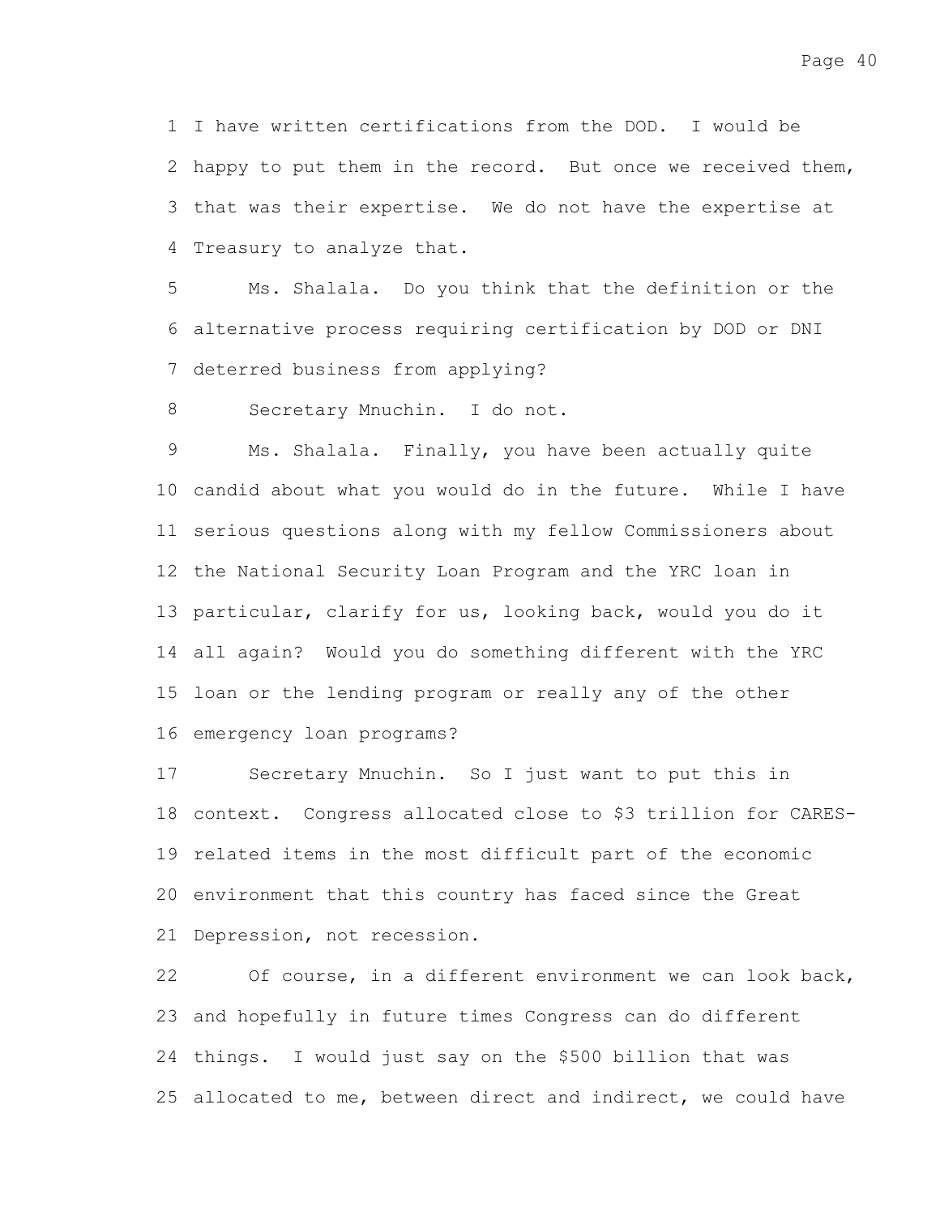I have written certifications from the DOD. I would be happy to put them in the record. But once we received them, that was their expertise. We do not have the expertise at Treasury to analyze that.

Ms. Shalala. Do you think that the definition or the alternative process requiring certification by DOD or DNI deterred business from applying?

Secretary Mnuchin. I do not.

Ms. Shalala. Finally, you have been actually quite candid about what you would do in the future. While I have serious questions along with my fellow Commissioners about the National Security Loan Program and the YRC loan in particular, clarify for us, looking back, would you do it all again? Would you do something different with the YRC loan or the lending program or really any of the other emergency loan programs?

Secretary Mnuchin. So I just want to put this in context. Congress allocated close to $3 trillion for CARES-related items in the most difficult part of the economic environment that this country has faced since the Great Depression, not recession.

Of course, in a different environment we can look back, and hopefully in future times Congress can do different things. I would just say on the $500 billion that was allocated to me, between direct and indirect, we could have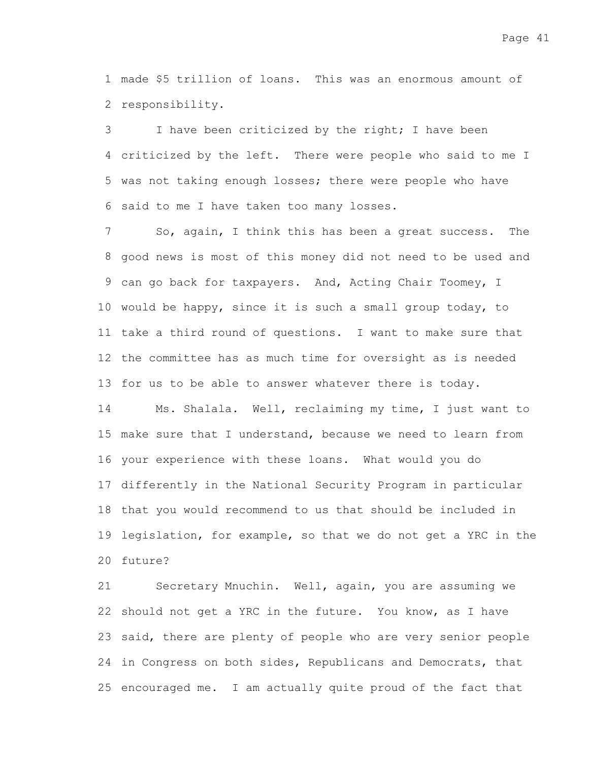made $5 trillion of loans. This was an enormous amount of responsibility.

I have been criticized by the right; I have been criticized by the left. There were people who said to me I was not taking enough losses; there were people who have said to me I have taken too many losses.

So, again, I think this has been a great success. The good news is most of this money did not need to be used and can go back for taxpayers. And, Acting Chair Toomey, I would be happy, since it is such a small group today, to take a third round of questions. I want to make sure that the committee has as much time for oversight as is needed for us to be able to answer whatever there is today.

Ms. Shalala. Well, reclaiming my time, I just want to make sure that I understand, because we need to learn from your experience with these loans. What would you do differently in the National Security Program in particular that you would recommend to us that should be included in legislation, for example, so that we do not get a YRC in the future?

Secretary Mnuchin. Well, again, you are assuming we should not get a YRC in the future. You know, as I have said, there are plenty of people who are very senior people in Congress on both sides, Republicans and Democrats, that encouraged me. I am actually quite proud of the fact that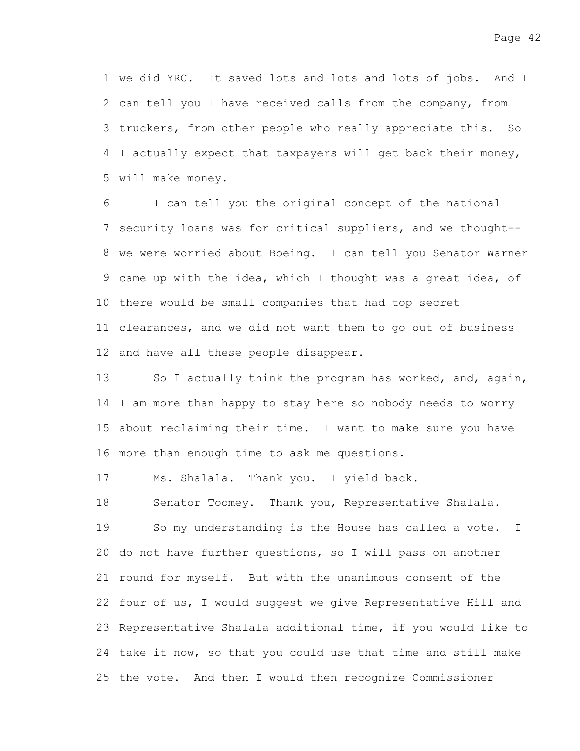we did YRC. It saved lots and lots and lots of jobs. And I can tell you I have received calls from the company, from truckers, from other people who really appreciate this. So I actually expect that taxpayers will get back their money, will make money.

I can tell you the original concept of the national security loans was for critical suppliers, and we thought--we were worried about Boeing. I can tell you Senator Warner came up with the idea, which I thought was a great idea, of there would be small companies that had top secret clearances, and we did not want them to go out of business and have all these people disappear.

So I actually think the program has worked, and, again, I am more than happy to stay here so nobody needs to worry about reclaiming their time. I want to make sure you have more than enough time to ask me questions.

Ms. Shalala. Thank you. I yield back.

Senator Toomey. Thank you, Representative Shalala.

So my understanding is the House has called a vote. I do not have further questions, so I will pass on another round for myself. But with the unanimous consent of the four of us, I would suggest we give Representative Hill and Representative Shalala additional time, if you would like to take it now, so that you could use that time and still make the vote. And then I would then recognize Commissioner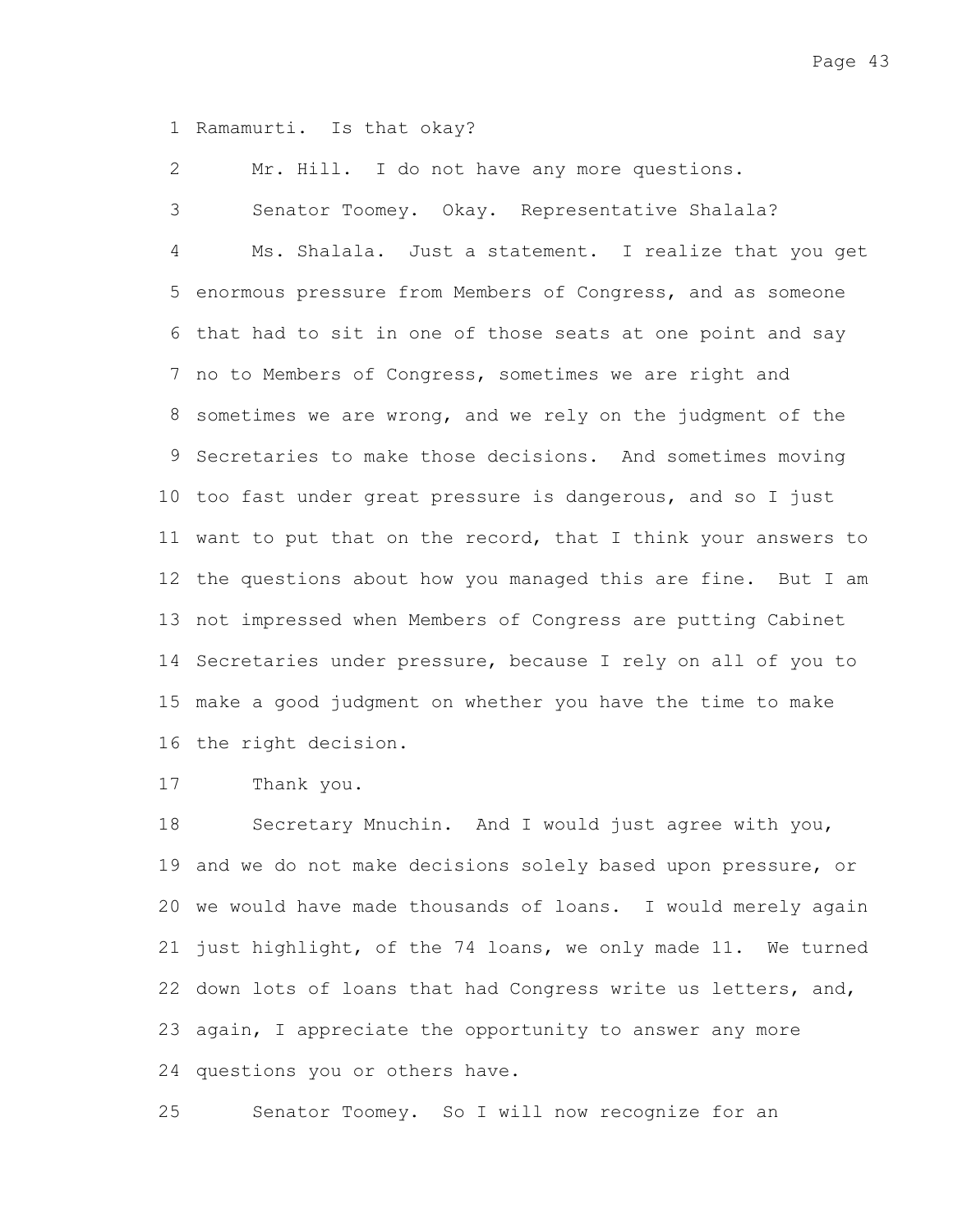Ramamurti. Is that okay?

Mr. Hill. I do not have any more questions.

Senator Toomey. Okay. Representative Shalala?

Ms. Shalala. Just a statement. I realize that you get enormous pressure from Members of Congress, and as someone that had to sit in one of those seats at one point and say no to Members of Congress, sometimes we are right and sometimes we are wrong, and we rely on the judgment of the Secretaries to make those decisions. And sometimes moving too fast under great pressure is dangerous, and so I just want to put that on the record, that I think your answers to the questions about how you managed this are fine. But I am not impressed when Members of Congress are putting Cabinet Secretaries under pressure, because I rely on all of you to make a good judgment on whether you have the time to make the right decision.

Thank you.

Secretary Mnuchin. And I would just agree with you, and we do not make decisions solely based upon pressure, or we would have made thousands of loans. I would merely again just highlight, of the 74 loans, we only made 11. We turned down lots of loans that had Congress write us letters, and, again, I appreciate the opportunity to answer any more questions you or others have.

Senator Toomey. So I will now recognize for an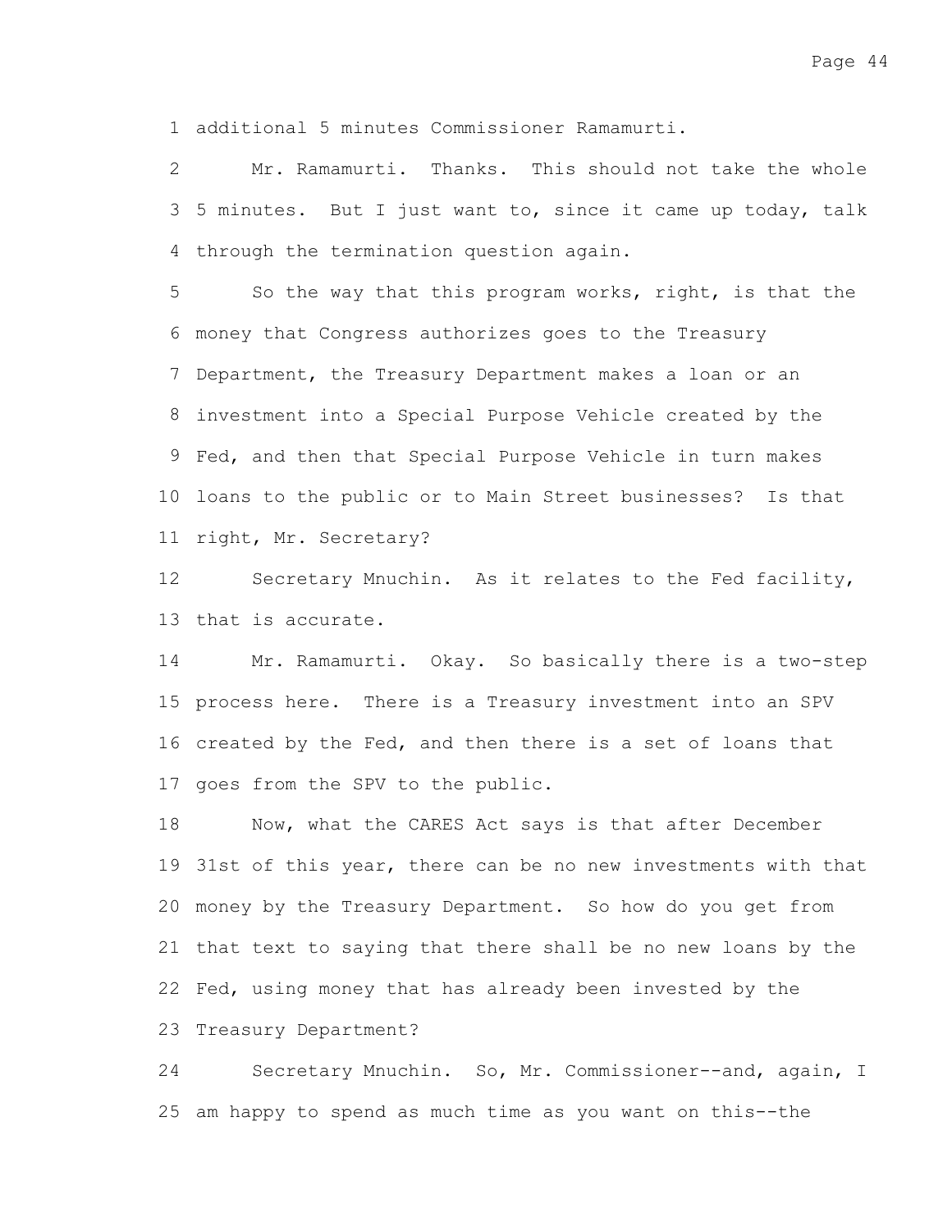additional 5 minutes Commissioner Ramamurti.

Mr. Ramamurti. Thanks. This should not take the whole 5 minutes. But I just want to, since it came up today, talk through the termination question again.

So the way that this program works, right, is that the money that Congress authorizes goes to the Treasury Department, the Treasury Department makes a loan or an investment into a Special Purpose Vehicle created by the Fed, and then that Special Purpose Vehicle in turn makes loans to the public or to Main Street businesses? Is that right, Mr. Secretary?

Secretary Mnuchin. As it relates to the Fed facility, that is accurate.

Mr. Ramamurti. Okay. So basically there is a two-step process here. There is a Treasury investment into an SPV created by the Fed, and then there is a set of loans that goes from the SPV to the public.

Now, what the CARES Act says is that after December 31st of this year, there can be no new investments with that money by the Treasury Department. So how do you get from that text to saying that there shall be no new loans by the Fed, using money that has already been invested by the Treasury Department?

Secretary Mnuchin. So, Mr. Commissioner--and, again, I am happy to spend as much time as you want on this--the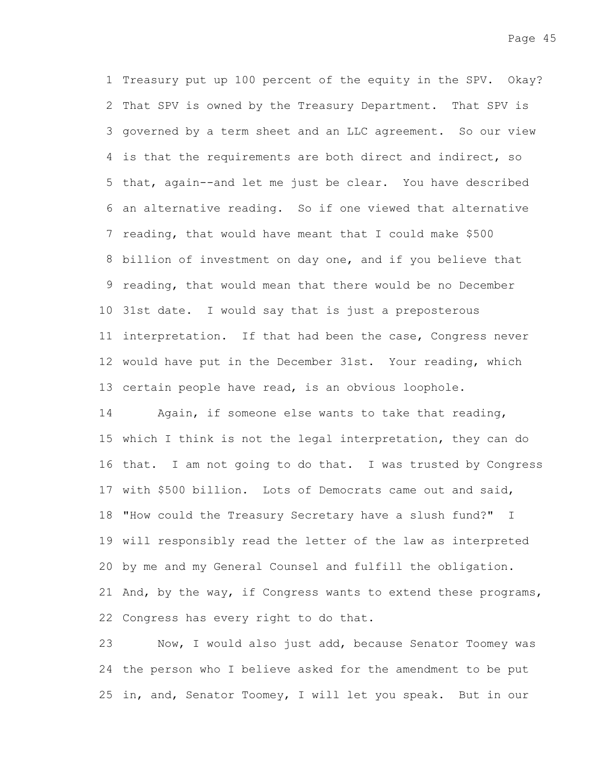Treasury put up 100 percent of the equity in the SPV. Okay? That SPV is owned by the Treasury Department. That SPV is governed by a term sheet and an LLC agreement. So our view is that the requirements are both direct and indirect, so that, again--and let me just be clear. You have described an alternative reading. So if one viewed that alternative reading, that would have meant that I could make $500 billion of investment on day one, and if you believe that reading, that would mean that there would be no December 31st date. I would say that is just a preposterous interpretation. If that had been the case, Congress never would have put in the December 31st. Your reading, which certain people have read, is an obvious loophole.

Again, if someone else wants to take that reading, which I think is not the legal interpretation, they can do that. I am not going to do that. I was trusted by Congress with $500 billion. Lots of Democrats came out and said, "How could the Treasury Secretary have a slush fund?" I will responsibly read the letter of the law as interpreted by me and my General Counsel and fulfill the obligation. And, by the way, if Congress wants to extend these programs, Congress has every right to do that.

Now, I would also just add, because Senator Toomey was the person who I believe asked for the amendment to be put in, and, Senator Toomey, I will let you speak. But in our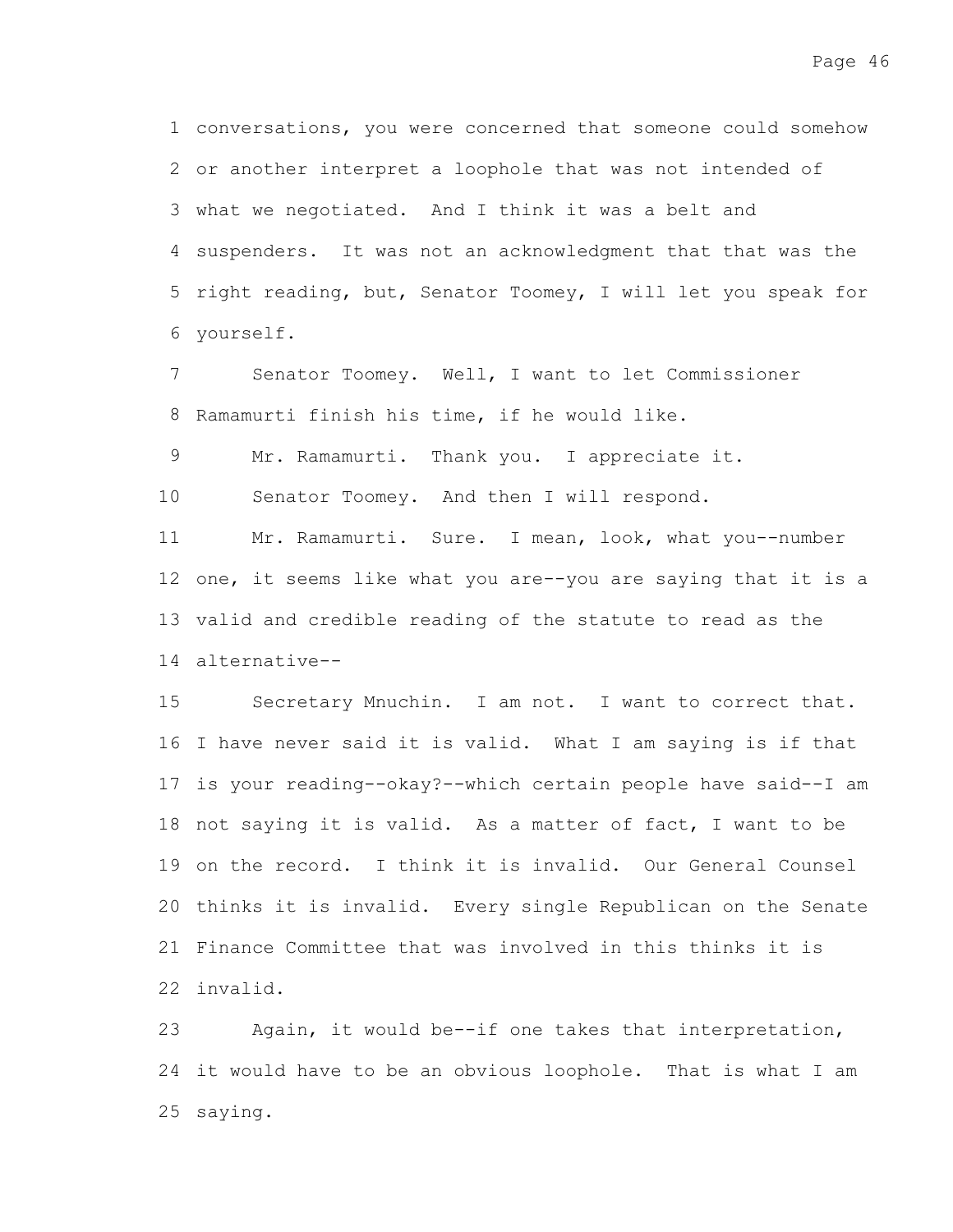conversations, you were concerned that someone could somehow or another interpret a loophole that was not intended of what we negotiated. And I think it was a belt and suspenders. It was not an acknowledgment that that was the right reading, but, Senator Toomey, I will let you speak for yourself.

Senator Toomey. Well, I want to let Commissioner Ramamurti finish his time, if he would like.

Mr. Ramamurti. Thank you. I appreciate it.

Senator Toomey. And then I will respond.

Mr. Ramamurti. Sure. I mean, look, what you--number one, it seems like what you are--you are saying that it is a valid and credible reading of the statute to read as the alternative--

Secretary Mnuchin. I am not. I want to correct that. I have never said it is valid. What I am saying is if that is your reading--okay?--which certain people have said--I am not saying it is valid. As a matter of fact, I want to be on the record. I think it is invalid. Our General Counsel thinks it is invalid. Every single Republican on the Senate Finance Committee that was involved in this thinks it is invalid.

Again, it would be--if one takes that interpretation, it would have to be an obvious loophole. That is what I am saying.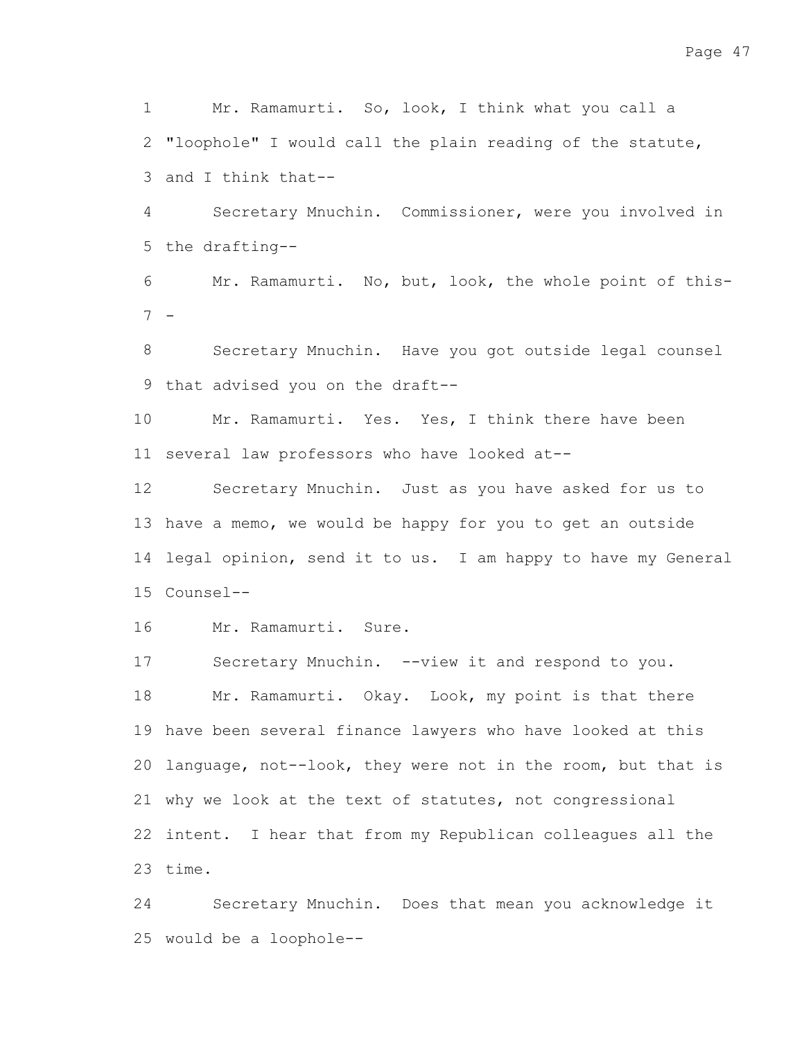Mr. Ramamurti. So, look, I think what you call a "loophole" I would call the plain reading of the statute, and I think that--

Secretary Mnuchin. Commissioner, were you involved in the drafting--

Mr. Ramamurti. No, but, look, the whole point of this--

Secretary Mnuchin. Have you got outside legal counsel that advised you on the draft--

Mr. Ramamurti. Yes. Yes, I think there have been several law professors who have looked at--

Secretary Mnuchin. Just as you have asked for us to have a memo, we would be happy for you to get an outside legal opinion, send it to us. I am happy to have my General Counsel--

Mr. Ramamurti. Sure.

Secretary Mnuchin. --view it and respond to you.

Mr. Ramamurti. Okay. Look, my point is that there have been several finance lawyers who have looked at this language, not--look, they were not in the room, but that is why we look at the text of statutes, not congressional intent. I hear that from my Republican colleagues all the time.

Secretary Mnuchin. Does that mean you acknowledge it would be a loophole--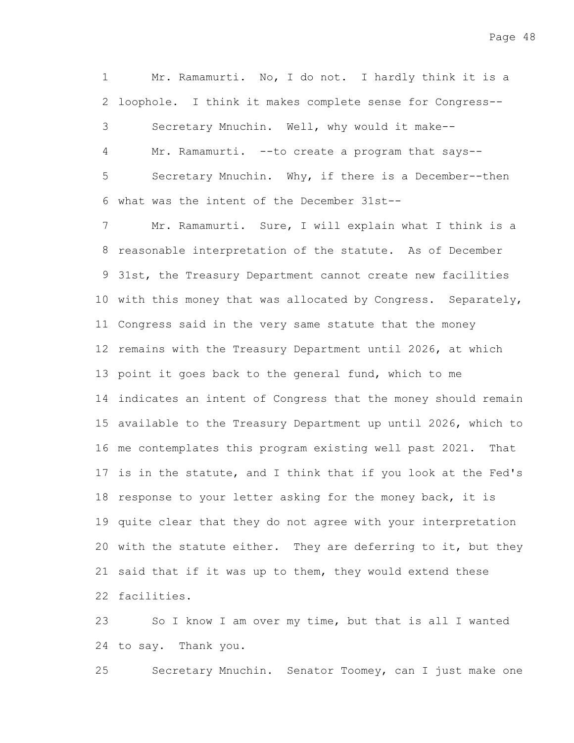Mr. Ramamurti. No, I do not. I hardly think it is a loophole. I think it makes complete sense for Congress--

Secretary Mnuchin. Well, why would it make--

Mr. Ramamurti. --to create a program that says--

Secretary Mnuchin. Why, if there is a December--then what was the intent of the December 31st--

Mr. Ramamurti. Sure, I will explain what I think is a reasonable interpretation of the statute. As of December 31st, the Treasury Department cannot create new facilities with this money that was allocated by Congress. Separately, Congress said in the very same statute that the money remains with the Treasury Department until 2026, at which point it goes back to the general fund, which to me indicates an intent of Congress that the money should remain available to the Treasury Department up until 2026, which to me contemplates this program existing well past 2021. That is in the statute, and I think that if you look at the Fed's response to your letter asking for the money back, it is quite clear that they do not agree with your interpretation with the statute either. They are deferring to it, but they said that if it was up to them, they would extend these facilities.

So I know I am over my time, but that is all I wanted to say. Thank you.

Secretary Mnuchin. Senator Toomey, can I just make one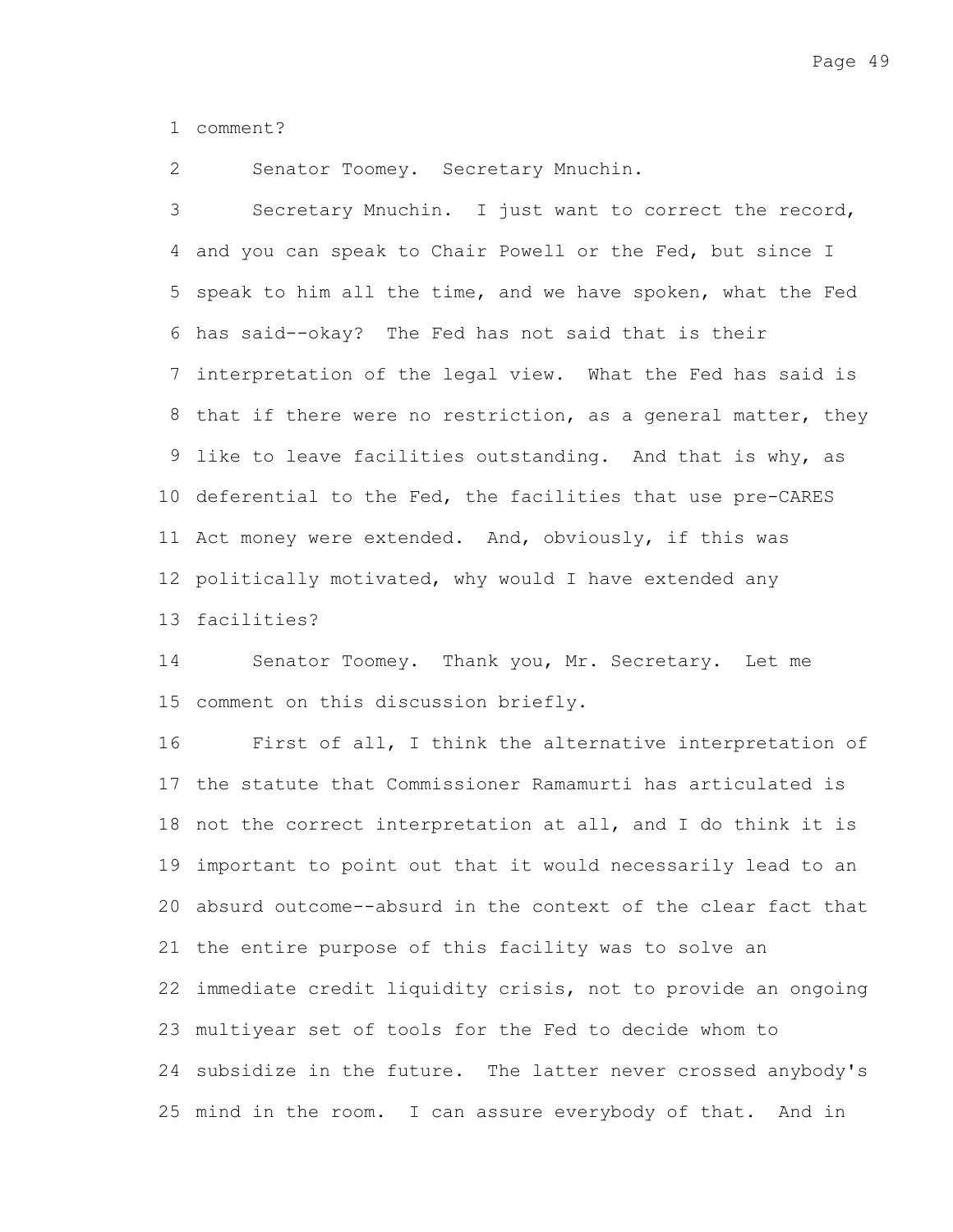comment?

Senator Toomey. Secretary Mnuchin.

Secretary Mnuchin. I just want to correct the record, and you can speak to Chair Powell or the Fed, but since I speak to him all the time, and we have spoken, what the Fed has said--okay? The Fed has not said that is their interpretation of the legal view. What the Fed has said is that if there were no restriction, as a general matter, they like to leave facilities outstanding. And that is why, as deferential to the Fed, the facilities that use pre-CARES Act money were extended. And, obviously, if this was politically motivated, why would I have extended any facilities?

Senator Toomey. Thank you, Mr. Secretary. Let me comment on this discussion briefly.

First of all, I think the alternative interpretation of the statute that Commissioner Ramamurti has articulated is not the correct interpretation at all, and I do think it is important to point out that it would necessarily lead to an absurd outcome--absurd in the context of the clear fact that the entire purpose of this facility was to solve an immediate credit liquidity crisis, not to provide an ongoing multiyear set of tools for the Fed to decide whom to subsidize in the future. The latter never crossed anybody's mind in the room. I can assure everybody of that. And in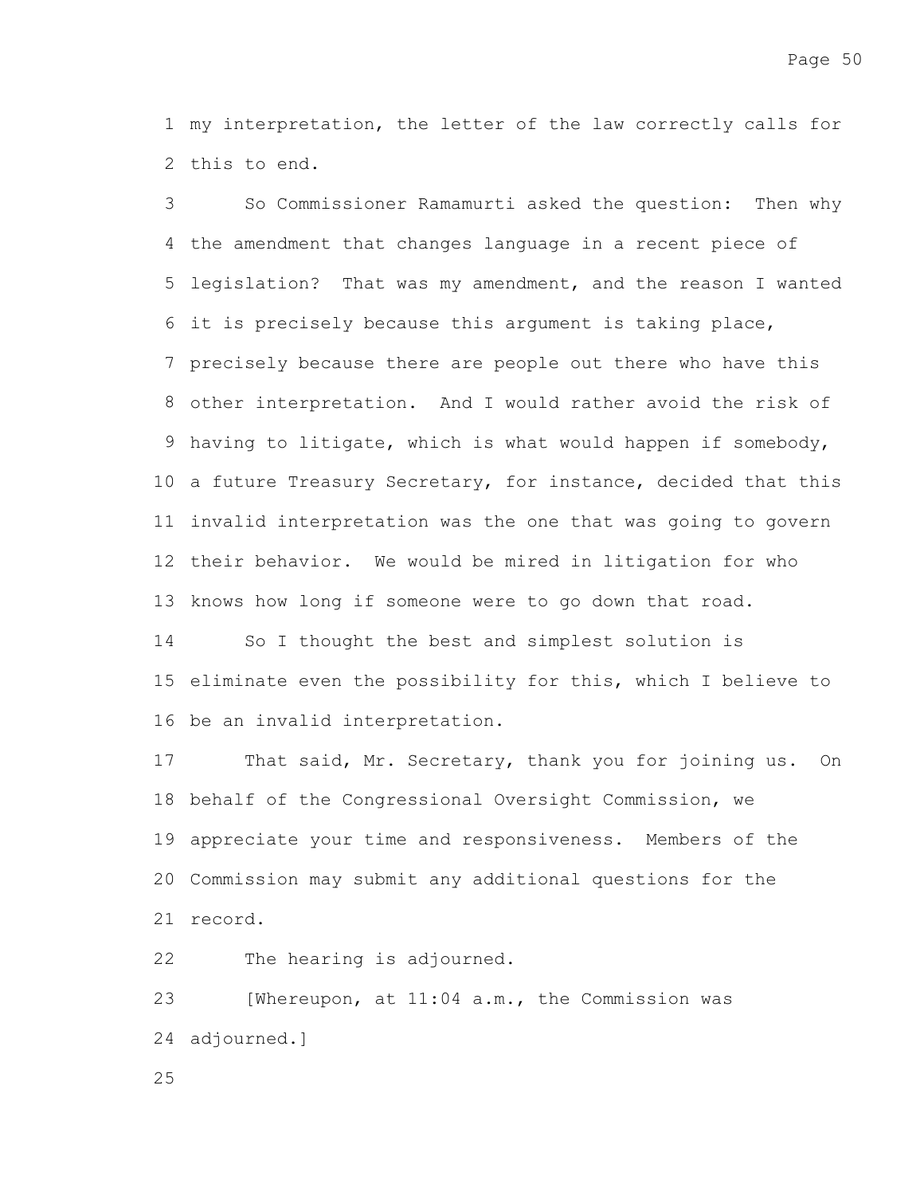my interpretation, the letter of the law correctly calls for this to end.

So Commissioner Ramamurti asked the question: Then why the amendment that changes language in a recent piece of legislation? That was my amendment, and the reason I wanted it is precisely because this argument is taking place, precisely because there are people out there who have this other interpretation. And I would rather avoid the risk of having to litigate, which is what would happen if somebody, a future Treasury Secretary, for instance, decided that this invalid interpretation was the one that was going to govern their behavior. We would be mired in litigation for who knows how long if someone were to go down that road.

So I thought the best and simplest solution is eliminate even the possibility for this, which I believe to be an invalid interpretation.

That said, Mr. Secretary, thank you for joining us. On behalf of the Congressional Oversight Commission, we appreciate your time and responsiveness. Members of the Commission may submit any additional questions for the record.

The hearing is adjourned.

[Whereupon, at 11:04 a.m., the Commission was adjourned.]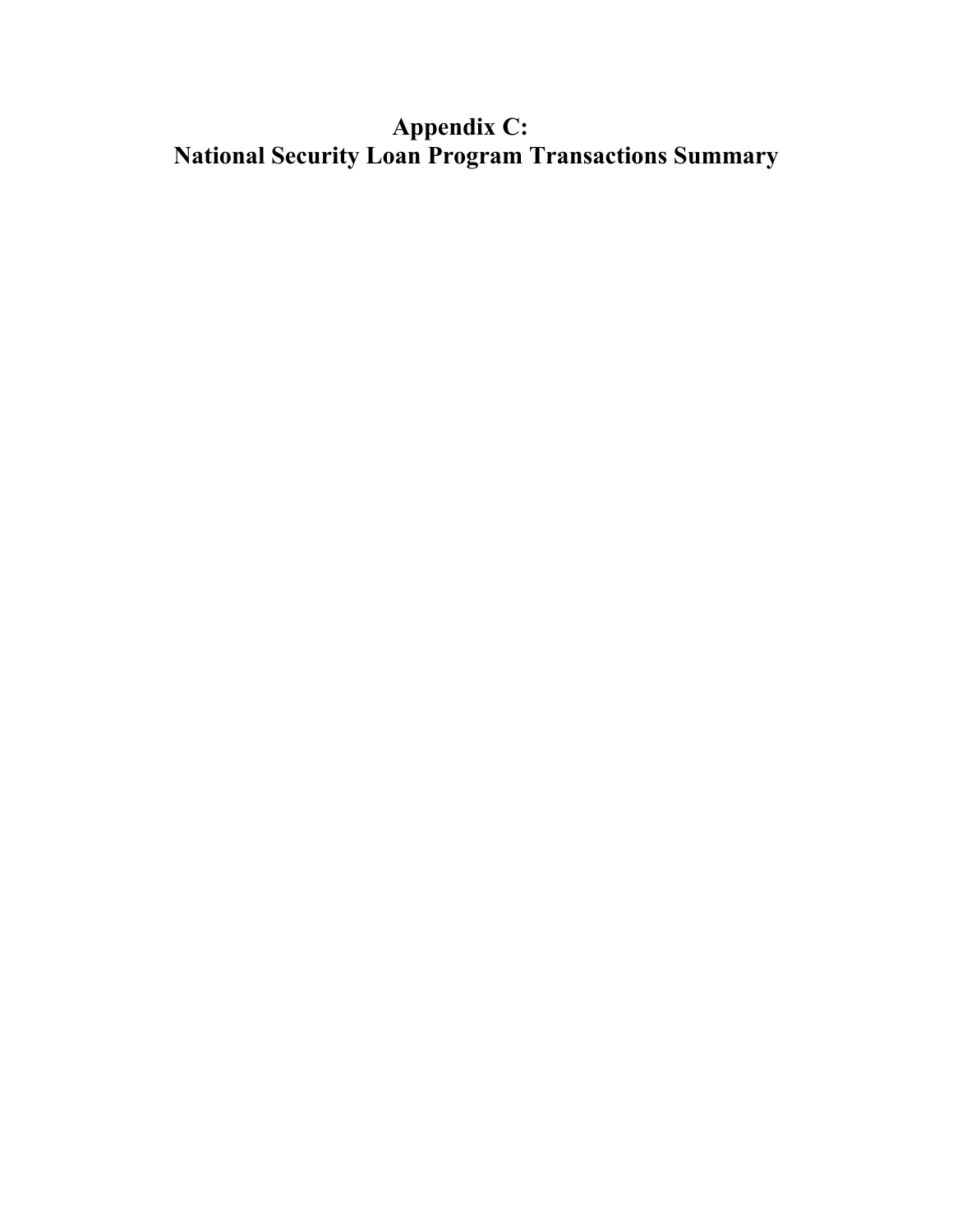# Appendix C:
# National Security Loan Program Transactions Summary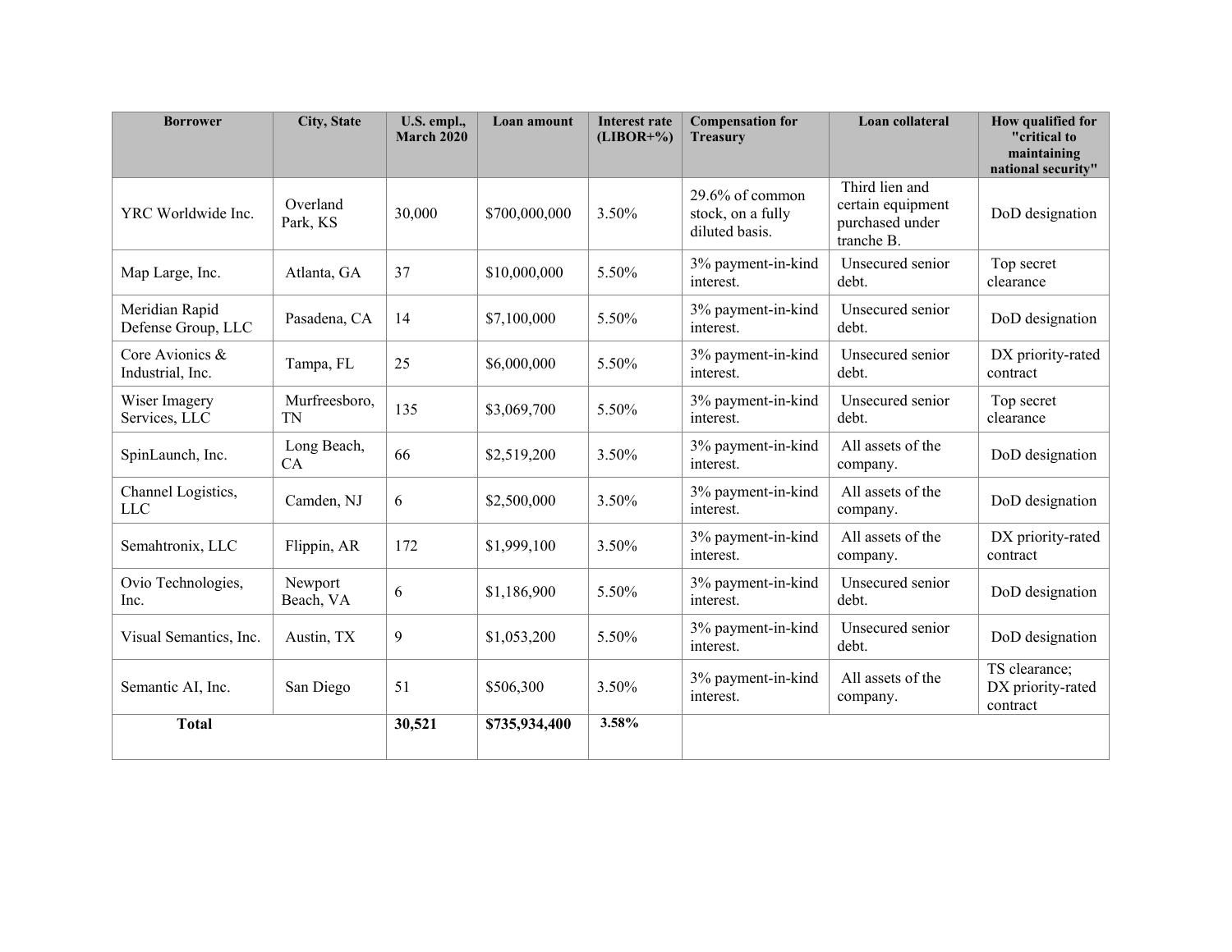| Borrower | City, State | U.S. empl., March 2020 | Loan amount | Interest rate (LIBOR+%) | Compensation for Treasury | Loan collateral | How qualified for "critical to maintaining national security" |
|---|---|---|---|---|---|---|---|
| YRC Worldwide Inc. | Overland Park, KS | 30,000 | $700,000,000 | 3.50% | 29.6% of common stock, on a fully diluted basis. | Third lien and certain equipment purchased under tranche B. | DoD designation |
| Map Large, Inc. | Atlanta, GA | 37 | $10,000,000 | 5.50% | 3% payment-in-kind interest. | Unsecured senior debt. | Top secret clearance |
| Meridian Rapid Defense Group, LLC | Pasadena, CA | 14 | $7,100,000 | 5.50% | 3% payment-in-kind interest. | Unsecured senior debt. | DoD designation |
| Core Avionics & Industrial, Inc. | Tampa, FL | 25 | $6,000,000 | 5.50% | 3% payment-in-kind interest. | Unsecured senior debt. | DX priority-rated contract |
| Wiser Imagery Services, LLC | Murfreesboro, TN | 135 | $3,069,700 | 5.50% | 3% payment-in-kind interest. | Unsecured senior debt. | Top secret clearance |
| SpinLaunch, Inc. | Long Beach, CA | 66 | $2,519,200 | 3.50% | 3% payment-in-kind interest. | All assets of the company. | DoD designation |
| Channel Logistics, LLC | Camden, NJ | 6 | $2,500,000 | 3.50% | 3% payment-in-kind interest. | All assets of the company. | DoD designation |
| Semahtronix, LLC | Flippin, AR | 172 | $1,999,100 | 3.50% | 3% payment-in-kind interest. | All assets of the company. | DX priority-rated contract |
| Ovio Technologies, Inc. | Newport Beach, VA | 6 | $1,186,900 | 5.50% | 3% payment-in-kind interest. | Unsecured senior debt. | DoD designation |
| Visual Semantics, Inc. | Austin, TX | 9 | $1,053,200 | 5.50% | 3% payment-in-kind interest. | Unsecured senior debt. | DoD designation |
| Semantic AI, Inc. | San Diego | 51 | $506,300 | 3.50% | 3% payment-in-kind interest. | All assets of the company. | TS clearance; DX priority-rated contract |
| **Total** | | **30,521** | **$735,934,400** | **3.58%** | | | |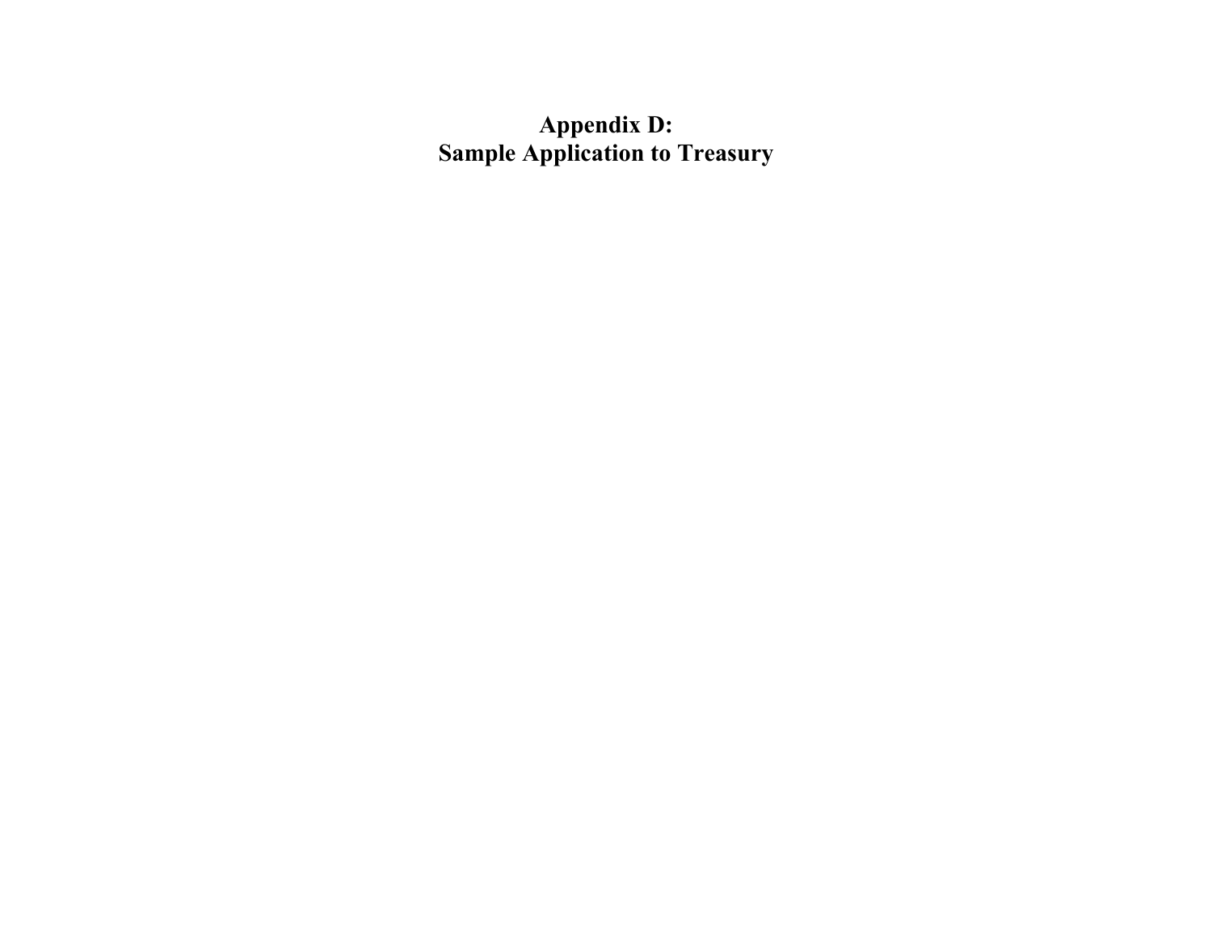# Appendix D:
# Sample Application to Treasury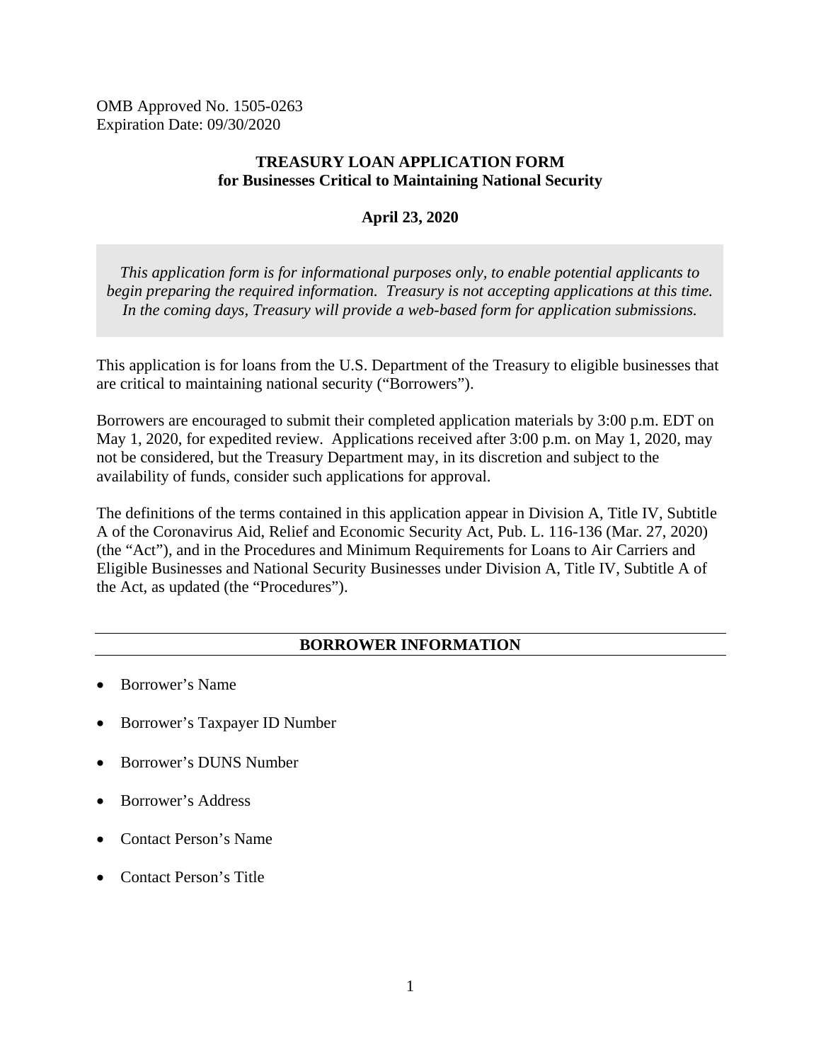OMB Approved No. 1505-0263
Expiration Date: 09/30/2020

**TREASURY LOAN APPLICATION FORM**
**for Businesses Critical to Maintaining National Security**

**April 23, 2020**

*This application form is for informational purposes only, to enable potential applicants to begin preparing the required information. Treasury is not accepting applications at this time. In the coming days, Treasury will provide a web-based form for application submissions.*

This application is for loans from the U.S. Department of the Treasury to eligible businesses that are critical to maintaining national security ("Borrowers").

Borrowers are encouraged to submit their completed application materials by 3:00 p.m. EDT on May 1, 2020, for expedited review. Applications received after 3:00 p.m. on May 1, 2020, may not be considered, but the Treasury Department may, in its discretion and subject to the availability of funds, consider such applications for approval.

The definitions of the terms contained in this application appear in Division A, Title IV, Subtitle A of the Coronavirus Aid, Relief and Economic Security Act, Pub. L. 116-136 (Mar. 27, 2020) (the "Act"), and in the Procedures and Minimum Requirements for Loans to Air Carriers and Eligible Businesses and National Security Businesses under Division A, Title IV, Subtitle A of the Act, as updated (the "Procedures").

## BORROWER INFORMATION

- Borrower's Name
- Borrower's Taxpayer ID Number
- Borrower's DUNS Number
- Borrower's Address
- Contact Person's Name
- Contact Person's Title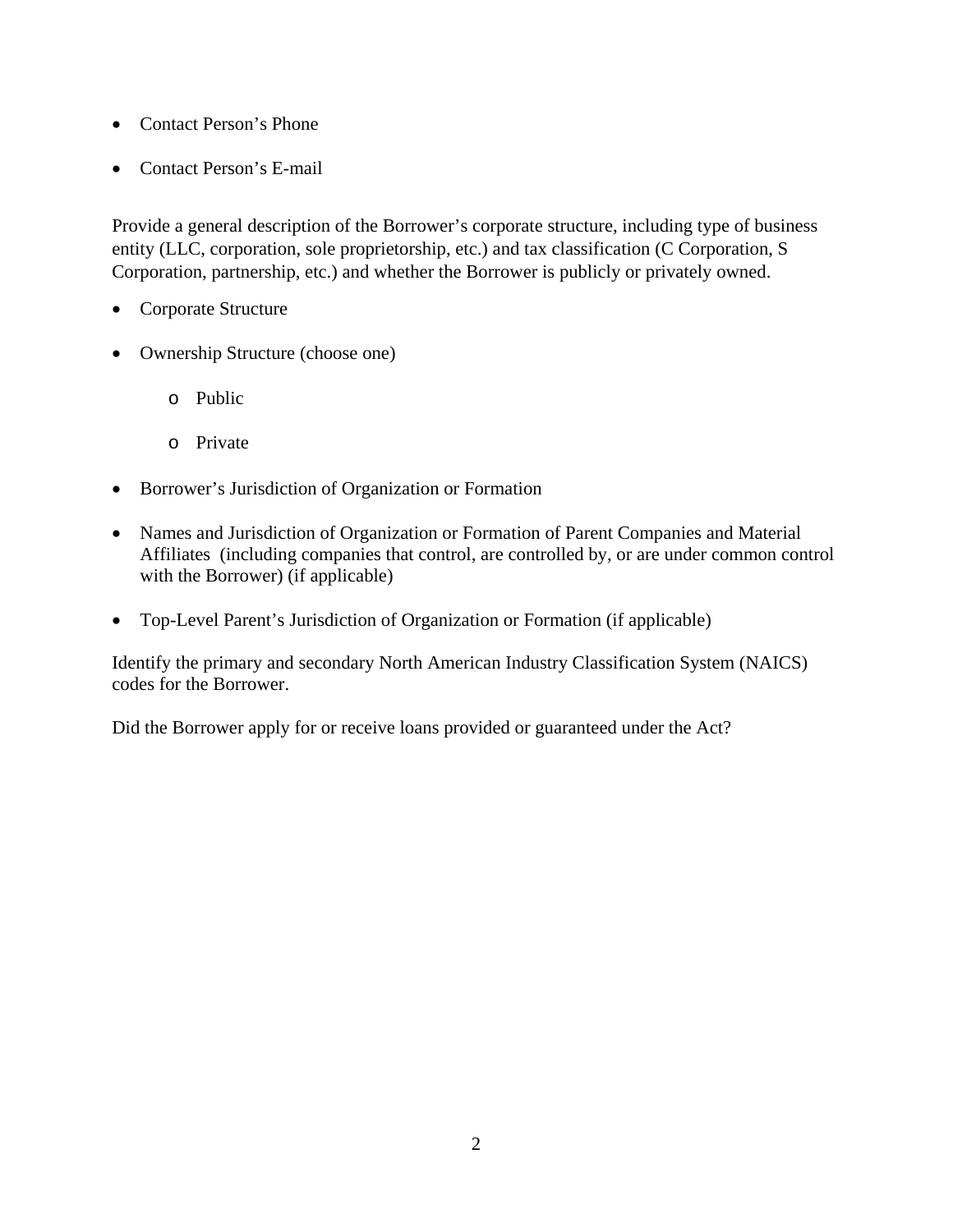- Contact Person's Phone
- Contact Person's E-mail

Provide a general description of the Borrower's corporate structure, including type of business entity (LLC, corporation, sole proprietorship, etc.) and tax classification (C Corporation, S Corporation, partnership, etc.) and whether the Borrower is publicly or privately owned.

- Corporate Structure
- Ownership Structure (choose one)
  - Public
  - Private
- Borrower's Jurisdiction of Organization or Formation
- Names and Jurisdiction of Organization or Formation of Parent Companies and Material Affiliates (including companies that control, are controlled by, or are under common control with the Borrower) (if applicable)
- Top-Level Parent's Jurisdiction of Organization or Formation (if applicable)

Identify the primary and secondary North American Industry Classification System (NAICS) codes for the Borrower.

Did the Borrower apply for or receive loans provided or guaranteed under the Act?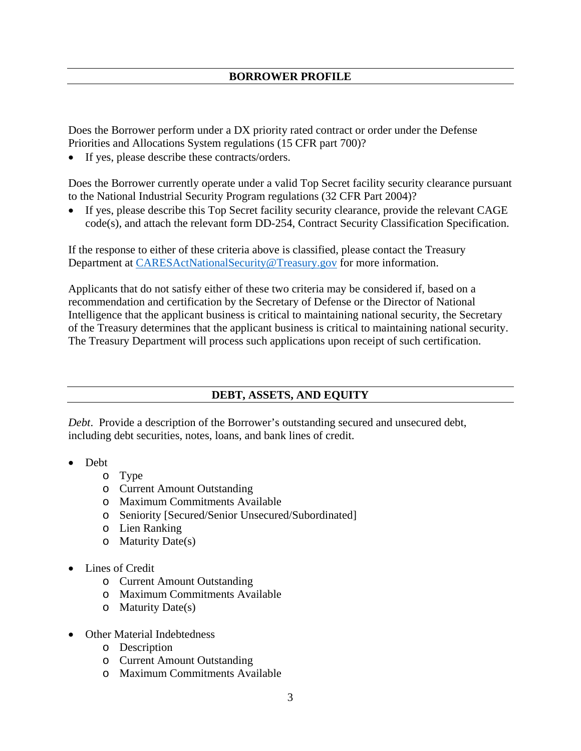## BORROWER PROFILE

Does the Borrower perform under a DX priority rated contract or order under the Defense Priorities and Allocations System regulations (15 CFR part 700)?

- If yes, please describe these contracts/orders.

Does the Borrower currently operate under a valid Top Secret facility security clearance pursuant to the National Industrial Security Program regulations (32 CFR Part 2004)?

- If yes, please describe this Top Secret facility security clearance, provide the relevant CAGE code(s), and attach the relevant form DD-254, Contract Security Classification Specification.

If the response to either of these criteria above is classified, please contact the Treasury Department at CARESActNationalSecurity@Treasury.gov for more information.

Applicants that do not satisfy either of these two criteria may be considered if, based on a recommendation and certification by the Secretary of Defense or the Director of National Intelligence that the applicant business is critical to maintaining national security, the Secretary of the Treasury determines that the applicant business is critical to maintaining national security. The Treasury Department will process such applications upon receipt of such certification.

## DEBT, ASSETS, AND EQUITY

*Debt*. Provide a description of the Borrower's outstanding secured and unsecured debt, including debt securities, notes, loans, and bank lines of credit.

- Debt
  - Type
  - Current Amount Outstanding
  - Maximum Commitments Available
  - Seniority [Secured/Senior Unsecured/Subordinated]
  - Lien Ranking
  - Maturity Date(s)
- Lines of Credit
  - Current Amount Outstanding
  - Maximum Commitments Available
  - Maturity Date(s)
- Other Material Indebtedness
  - Description
  - Current Amount Outstanding
  - Maximum Commitments Available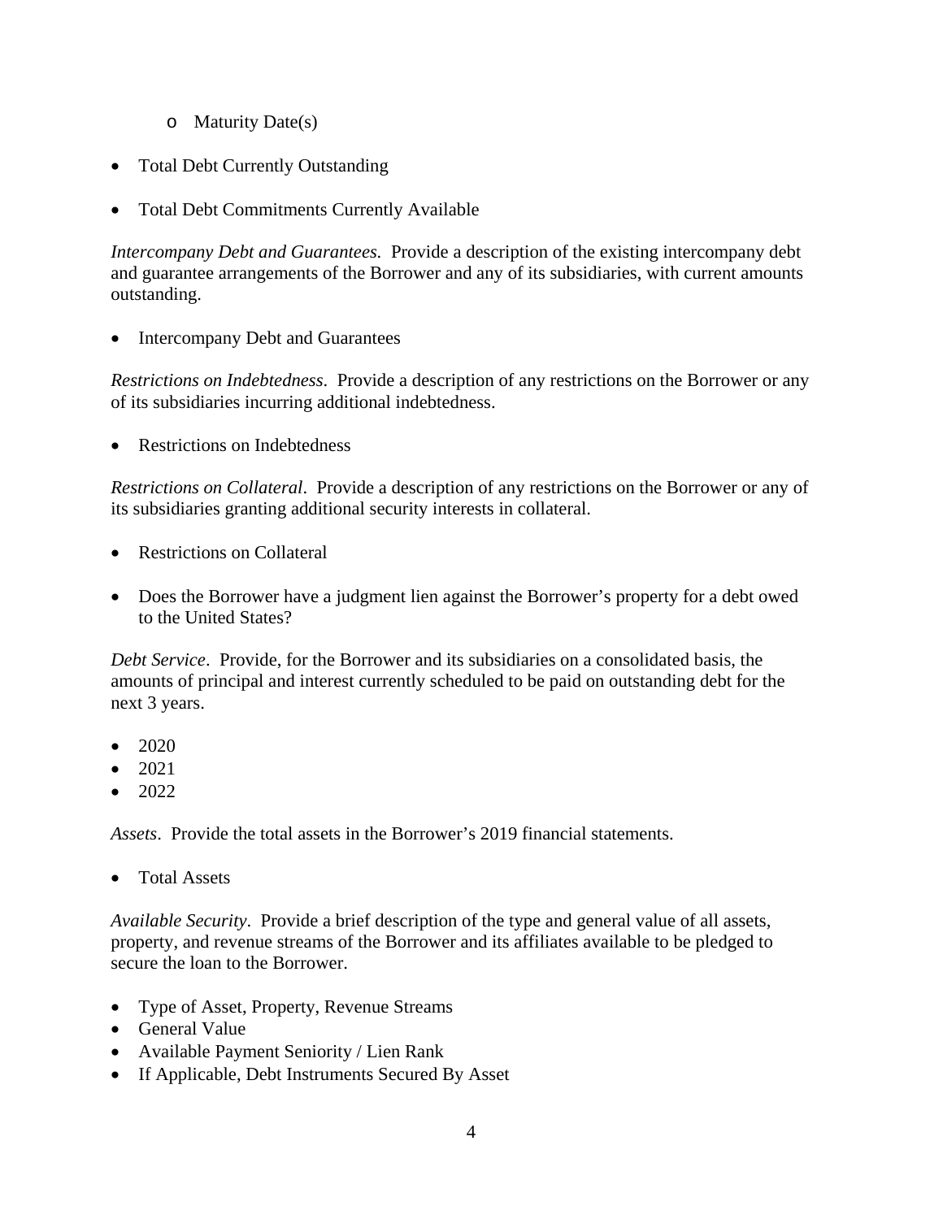- Maturity Date(s)

- Total Debt Currently Outstanding

- Total Debt Commitments Currently Available

*Intercompany Debt and Guarantees.* Provide a description of the existing intercompany debt and guarantee arrangements of the Borrower and any of its subsidiaries, with current amounts outstanding.

- Intercompany Debt and Guarantees

*Restrictions on Indebtedness.* Provide a description of any restrictions on the Borrower or any of its subsidiaries incurring additional indebtedness.

- Restrictions on Indebtedness

*Restrictions on Collateral*. Provide a description of any restrictions on the Borrower or any of its subsidiaries granting additional security interests in collateral.

- Restrictions on Collateral

- Does the Borrower have a judgment lien against the Borrower's property for a debt owed to the United States?

*Debt Service*. Provide, for the Borrower and its subsidiaries on a consolidated basis, the amounts of principal and interest currently scheduled to be paid on outstanding debt for the next 3 years.

- 2020
- 2021
- 2022

*Assets*. Provide the total assets in the Borrower's 2019 financial statements.

- Total Assets

*Available Security*. Provide a brief description of the type and general value of all assets, property, and revenue streams of the Borrower and its affiliates available to be pledged to secure the loan to the Borrower.

- Type of Asset, Property, Revenue Streams
- General Value
- Available Payment Seniority / Lien Rank
- If Applicable, Debt Instruments Secured By Asset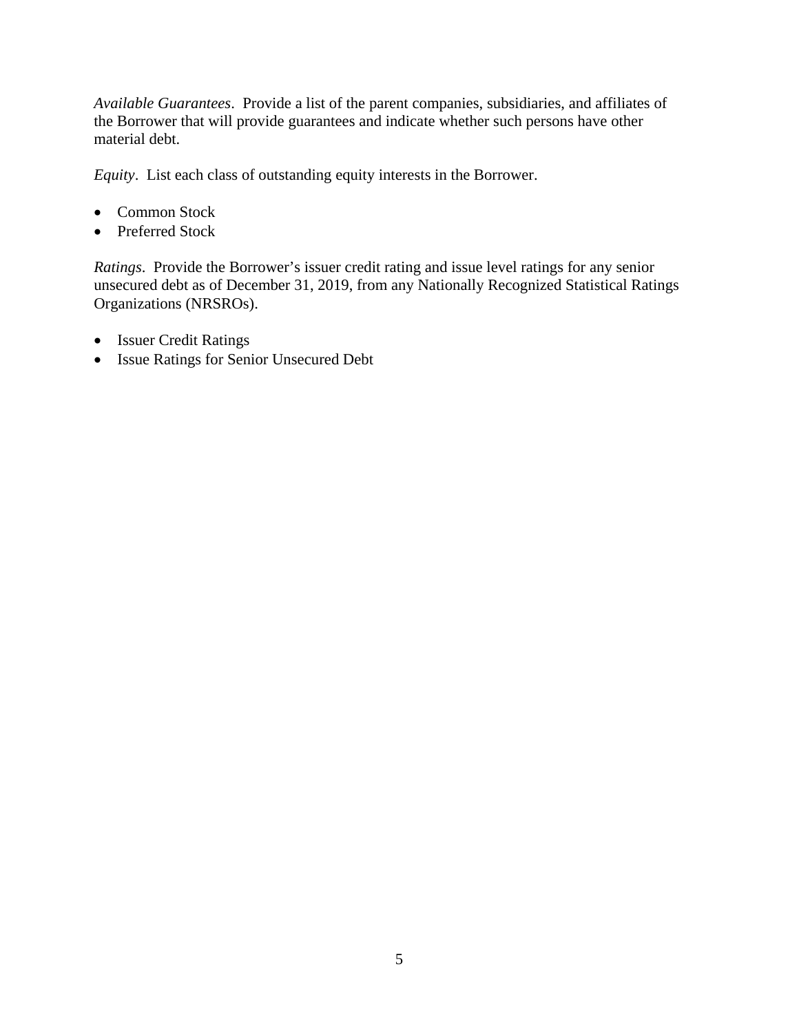*Available Guarantees*. Provide a list of the parent companies, subsidiaries, and affiliates of the Borrower that will provide guarantees and indicate whether such persons have other material debt.

*Equity*. List each class of outstanding equity interests in the Borrower.

- Common Stock
- Preferred Stock

*Ratings*. Provide the Borrower's issuer credit rating and issue level ratings for any senior unsecured debt as of December 31, 2019, from any Nationally Recognized Statistical Ratings Organizations (NRSROs).

- Issuer Credit Ratings
- Issue Ratings for Senior Unsecured Debt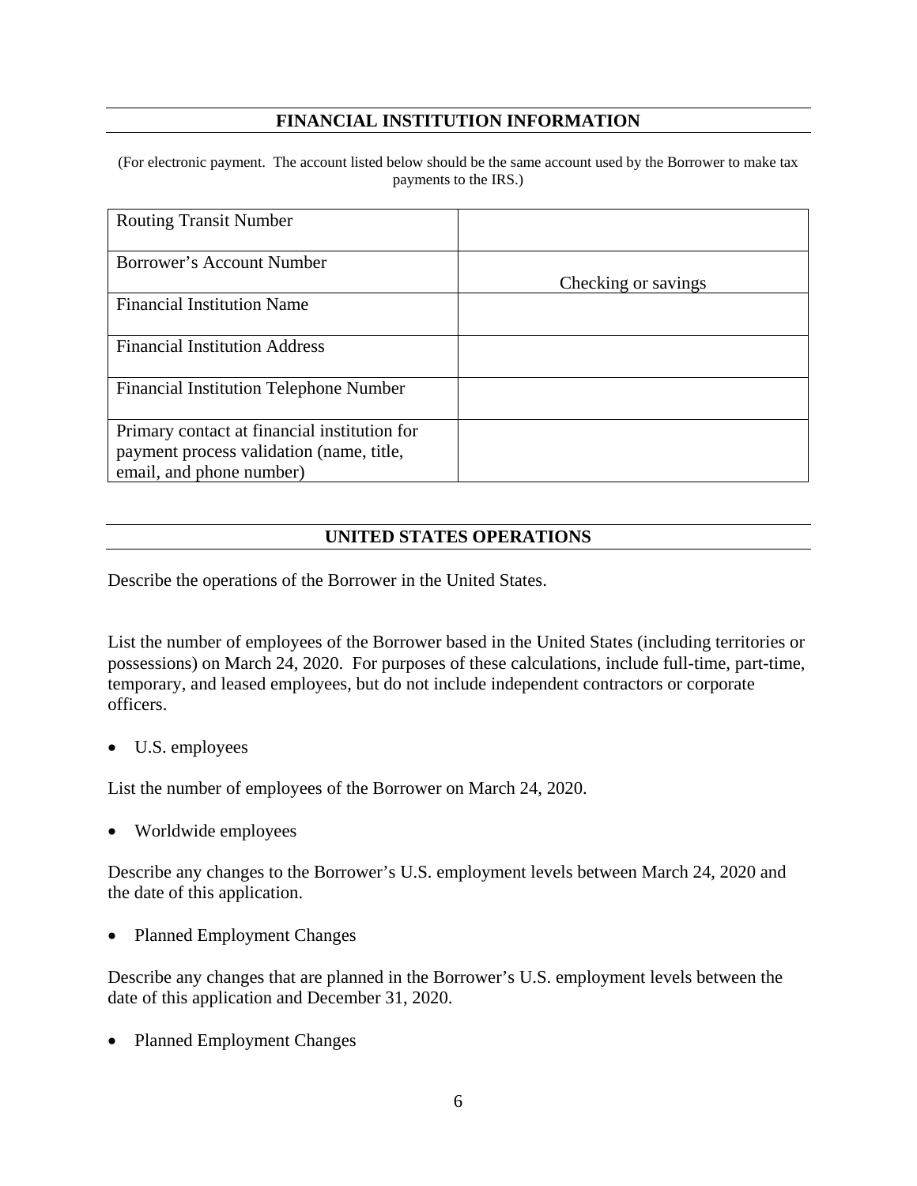## FINANCIAL INSTITUTION INFORMATION

(For electronic payment. The account listed below should be the same account used by the Borrower to make tax payments to the IRS.)

| | |
|---|---|
| Routing Transit Number | |
| Borrower's Account Number | Checking or savings |
| Financial Institution Name | |
| Financial Institution Address | |
| Financial Institution Telephone Number | |
| Primary contact at financial institution for payment process validation (name, title, email, and phone number) | |

## UNITED STATES OPERATIONS

Describe the operations of the Borrower in the United States.

List the number of employees of the Borrower based in the United States (including territories or possessions) on March 24, 2020. For purposes of these calculations, include full-time, part-time, temporary, and leased employees, but do not include independent contractors or corporate officers.

- U.S. employees

List the number of employees of the Borrower on March 24, 2020.

- Worldwide employees

Describe any changes to the Borrower's U.S. employment levels between March 24, 2020 and the date of this application.

- Planned Employment Changes

Describe any changes that are planned in the Borrower's U.S. employment levels between the date of this application and December 31, 2020.

- Planned Employment Changes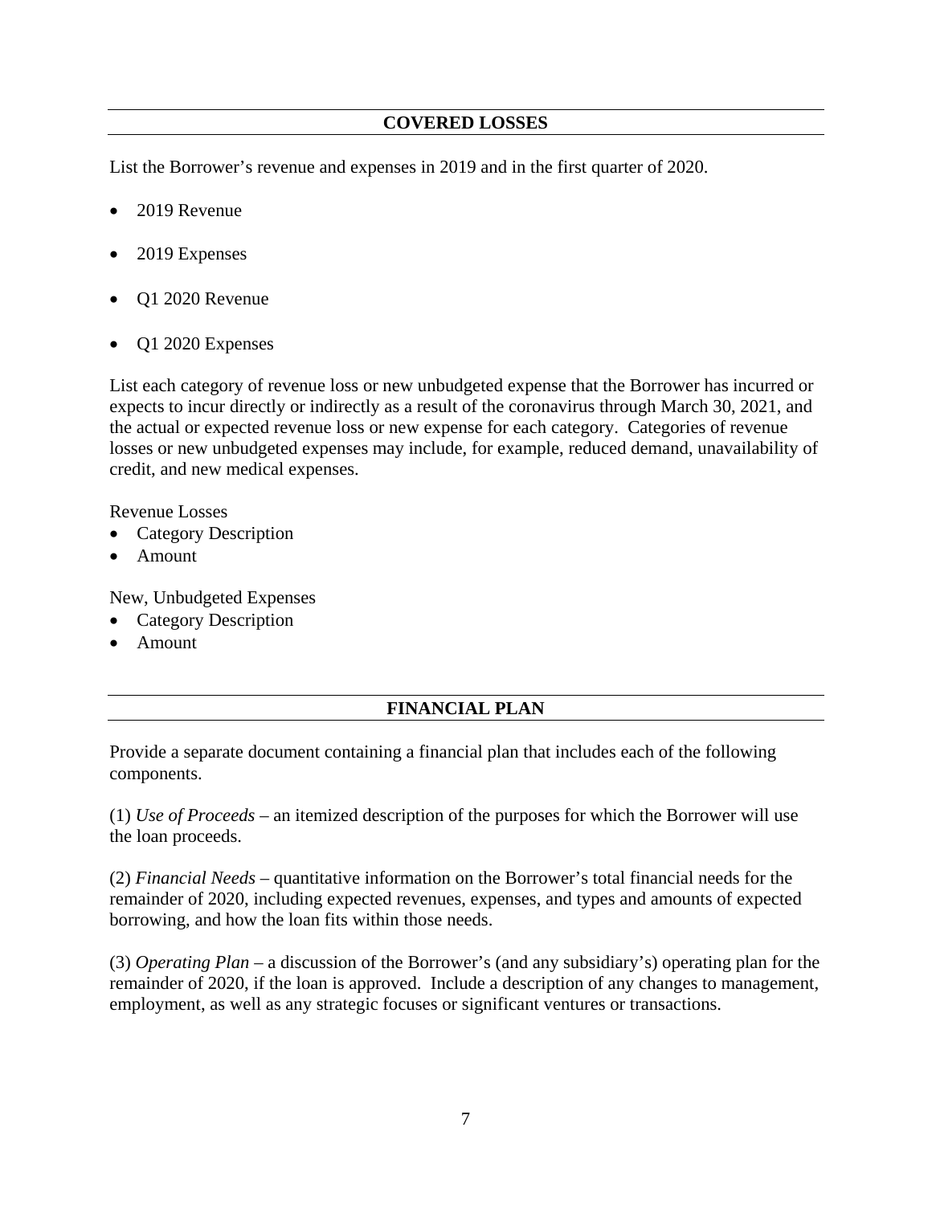## COVERED LOSSES

List the Borrower's revenue and expenses in 2019 and in the first quarter of 2020.

- 2019 Revenue
- 2019 Expenses
- Q1 2020 Revenue
- Q1 2020 Expenses

List each category of revenue loss or new unbudgeted expense that the Borrower has incurred or expects to incur directly or indirectly as a result of the coronavirus through March 30, 2021, and the actual or expected revenue loss or new expense for each category. Categories of revenue losses or new unbudgeted expenses may include, for example, reduced demand, unavailability of credit, and new medical expenses.

Revenue Losses

- Category Description
- Amount

New, Unbudgeted Expenses

- Category Description
- Amount

## FINANCIAL PLAN

Provide a separate document containing a financial plan that includes each of the following components.

(1) *Use of Proceeds* – an itemized description of the purposes for which the Borrower will use the loan proceeds.

(2) *Financial Needs* – quantitative information on the Borrower's total financial needs for the remainder of 2020, including expected revenues, expenses, and types and amounts of expected borrowing, and how the loan fits within those needs.

(3) *Operating Plan* – a discussion of the Borrower's (and any subsidiary's) operating plan for the remainder of 2020, if the loan is approved. Include a description of any changes to management, employment, as well as any strategic focuses or significant ventures or transactions.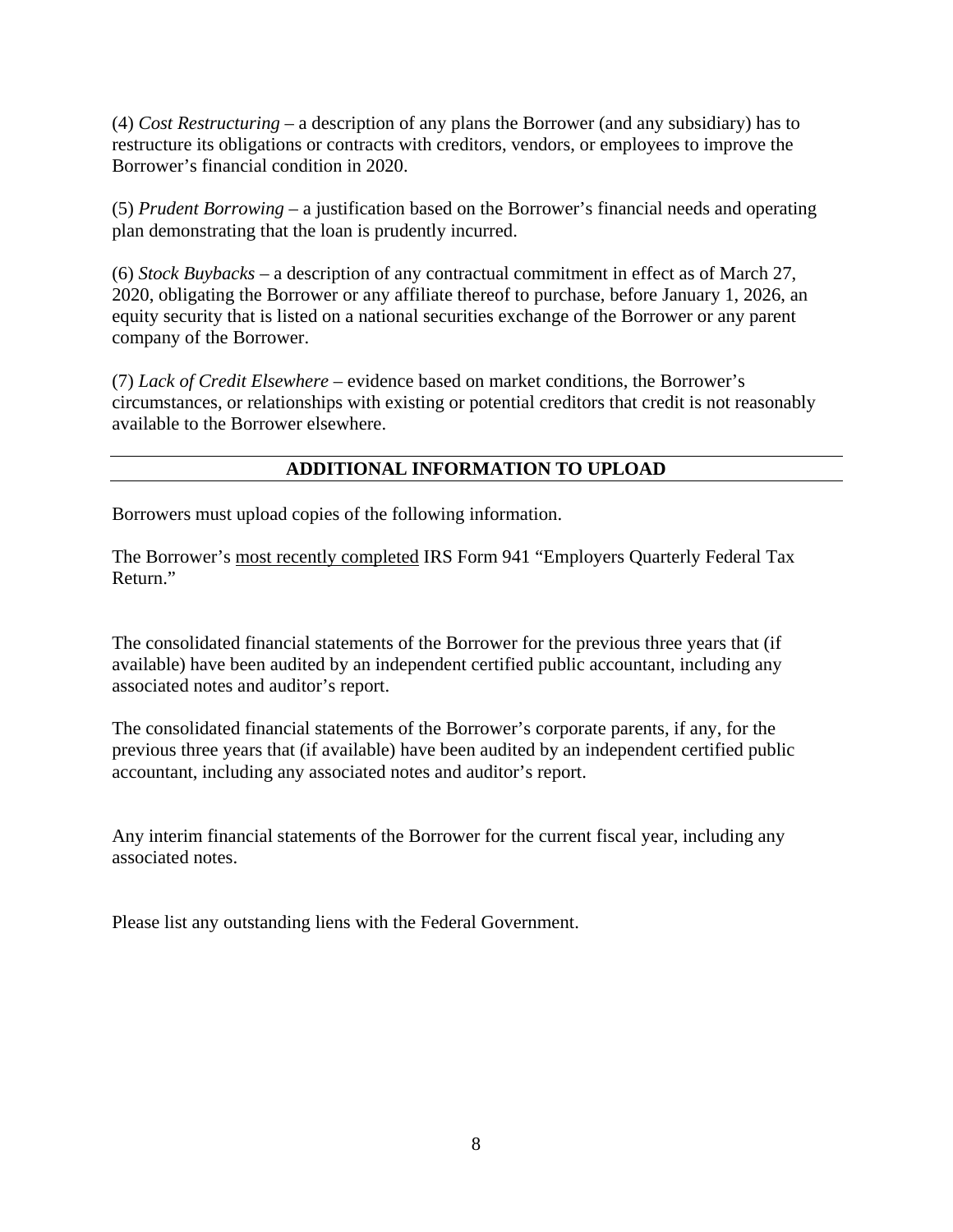(4) *Cost Restructuring* – a description of any plans the Borrower (and any subsidiary) has to restructure its obligations or contracts with creditors, vendors, or employees to improve the Borrower's financial condition in 2020.

(5) *Prudent Borrowing* – a justification based on the Borrower's financial needs and operating plan demonstrating that the loan is prudently incurred.

(6) *Stock Buybacks* – a description of any contractual commitment in effect as of March 27, 2020, obligating the Borrower or any affiliate thereof to purchase, before January 1, 2026, an equity security that is listed on a national securities exchange of the Borrower or any parent company of the Borrower.

(7) *Lack of Credit Elsewhere* – evidence based on market conditions, the Borrower's circumstances, or relationships with existing or potential creditors that credit is not reasonably available to the Borrower elsewhere.

## ADDITIONAL INFORMATION TO UPLOAD

Borrowers must upload copies of the following information.

The Borrower's <u>most recently completed</u> IRS Form 941 "Employers Quarterly Federal Tax Return."

The consolidated financial statements of the Borrower for the previous three years that (if available) have been audited by an independent certified public accountant, including any associated notes and auditor's report.

The consolidated financial statements of the Borrower's corporate parents, if any, for the previous three years that (if available) have been audited by an independent certified public accountant, including any associated notes and auditor's report.

Any interim financial statements of the Borrower for the current fiscal year, including any associated notes.

Please list any outstanding liens with the Federal Government.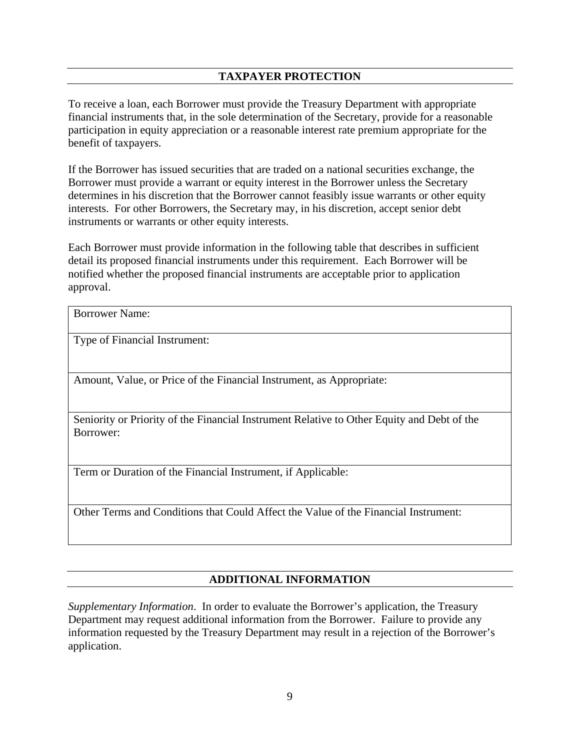## TAXPAYER PROTECTION

To receive a loan, each Borrower must provide the Treasury Department with appropriate financial instruments that, in the sole determination of the Secretary, provide for a reasonable participation in equity appreciation or a reasonable interest rate premium appropriate for the benefit of taxpayers.

If the Borrower has issued securities that are traded on a national securities exchange, the Borrower must provide a warrant or equity interest in the Borrower unless the Secretary determines in his discretion that the Borrower cannot feasibly issue warrants or other equity interests. For other Borrowers, the Secretary may, in his discretion, accept senior debt instruments or warrants or other equity interests.

Each Borrower must provide information in the following table that describes in sufficient detail its proposed financial instruments under this requirement. Each Borrower will be notified whether the proposed financial instruments are acceptable prior to application approval.

| Borrower Name: |
| --- |
| Type of Financial Instrument: |
| Amount, Value, or Price of the Financial Instrument, as Appropriate: |
| Seniority or Priority of the Financial Instrument Relative to Other Equity and Debt of the Borrower: |
| Term or Duration of the Financial Instrument, if Applicable: |
| Other Terms and Conditions that Could Affect the Value of the Financial Instrument: |

## ADDITIONAL INFORMATION

*Supplementary Information*. In order to evaluate the Borrower's application, the Treasury Department may request additional information from the Borrower. Failure to provide any information requested by the Treasury Department may result in a rejection of the Borrower's application.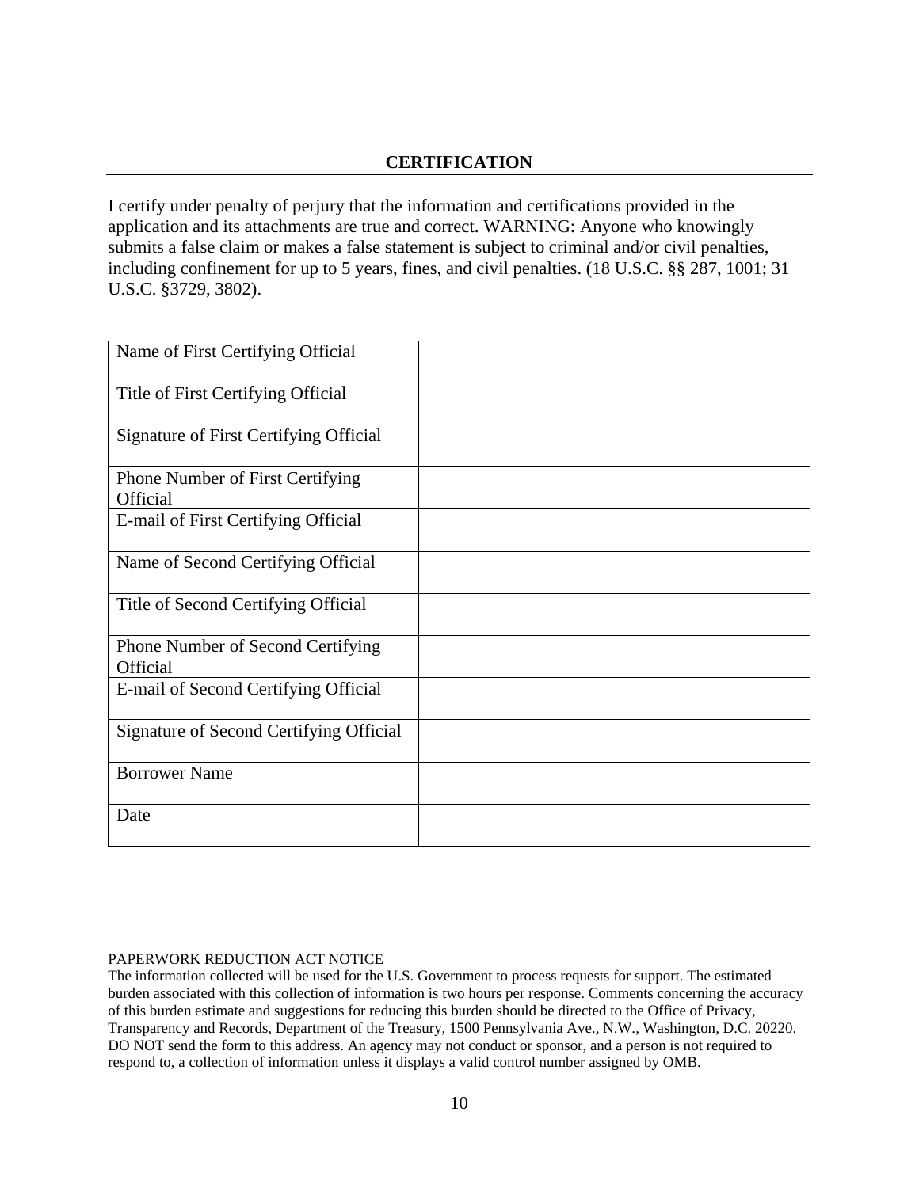## CERTIFICATION

I certify under penalty of perjury that the information and certifications provided in the application and its attachments are true and correct. WARNING: Anyone who knowingly submits a false claim or makes a false statement is subject to criminal and/or civil penalties, including confinement for up to 5 years, fines, and civil penalties. (18 U.S.C. §§ 287, 1001; 31 U.S.C. §3729, 3802).

| | |
|---|---|
| Name of First Certifying Official | |
| Title of First Certifying Official | |
| Signature of First Certifying Official | |
| Phone Number of First Certifying Official | |
| E-mail of First Certifying Official | |
| Name of Second Certifying Official | |
| Title of Second Certifying Official | |
| Phone Number of Second Certifying Official | |
| E-mail of Second Certifying Official | |
| Signature of Second Certifying Official | |
| Borrower Name | |
| Date | |

PAPERWORK REDUCTION ACT NOTICE
The information collected will be used for the U.S. Government to process requests for support. The estimated burden associated with this collection of information is two hours per response. Comments concerning the accuracy of this burden estimate and suggestions for reducing this burden should be directed to the Office of Privacy, Transparency and Records, Department of the Treasury, 1500 Pennsylvania Ave., N.W., Washington, D.C. 20220. DO NOT send the form to this address. An agency may not conduct or sponsor, and a person is not required to respond to, a collection of information unless it displays a valid control number assigned by OMB.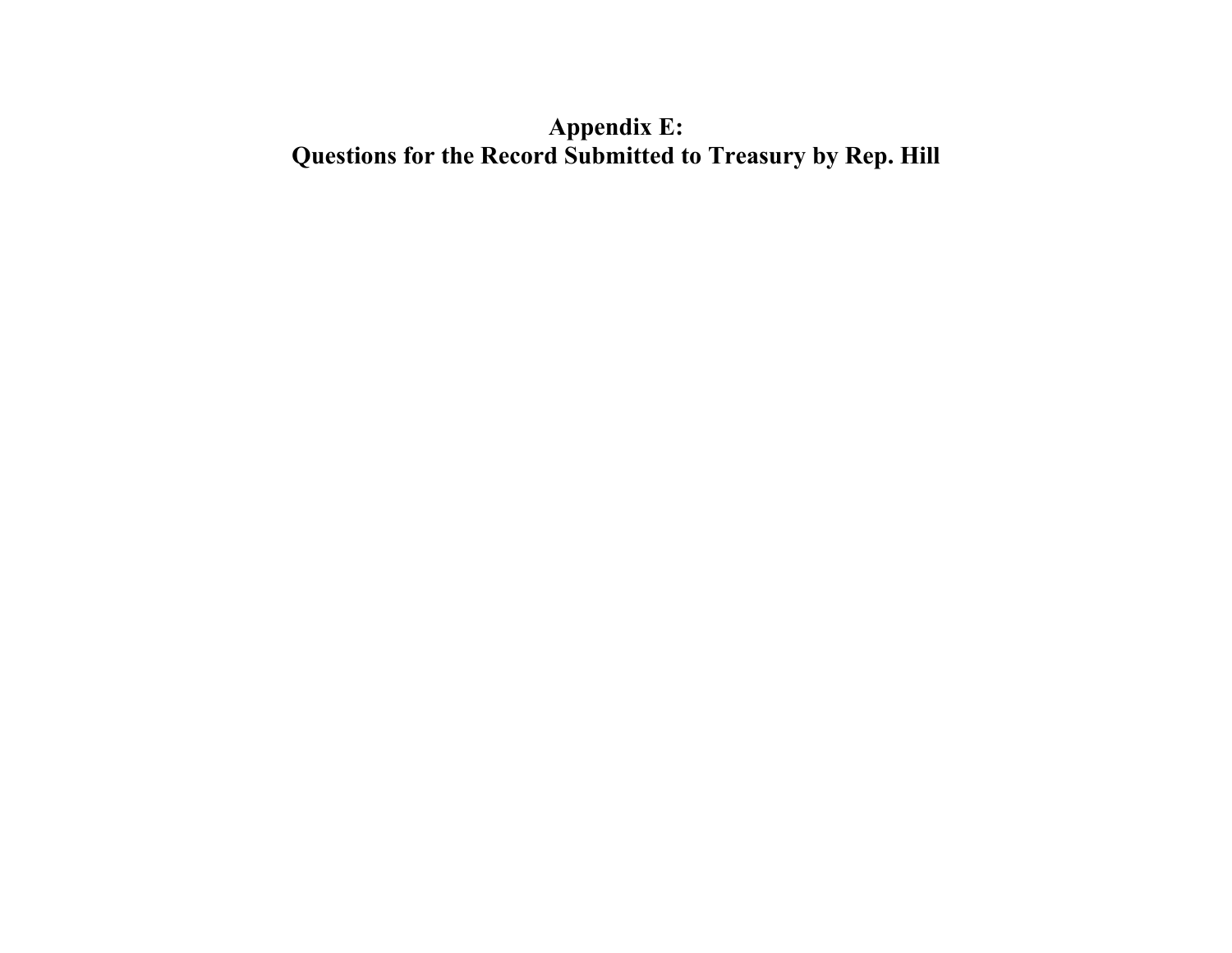# Appendix E:
# Questions for the Record Submitted to Treasury by Rep. Hill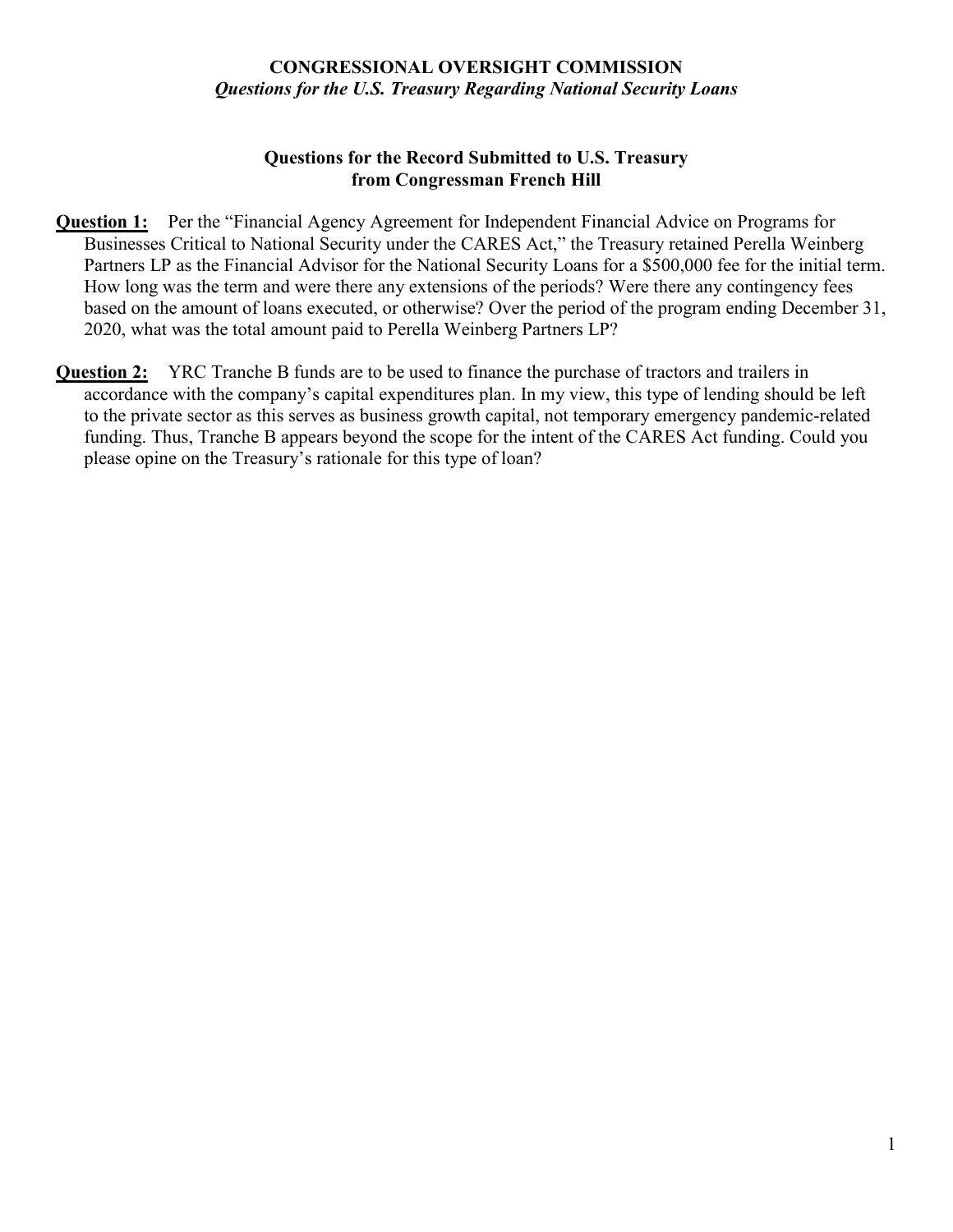**CONGRESSIONAL OVERSIGHT COMMISSION**
***Questions for the U.S. Treasury Regarding National Security Loans***

**Questions for the Record Submitted to U.S. Treasury from Congressman French Hill**

**Question 1:** Per the "Financial Agency Agreement for Independent Financial Advice on Programs for Businesses Critical to National Security under the CARES Act," the Treasury retained Perella Weinberg Partners LP as the Financial Advisor for the National Security Loans for a $500,000 fee for the initial term. How long was the term and were there any extensions of the periods? Were there any contingency fees based on the amount of loans executed, or otherwise? Over the period of the program ending December 31, 2020, what was the total amount paid to Perella Weinberg Partners LP?

**Question 2:** YRC Tranche B funds are to be used to finance the purchase of tractors and trailers in accordance with the company's capital expenditures plan. In my view, this type of lending should be left to the private sector as this serves as business growth capital, not temporary emergency pandemic-related funding. Thus, Tranche B appears beyond the scope for the intent of the CARES Act funding. Could you please opine on the Treasury's rationale for this type of loan?